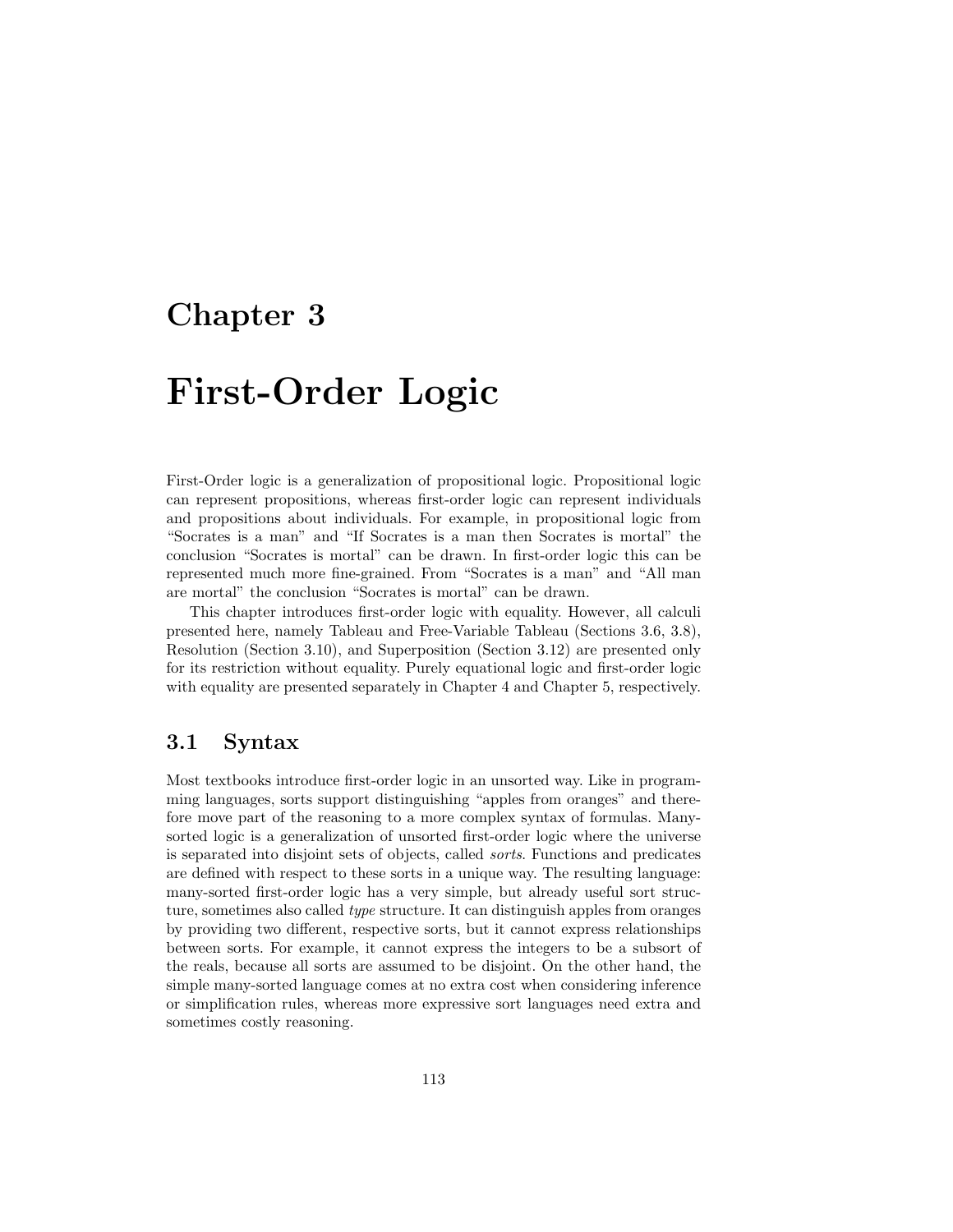# Chapter 3

# First-Order Logic

First-Order logic is a generalization of propositional logic. Propositional logic can represent propositions, whereas first-order logic can represent individuals and propositions about individuals. For example, in propositional logic from "Socrates is a man" and "If Socrates is a man then Socrates is mortal" the conclusion "Socrates is mortal" can be drawn. In first-order logic this can be represented much more fine-grained. From "Socrates is a man" and "All man are mortal" the conclusion "Socrates is mortal" can be drawn.

This chapter introduces first-order logic with equality. However, all calculi presented here, namely Tableau and Free-Variable Tableau (Sections 3.6, 3.8), Resolution (Section 3.10), and Superposition (Section 3.12) are presented only for its restriction without equality. Purely equational logic and first-order logic with equality are presented separately in Chapter 4 and Chapter 5, respectively.

## 3.1 Syntax

Most textbooks introduce first-order logic in an unsorted way. Like in programming languages, sorts support distinguishing "apples from oranges" and therefore move part of the reasoning to a more complex syntax of formulas. Many-sorted logic is a generalization of unsorted first-order logic where the universe is separated into disjoint sets of objects, called *sorts*. Functions and predicates are defined with respect to these sorts in a unique way. The resulting language: many-sorted first-order logic has a very simple, but already useful sort structure, sometimes also called *type* structure. It can distinguish apples from oranges by providing two different, respective sorts, but it cannot express relationships between sorts. For example, it cannot express the integers to be a subsort of the reals, because all sorts are assumed to be disjoint. On the other hand, the simple many-sorted language comes at no extra cost when considering inference or simplification rules, whereas more expressive sort languages need extra and sometimes costly reasoning.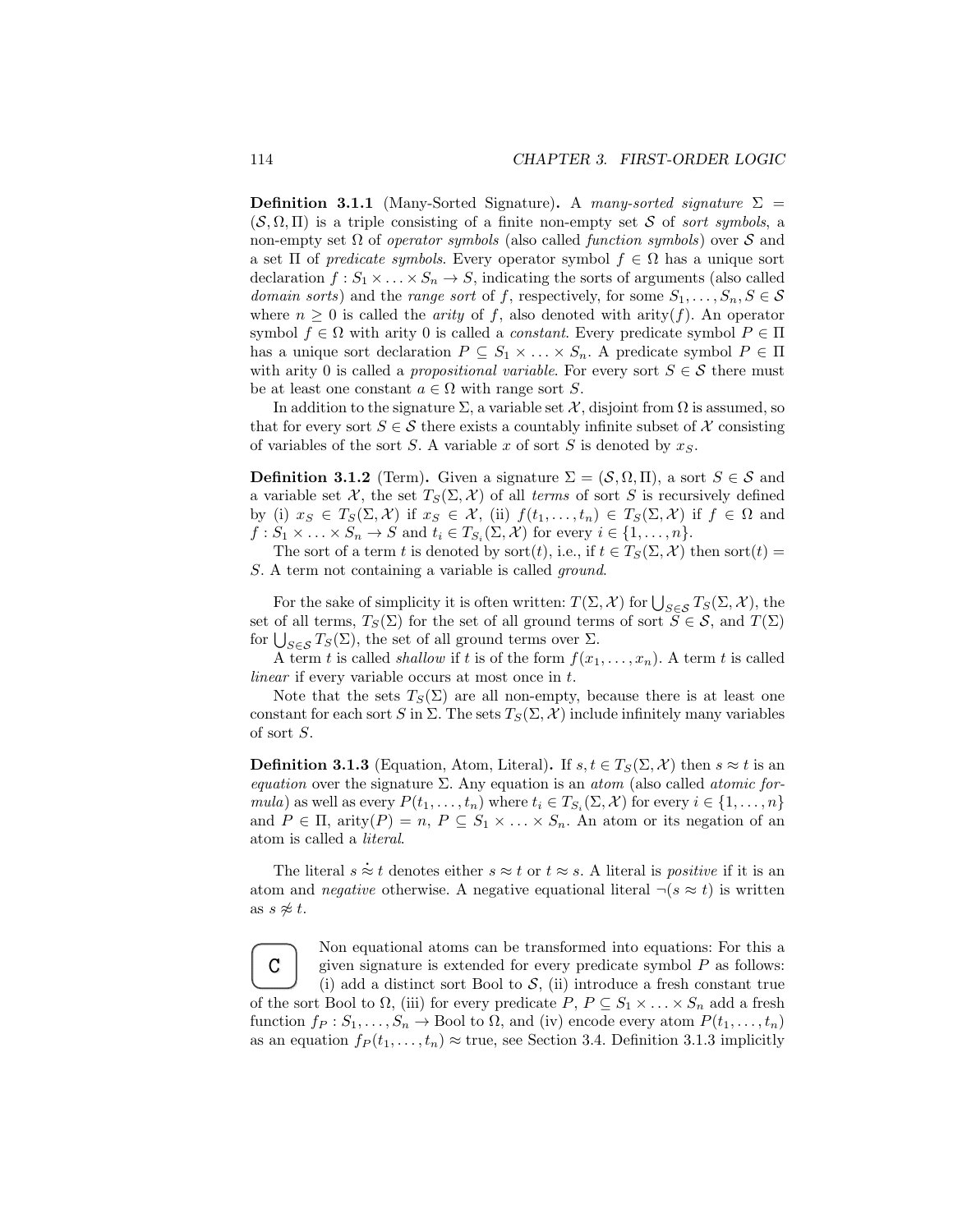**Definition 3.1.1** (Many-Sorted Signature)**.** A *many-sorted signature* $\Sigma = (\mathcal{S}, \Omega, \Pi)$ is a triple consisting of a finite non-empty set $\mathcal{S}$ of *sort symbols*, a non-empty set $\Omega$ of *operator symbols* (also called *function symbols*) over $\mathcal{S}$ and a set $\Pi$ of *predicate symbols*. Every operator symbol $f \in \Omega$ has a unique sort declaration $f : S_1 \times \ldots \times S_n \to S$, indicating the sorts of arguments (also called *domain sorts*) and the *range sort* of $f$, respectively, for some $S_1, \ldots, S_n, S \in \mathcal{S}$ where $n \geq 0$ is called the *arity* of $f$, also denoted with $\operatorname{arity}(f)$. An operator symbol $f \in \Omega$ with arity 0 is called a *constant*. Every predicate symbol $P \in \Pi$ has a unique sort declaration $P \subseteq S_1 \times \ldots \times S_n$. A predicate symbol $P \in \Pi$ with arity 0 is called a *propositional variable*. For every sort $S \in \mathcal{S}$ there must be at least one constant $a \in \Omega$ with range sort $S$.

In addition to the signature $\Sigma$, a variable set $\mathcal{X}$, disjoint from $\Omega$ is assumed, so that for every sort $S \in \mathcal{S}$ there exists a countably infinite subset of $\mathcal{X}$ consisting of variables of the sort $S$. A variable $x$ of sort $S$ is denoted by $x_S$.

**Definition 3.1.2** (Term)**.** Given a signature $\Sigma = (\mathcal{S}, \Omega, \Pi)$, a sort $S \in \mathcal{S}$ and a variable set $\mathcal{X}$, the set $T_S(\Sigma, \mathcal{X})$ of all *terms* of sort $S$ is recursively defined by (i) $x_S \in T_S(\Sigma, \mathcal{X})$ if $x_S \in \mathcal{X}$, (ii) $f(t_1, \ldots, t_n) \in T_S(\Sigma, \mathcal{X})$ if $f \in \Omega$ and $f : S_1 \times \ldots \times S_n \to S$ and $t_i \in T_{S_i}(\Sigma, \mathcal{X})$ for every $i \in \{1, \ldots, n\}$.

The sort of a term $t$ is denoted by $\operatorname{sort}(t)$, i.e., if $t \in T_S(\Sigma, \mathcal{X})$ then $\operatorname{sort}(t) = S$. A term not containing a variable is called *ground*.

For the sake of simplicity it is often written: $T(\Sigma, \mathcal{X})$ for $\bigcup_{S \in \mathcal{S}} T_S(\Sigma, \mathcal{X})$, the set of all terms, $T_S(\Sigma)$ for the set of all ground terms of sort $S \in \mathcal{S}$, and $T(\Sigma)$ for $\bigcup_{S \in \mathcal{S}} T_S(\Sigma)$, the set of all ground terms over $\Sigma$.

A term $t$ is called *shallow* if $t$ is of the form $f(x_1, \ldots, x_n)$. A term $t$ is called *linear* if every variable occurs at most once in $t$.

Note that the sets $T_S(\Sigma)$ are all non-empty, because there is at least one constant for each sort $S$ in $\Sigma$. The sets $T_S(\Sigma, \mathcal{X})$ include infinitely many variables of sort $S$.

**Definition 3.1.3** (Equation, Atom, Literal)**.** If $s, t \in T_S(\Sigma, \mathcal{X})$ then $s \approx t$ is an *equation* over the signature $\Sigma$. Any equation is an *atom* (also called *atomic formula*) as well as every $P(t_1, \ldots, t_n)$ where $t_i \in T_{S_i}(\Sigma, \mathcal{X})$ for every $i \in \{1, \ldots, n\}$ and $P \in \Pi$, $\operatorname{arity}(P) = n$, $P \subseteq S_1 \times \ldots \times S_n$. An atom or its negation of an atom is called a *literal*.

The literal $s \mathrel{\dot{\approx}} t$ denotes either $s \approx t$ or $t \approx s$. A literal is *positive* if it is an atom and *negative* otherwise. A negative equational literal $\neg(s \approx t)$ is written as $s \not\approx t$.

C

Non equational atoms can be transformed into equations: For this a given signature is extended for every predicate symbol $P$ as follows: (i) add a distinct sort Bool to $\mathcal{S}$, (ii) introduce a fresh constant true of the sort Bool to $\Omega$, (iii) for every predicate $P$, $P \subseteq S_1 \times \ldots \times S_n$ add a fresh function $f_P : S_1, \ldots, S_n \to \text{Bool}$ to $\Omega$, and (iv) encode every atom $P(t_1, \ldots, t_n)$ as an equation $f_P(t_1, \ldots, t_n) \approx \text{true}$, see Section 3.4. Definition 3.1.3 implicitly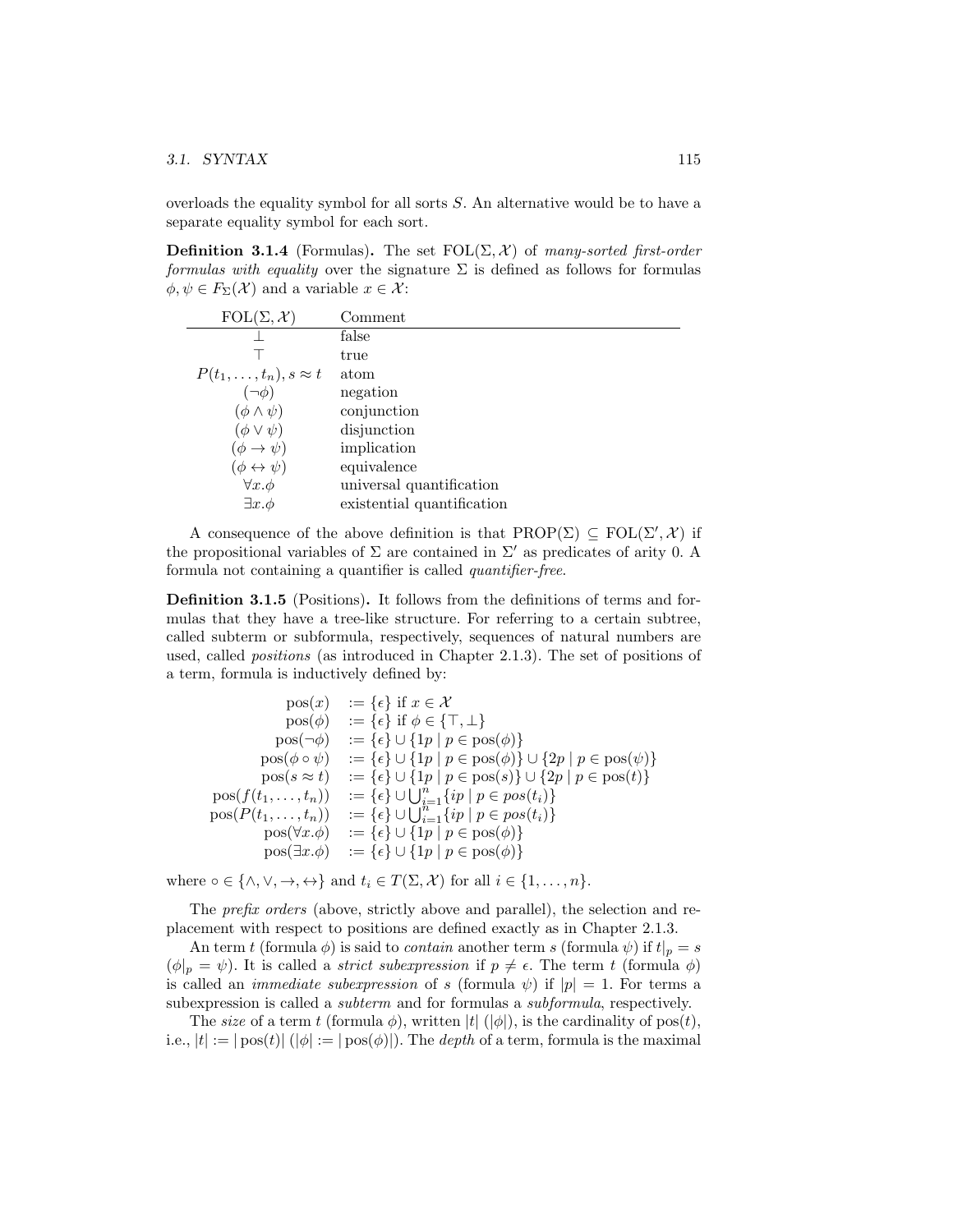overloads the equality symbol for all sorts $S$. An alternative would be to have a separate equality symbol for each sort.

**Definition 3.1.4** (Formulas)**.** The set $\mathrm{FOL}(\Sigma, \mathcal{X})$ of *many-sorted first-order formulas with equality* over the signature $\Sigma$ is defined as follows for formulas $\phi, \psi \in F_\Sigma(\mathcal{X})$ and a variable $x \in \mathcal{X}$:

| $\mathrm{FOL}(\Sigma, \mathcal{X})$ | Comment |
|---|---|
| $\bot$ | false |
| $\top$ | true |
| $P(t_1, \ldots, t_n), s \approx t$ | atom |
| $(\neg\phi)$ | negation |
| $(\phi \land \psi)$ | conjunction |
| $(\phi \lor \psi)$ | disjunction |
| $(\phi \rightarrow \psi)$ | implication |
| $(\phi \leftrightarrow \psi)$ | equivalence |
| $\forall x.\phi$ | universal quantification |
| $\exists x.\phi$ | existential quantification |

A consequence of the above definition is that $\mathrm{PROP}(\Sigma) \subseteq \mathrm{FOL}(\Sigma', \mathcal{X})$ if the propositional variables of $\Sigma$ are contained in $\Sigma'$ as predicates of arity 0. A formula not containing a quantifier is called *quantifier-free*.

**Definition 3.1.5** (Positions)**.** It follows from the definitions of terms and formulas that they have a tree-like structure. For referring to a certain subtree, called subterm or subformula, respectively, sequences of natural numbers are used, called *positions* (as introduced in Chapter 2.1.3). The set of positions of a term, formula is inductively defined by:

$$
\begin{aligned}
\mathrm{pos}(x) &:= \{\epsilon\} \text{ if } x \in \mathcal{X} \\
\mathrm{pos}(\phi) &:= \{\epsilon\} \text{ if } \phi \in \{\top, \bot\} \\
\mathrm{pos}(\neg\phi) &:= \{\epsilon\} \cup \{1p \mid p \in \mathrm{pos}(\phi)\} \\
\mathrm{pos}(\phi \circ \psi) &:= \{\epsilon\} \cup \{1p \mid p \in \mathrm{pos}(\phi)\} \cup \{2p \mid p \in \mathrm{pos}(\psi)\} \\
\mathrm{pos}(s \approx t) &:= \{\epsilon\} \cup \{1p \mid p \in \mathrm{pos}(s)\} \cup \{2p \mid p \in \mathrm{pos}(t)\} \\
\mathrm{pos}(f(t_1, \ldots, t_n)) &:= \{\epsilon\} \cup \textstyle\bigcup_{i=1}^{n} \{ip \mid p \in pos(t_i)\} \\
\mathrm{pos}(P(t_1, \ldots, t_n)) &:= \{\epsilon\} \cup \textstyle\bigcup_{i=1}^{n} \{ip \mid p \in pos(t_i)\} \\
\mathrm{pos}(\forall x.\phi) &:= \{\epsilon\} \cup \{1p \mid p \in \mathrm{pos}(\phi)\} \\
\mathrm{pos}(\exists x.\phi) &:= \{\epsilon\} \cup \{1p \mid p \in \mathrm{pos}(\phi)\}
\end{aligned}
$$

where $\circ \in \{\land, \lor, \rightarrow, \leftrightarrow\}$ and $t_i \in T(\Sigma, \mathcal{X})$ for all $i \in \{1, \ldots, n\}$.

The *prefix orders* (above, strictly above and parallel), the selection and replacement with respect to positions are defined exactly as in Chapter 2.1.3.

An term $t$ (formula $\phi$) is said to *contain* another term $s$ (formula $\psi$) if $t|_p = s$ ($\phi|_p = \psi$). It is called a *strict subexpression* if $p \neq \epsilon$. The term $t$ (formula $\phi$) is called an *immediate subexpression* of $s$ (formula $\psi$) if $|p| = 1$. For terms a subexpression is called a *subterm* and for formulas a *subformula*, respectively.

The *size* of a term $t$ (formula $\phi$), written $|t|$ ($|\phi|$), is the cardinality of $\mathrm{pos}(t)$, i.e., $|t| := |\mathrm{pos}(t)|$ ($|\phi| := |\mathrm{pos}(\phi)|$). The *depth* of a term, formula is the maximal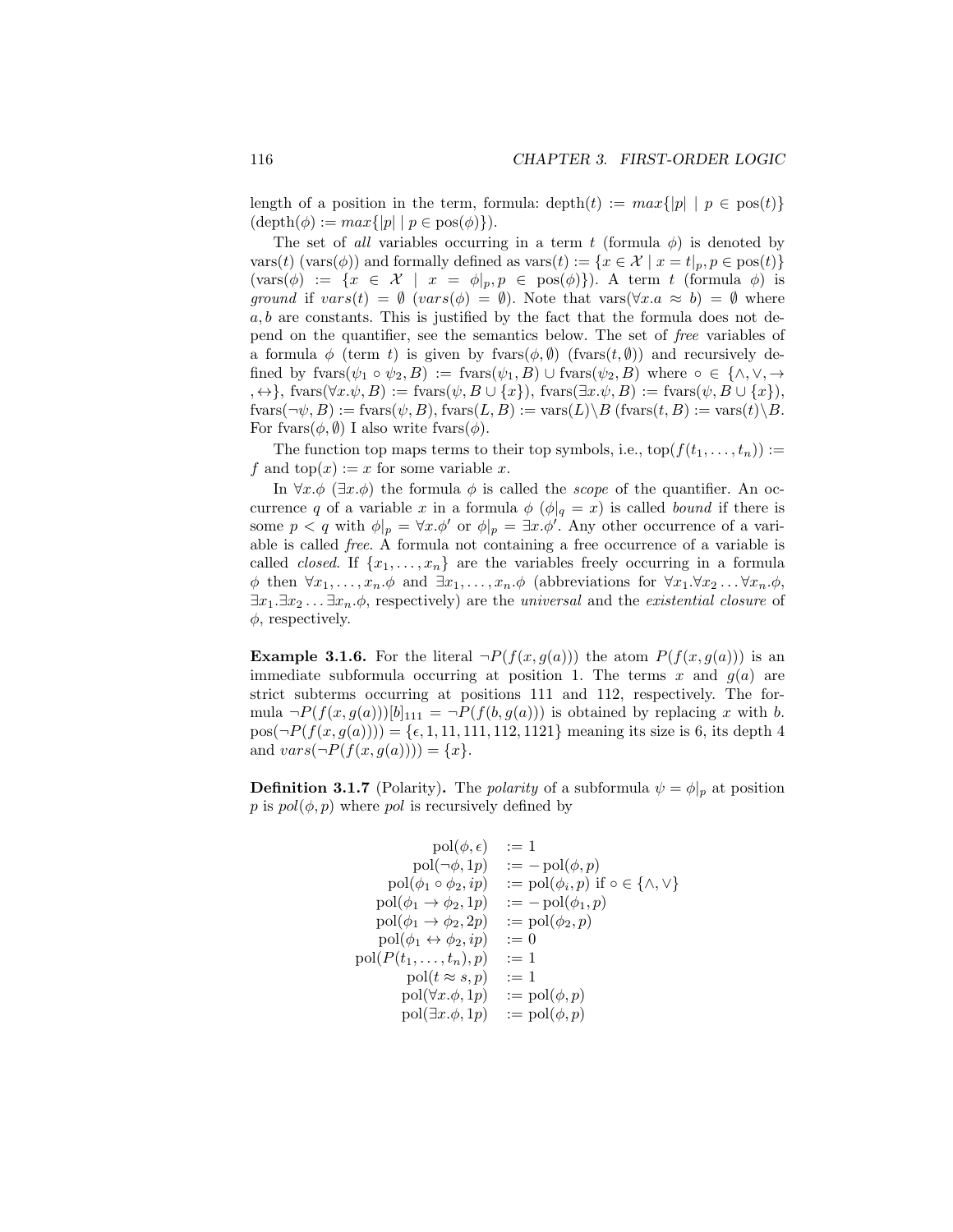length of a position in the term, formula: $\text{depth}(t) := max\{|p| \mid p \in \text{pos}(t)\}$ ($\text{depth}(\phi) := max\{|p| \mid p \in \text{pos}(\phi)\}$).

The set of *all* variables occurring in a term $t$ (formula $\phi$) is denoted by $\text{vars}(t)$ ($\text{vars}(\phi)$) and formally defined as $\text{vars}(t) := \{x \in \mathcal{X} \mid x = t|_p, p \in \text{pos}(t)\}$ ($\text{vars}(\phi) := \{x \in \mathcal{X} \mid x = \phi|_p, p \in \text{pos}(\phi)\}$). A term $t$ (formula $\phi$) is *ground* if $vars(t) = \emptyset$ ($vars(\phi) = \emptyset$). Note that $\text{vars}(\forall x.a \approx b) = \emptyset$ where $a, b$ are constants. This is justified by the fact that the formula does not depend on the quantifier, see the semantics below. The set of *free* variables of a formula $\phi$ (term $t$) is given by $\text{fvars}(\phi, \emptyset)$ ($\text{fvars}(t, \emptyset)$) and recursively defined by $\text{fvars}(\psi_1 \circ \psi_2, B) := \text{fvars}(\psi_1, B) \cup \text{fvars}(\psi_2, B)$ where $\circ \in \{\wedge, \vee, \rightarrow, \leftrightarrow\}$, $\text{fvars}(\forall x.\psi, B) := \text{fvars}(\psi, B \cup \{x\})$, $\text{fvars}(\exists x.\psi, B) := \text{fvars}(\psi, B \cup \{x\})$, $\text{fvars}(\neg\psi, B) := \text{fvars}(\psi, B)$, $\text{fvars}(L, B) := \text{vars}(L) \setminus B$ ($\text{fvars}(t, B) := \text{vars}(t) \setminus B$. For $\text{fvars}(\phi, \emptyset)$ I also write $\text{fvars}(\phi)$.

The function top maps terms to their top symbols, i.e., $\text{top}(f(t_1, \ldots, t_n)) := f$ and $\text{top}(x) := x$ for some variable $x$.

In $\forall x.\phi$ ($\exists x.\phi$) the formula $\phi$ is called the *scope* of the quantifier. An occurrence $q$ of a variable $x$ in a formula $\phi$ ($\phi|_q = x$) is called *bound* if there is some $p < q$ with $\phi|_p = \forall x.\phi'$ or $\phi|_p = \exists x.\phi'$. Any other occurrence of a variable is called *free*. A formula not containing a free occurrence of a variable is called *closed*. If $\{x_1, \ldots, x_n\}$ are the variables freely occurring in a formula $\phi$ then $\forall x_1, \ldots, x_n.\phi$ and $\exists x_1, \ldots, x_n.\phi$ (abbreviations for $\forall x_1.\forall x_2 \ldots \forall x_n.\phi$, $\exists x_1.\exists x_2 \ldots \exists x_n.\phi$, respectively) are the *universal* and the *existential closure* of $\phi$, respectively.

**Example 3.1.6.** For the literal $\neg P(f(x, g(a)))$ the atom $P(f(x, g(a)))$ is an immediate subformula occurring at position 1. The terms $x$ and $g(a)$ are strict subterms occurring at positions 111 and 112, respectively. The formula $\neg P(f(x, g(a)))[b]_{111} = \neg P(f(b, g(a)))$ is obtained by replacing $x$ with $b$. $\text{pos}(\neg P(f(x, g(a)))) = \{\epsilon, 1, 11, 111, 112, 1121\}$ meaning its size is 6, its depth 4 and $vars(\neg P(f(x, g(a)))) = \{x\}$.

**Definition 3.1.7** (Polarity)**.** The *polarity* of a subformula $\psi = \phi|_p$ at position $p$ is $pol(\phi, p)$ where $pol$ is recursively defined by

$$
\begin{array}{rll}
\text{pol}(\phi, \epsilon) & := 1 & \\
\text{pol}(\neg\phi, 1p) & := -\text{pol}(\phi, p) & \\
\text{pol}(\phi_1 \circ \phi_2, ip) & := \text{pol}(\phi_i, p) \text{ if } \circ \in \{\wedge, \vee\} & \\
\text{pol}(\phi_1 \rightarrow \phi_2, 1p) & := -\text{pol}(\phi_1, p) & \\
\text{pol}(\phi_1 \rightarrow \phi_2, 2p) & := \text{pol}(\phi_2, p) & \\
\text{pol}(\phi_1 \leftrightarrow \phi_2, ip) & := 0 & \\
\text{pol}(P(t_1, \ldots, t_n), p) & := 1 & \\
\text{pol}(t \approx s, p) & := 1 & \\
\text{pol}(\forall x.\phi, 1p) & := \text{pol}(\phi, p) & \\
\text{pol}(\exists x.\phi, 1p) & := \text{pol}(\phi, p) &
\end{array}
$$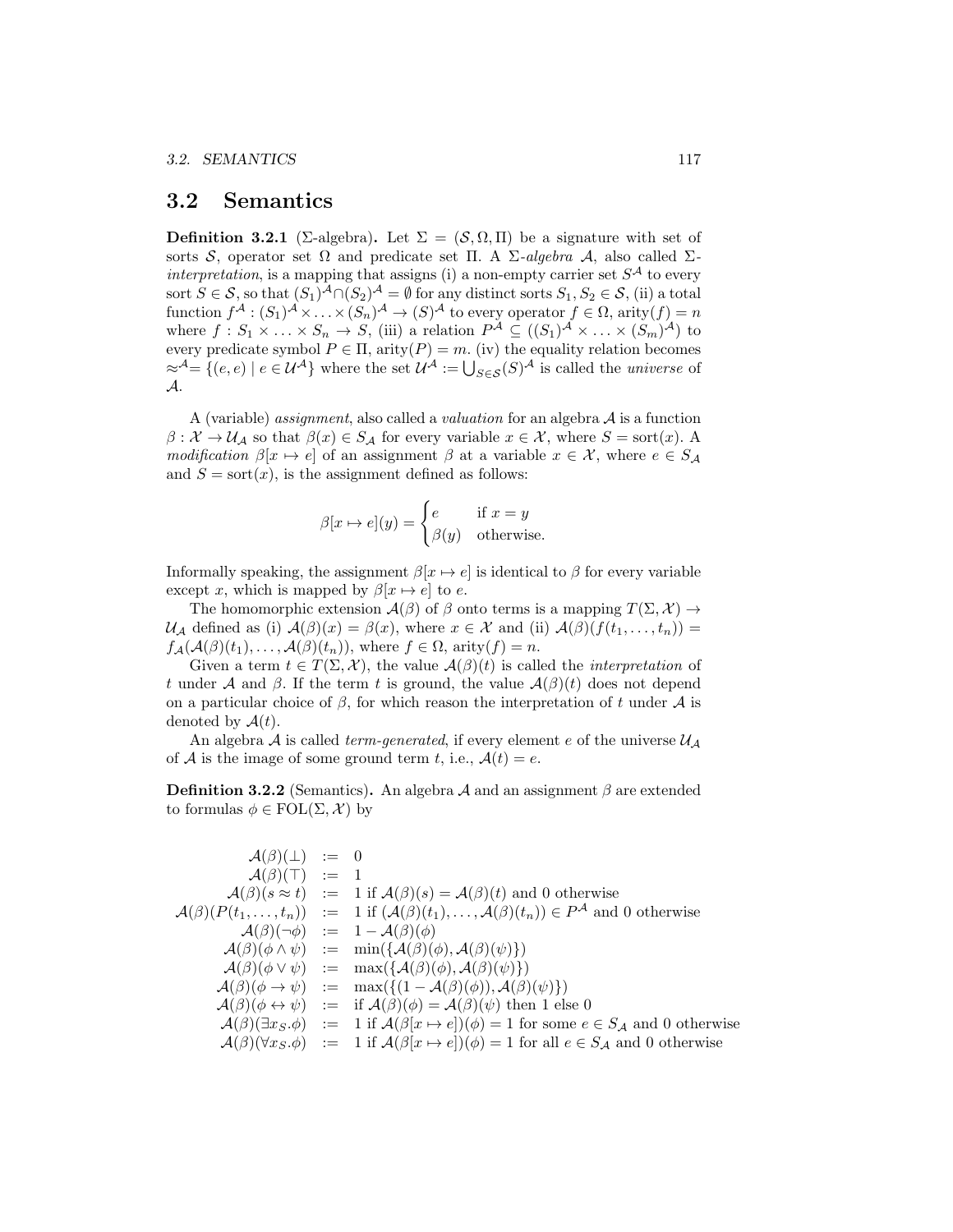## 3.2 Semantics

**Definition 3.2.1** ($\Sigma$-algebra)**.** Let $\Sigma = (\mathcal{S}, \Omega, \Pi)$ be a signature with set of sorts $\mathcal{S}$, operator set $\Omega$ and predicate set $\Pi$. A $\Sigma$-*algebra* $\mathcal{A}$, also called $\Sigma$-*interpretation*, is a mapping that assigns (i) a non-empty carrier set $S^{\mathcal{A}}$ to every sort $S \in \mathcal{S}$, so that $(S_1)^{\mathcal{A}} \cap (S_2)^{\mathcal{A}} = \emptyset$ for any distinct sorts $S_1, S_2 \in \mathcal{S}$, (ii) a total function $f^{\mathcal{A}} : (S_1)^{\mathcal{A}} \times \ldots \times (S_n)^{\mathcal{A}} \to (S)^{\mathcal{A}}$ to every operator $f \in \Omega$, arity$(f) = n$ where $f : S_1 \times \ldots \times S_n \to S$, (iii) a relation $P^{\mathcal{A}} \subseteq ((S_1)^{\mathcal{A}} \times \ldots \times (S_m)^{\mathcal{A}})$ to every predicate symbol $P \in \Pi$, arity$(P) = m$. (iv) the equality relation becomes $\approx^{\mathcal{A}} = \{(e, e) \mid e \in \mathcal{U}^{\mathcal{A}}\}$ where the set $\mathcal{U}^{\mathcal{A}} := \bigcup_{S \in \mathcal{S}} (S)^{\mathcal{A}}$ is called the *universe* of $\mathcal{A}$.

A (variable) *assignment*, also called a *valuation* for an algebra $\mathcal{A}$ is a function $\beta : \mathcal{X} \to \mathcal{U}_{\mathcal{A}}$ so that $\beta(x) \in S_{\mathcal{A}}$ for every variable $x \in \mathcal{X}$, where $S = \text{sort}(x)$. A *modification* $\beta[x \mapsto e]$ of an assignment $\beta$ at a variable $x \in \mathcal{X}$, where $e \in S_{\mathcal{A}}$ and $S = \text{sort}(x)$, is the assignment defined as follows:

$$\beta[x \mapsto e](y) = \begin{cases} e & \text{if } x = y \\ \beta(y) & \text{otherwise.} \end{cases}$$

Informally speaking, the assignment $\beta[x \mapsto e]$ is identical to $\beta$ for every variable except $x$, which is mapped by $\beta[x \mapsto e]$ to $e$.

The homomorphic extension $\mathcal{A}(\beta)$ of $\beta$ onto terms is a mapping $T(\Sigma, \mathcal{X}) \to \mathcal{U}_{\mathcal{A}}$ defined as (i) $\mathcal{A}(\beta)(x) = \beta(x)$, where $x \in \mathcal{X}$ and (ii) $\mathcal{A}(\beta)(f(t_1, \ldots, t_n)) = f_{\mathcal{A}}(\mathcal{A}(\beta)(t_1), \ldots, \mathcal{A}(\beta)(t_n))$, where $f \in \Omega$, arity$(f) = n$.

Given a term $t \in T(\Sigma, \mathcal{X})$, the value $\mathcal{A}(\beta)(t)$ is called the *interpretation* of $t$ under $\mathcal{A}$ and $\beta$. If the term $t$ is ground, the value $\mathcal{A}(\beta)(t)$ does not depend on a particular choice of $\beta$, for which reason the interpretation of $t$ under $\mathcal{A}$ is denoted by $\mathcal{A}(t)$.

An algebra $\mathcal{A}$ is called *term-generated*, if every element $e$ of the universe $\mathcal{U}_{\mathcal{A}}$ of $\mathcal{A}$ is the image of some ground term $t$, i.e., $\mathcal{A}(t) = e$.

**Definition 3.2.2** (Semantics)**.** An algebra $\mathcal{A}$ and an assignment $\beta$ are extended to formulas $\phi \in \text{FOL}(\Sigma, \mathcal{X})$ by

$$\begin{array}{rcl}
\mathcal{A}(\beta)(\bot) & := & 0 \\
\mathcal{A}(\beta)(\top) & := & 1 \\
\mathcal{A}(\beta)(s \approx t) & := & 1 \text{ if } \mathcal{A}(\beta)(s) = \mathcal{A}(\beta)(t) \text{ and } 0 \text{ otherwise} \\
\mathcal{A}(\beta)(P(t_1, \ldots, t_n)) & := & 1 \text{ if } (\mathcal{A}(\beta)(t_1), \ldots, \mathcal{A}(\beta)(t_n)) \in P^{\mathcal{A}} \text{ and } 0 \text{ otherwise} \\
\mathcal{A}(\beta)(\neg\phi) & := & 1 - \mathcal{A}(\beta)(\phi) \\
\mathcal{A}(\beta)(\phi \wedge \psi) & := & \min(\{\mathcal{A}(\beta)(\phi), \mathcal{A}(\beta)(\psi)\}) \\
\mathcal{A}(\beta)(\phi \vee \psi) & := & \max(\{\mathcal{A}(\beta)(\phi), \mathcal{A}(\beta)(\psi)\}) \\
\mathcal{A}(\beta)(\phi \to \psi) & := & \max(\{(1 - \mathcal{A}(\beta)(\phi)), \mathcal{A}(\beta)(\psi)\}) \\
\mathcal{A}(\beta)(\phi \leftrightarrow \psi) & := & \text{if } \mathcal{A}(\beta)(\phi) = \mathcal{A}(\beta)(\psi) \text{ then } 1 \text{ else } 0 \\
\mathcal{A}(\beta)(\exists x_S.\phi) & := & 1 \text{ if } \mathcal{A}(\beta[x \mapsto e])(\phi) = 1 \text{ for some } e \in S_{\mathcal{A}} \text{ and } 0 \text{ otherwise} \\
\mathcal{A}(\beta)(\forall x_S.\phi) & := & 1 \text{ if } \mathcal{A}(\beta[x \mapsto e])(\phi) = 1 \text{ for all } e \in S_{\mathcal{A}} \text{ and } 0 \text{ otherwise}
\end{array}$$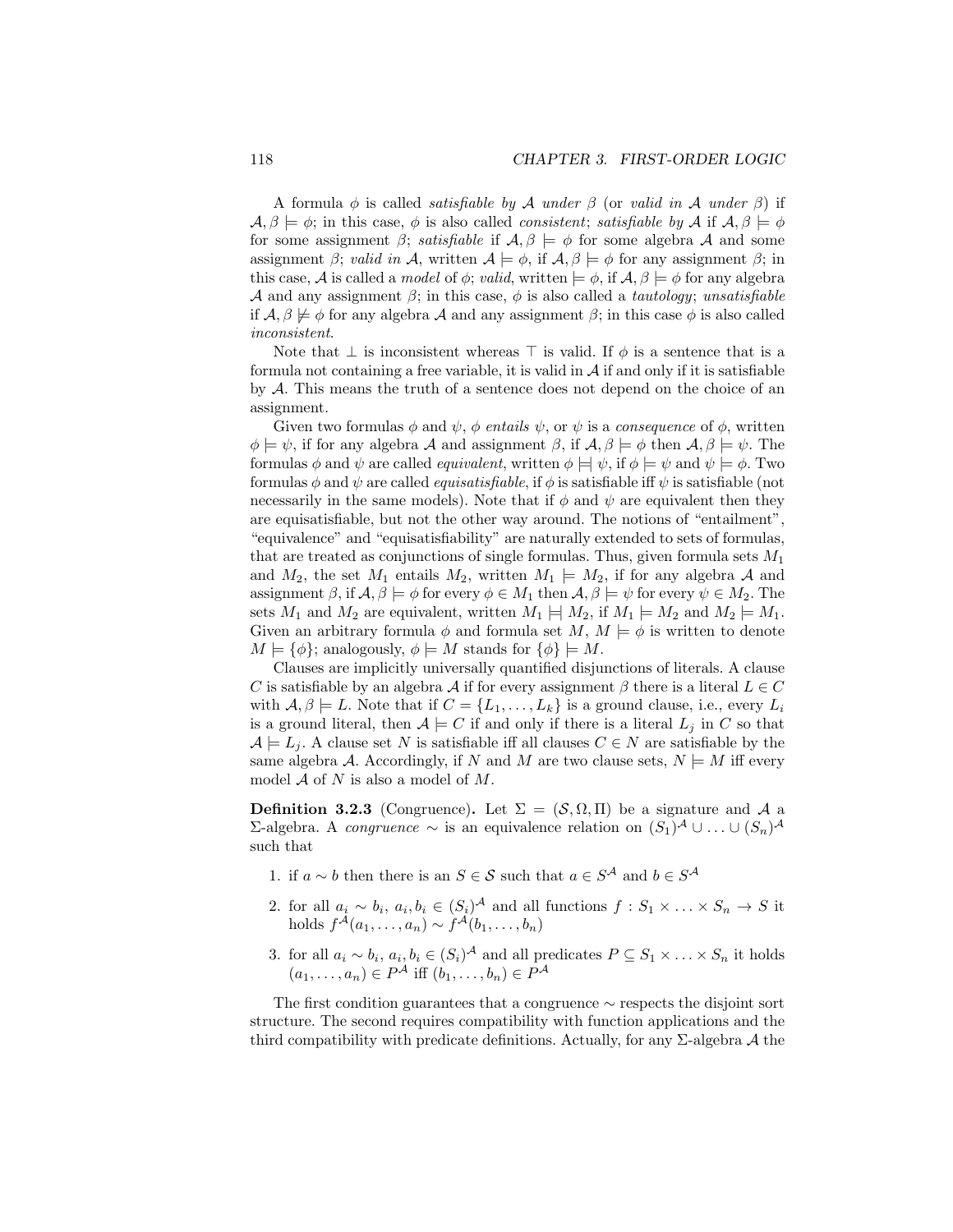A formula $\phi$ is called *satisfiable by $\mathcal{A}$ under $\beta$* (or *valid in $\mathcal{A}$ under $\beta$*) if $\mathcal{A}, \beta \models \phi$; in this case, $\phi$ is also called *consistent*; *satisfiable by $\mathcal{A}$* if $\mathcal{A}, \beta \models \phi$ for some assignment $\beta$; *satisfiable* if $\mathcal{A}, \beta \models \phi$ for some algebra $\mathcal{A}$ and some assignment $\beta$; *valid in $\mathcal{A}$*, written $\mathcal{A} \models \phi$, if $\mathcal{A}, \beta \models \phi$ for any assignment $\beta$; in this case, $\mathcal{A}$ is called a *model* of $\phi$; *valid*, written $\models \phi$, if $\mathcal{A}, \beta \models \phi$ for any algebra $\mathcal{A}$ and any assignment $\beta$; in this case, $\phi$ is also called a *tautology*; *unsatisfiable* if $\mathcal{A}, \beta \not\models \phi$ for any algebra $\mathcal{A}$ and any assignment $\beta$; in this case $\phi$ is also called *inconsistent*.

Note that $\bot$ is inconsistent whereas $\top$ is valid. If $\phi$ is a sentence that is a formula not containing a free variable, it is valid in $\mathcal{A}$ if and only if it is satisfiable by $\mathcal{A}$. This means the truth of a sentence does not depend on the choice of an assignment.

Given two formulas $\phi$ and $\psi$, $\phi$ *entails* $\psi$, or $\psi$ is a *consequence* of $\phi$, written $\phi \models \psi$, if for any algebra $\mathcal{A}$ and assignment $\beta$, if $\mathcal{A}, \beta \models \phi$ then $\mathcal{A}, \beta \models \psi$. The formulas $\phi$ and $\psi$ are called *equivalent*, written $\phi \models\!\mid \psi$, if $\phi \models \psi$ and $\psi \models \phi$. Two formulas $\phi$ and $\psi$ are called *equisatisfiable*, if $\phi$ is satisfiable iff $\psi$ is satisfiable (not necessarily in the same models). Note that if $\phi$ and $\psi$ are equivalent then they are equisatisfiable, but not the other way around. The notions of "entailment", "equivalence" and "equisatisfiability" are naturally extended to sets of formulas, that are treated as conjunctions of single formulas. Thus, given formula sets $M_1$ and $M_2$, the set $M_1$ entails $M_2$, written $M_1 \models M_2$, if for any algebra $\mathcal{A}$ and assignment $\beta$, if $\mathcal{A}, \beta \models \phi$ for every $\phi \in M_1$ then $\mathcal{A}, \beta \models \psi$ for every $\psi \in M_2$. The sets $M_1$ and $M_2$ are equivalent, written $M_1 \models\!\mid M_2$, if $M_1 \models M_2$ and $M_2 \models M_1$. Given an arbitrary formula $\phi$ and formula set $M$, $M \models \phi$ is written to denote $M \models \{\phi\}$; analogously, $\phi \models M$ stands for $\{\phi\} \models M$.

Clauses are implicitly universally quantified disjunctions of literals. A clause $C$ is satisfiable by an algebra $\mathcal{A}$ if for every assignment $\beta$ there is a literal $L \in C$ with $\mathcal{A}, \beta \models L$. Note that if $C = \{L_1, \ldots, L_k\}$ is a ground clause, i.e., every $L_i$ is a ground literal, then $\mathcal{A} \models C$ if and only if there is a literal $L_j$ in $C$ so that $\mathcal{A} \models L_j$. A clause set $N$ is satisfiable iff all clauses $C \in N$ are satisfiable by the same algebra $\mathcal{A}$. Accordingly, if $N$ and $M$ are two clause sets, $N \models M$ iff every model $\mathcal{A}$ of $N$ is also a model of $M$.

**Definition 3.2.3** (Congruence)**.** Let $\Sigma = (\mathcal{S}, \Omega, \Pi)$ be a signature and $\mathcal{A}$ a $\Sigma$-algebra. A *congruence* $\sim$ is an equivalence relation on $(S_1)^{\mathcal{A}} \cup \ldots \cup (S_n)^{\mathcal{A}}$ such that

1. if $a \sim b$ then there is an $S \in \mathcal{S}$ such that $a \in S^{\mathcal{A}}$ and $b \in S^{\mathcal{A}}$
2. for all $a_i \sim b_i$, $a_i, b_i \in (S_i)^{\mathcal{A}}$ and all functions $f : S_1 \times \ldots \times S_n \to S$ it holds $f^{\mathcal{A}}(a_1, \ldots, a_n) \sim f^{\mathcal{A}}(b_1, \ldots, b_n)$
3. for all $a_i \sim b_i$, $a_i, b_i \in (S_i)^{\mathcal{A}}$ and all predicates $P \subseteq S_1 \times \ldots \times S_n$ it holds $(a_1, \ldots, a_n) \in P^{\mathcal{A}}$ iff $(b_1, \ldots, b_n) \in P^{\mathcal{A}}$

The first condition guarantees that a congruence $\sim$ respects the disjoint sort structure. The second requires compatibility with function applications and the third compatibility with predicate definitions. Actually, for any $\Sigma$-algebra $\mathcal{A}$ the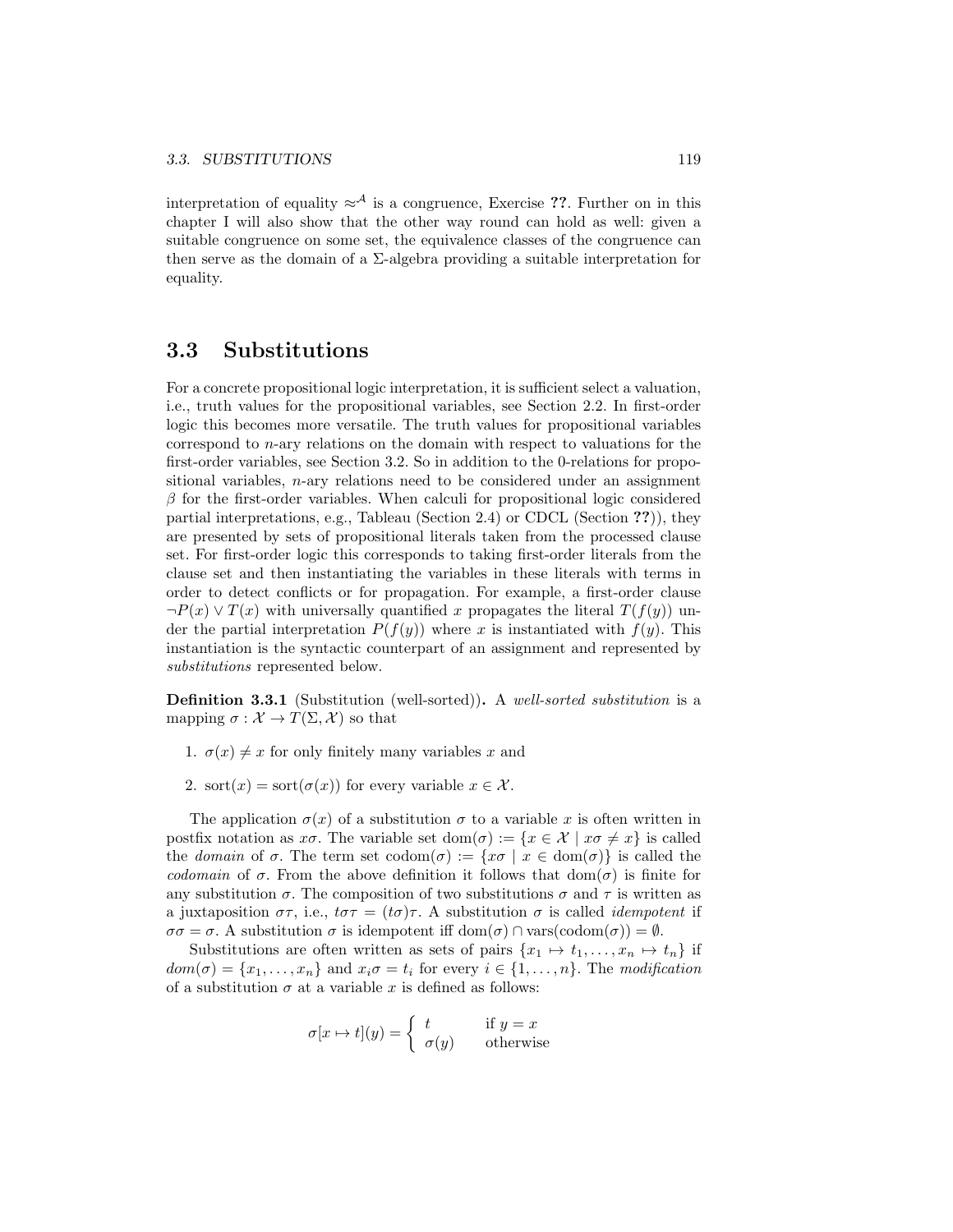interpretation of equality $\approx^{\mathcal{A}}$ is a congruence, Exercise **??**. Further on in this chapter I will also show that the other way round can hold as well: given a suitable congruence on some set, the equivalence classes of the congruence can then serve as the domain of a $\Sigma$-algebra providing a suitable interpretation for equality.

## 3.3 Substitutions

For a concrete propositional logic interpretation, it is sufficient select a valuation, i.e., truth values for the propositional variables, see Section 2.2. In first-order logic this becomes more versatile. The truth values for propositional variables correspond to $n$-ary relations on the domain with respect to valuations for the first-order variables, see Section 3.2. So in addition to the 0-relations for propositional variables, $n$-ary relations need to be considered under an assignment $\beta$ for the first-order variables. When calculi for propositional logic considered partial interpretations, e.g., Tableau (Section 2.4) or CDCL (Section **??**)), they are presented by sets of propositional literals taken from the processed clause set. For first-order logic this corresponds to taking first-order literals from the clause set and then instantiating the variables in these literals with terms in order to detect conflicts or for propagation. For example, a first-order clause $\neg P(x) \vee T(x)$ with universally quantified $x$ propagates the literal $T(f(y))$ under the partial interpretation $P(f(y))$ where $x$ is instantiated with $f(y)$. This instantiation is the syntactic counterpart of an assignment and represented by *substitutions* represented below.

**Definition 3.3.1** (Substitution (well-sorted))**.** A *well-sorted substitution* is a mapping $\sigma : \mathcal{X} \to T(\Sigma, \mathcal{X})$ so that

1. $\sigma(x) \neq x$ for only finitely many variables $x$ and
2. $\operatorname{sort}(x) = \operatorname{sort}(\sigma(x))$ for every variable $x \in \mathcal{X}$.

The application $\sigma(x)$ of a substitution $\sigma$ to a variable $x$ is often written in postfix notation as $x\sigma$. The variable set $\operatorname{dom}(\sigma) := \{x \in \mathcal{X} \mid x\sigma \neq x\}$ is called the *domain* of $\sigma$. The term set $\operatorname{codom}(\sigma) := \{x\sigma \mid x \in \operatorname{dom}(\sigma)\}$ is called the *codomain* of $\sigma$. From the above definition it follows that $\operatorname{dom}(\sigma)$ is finite for any substitution $\sigma$. The composition of two substitutions $\sigma$ and $\tau$ is written as a juxtaposition $\sigma\tau$, i.e., $t\sigma\tau = (t\sigma)\tau$. A substitution $\sigma$ is called *idempotent* if $\sigma\sigma = \sigma$. A substitution $\sigma$ is idempotent iff $\operatorname{dom}(\sigma) \cap \operatorname{vars}(\operatorname{codom}(\sigma)) = \emptyset$.

Substitutions are often written as sets of pairs $\{x_1 \mapsto t_1, \ldots, x_n \mapsto t_n\}$ if $dom(\sigma) = \{x_1, \ldots, x_n\}$ and $x_i\sigma = t_i$ for every $i \in \{1, \ldots, n\}$. The *modification* of a substitution $\sigma$ at a variable $x$ is defined as follows:

$$\sigma[x \mapsto t](y) = \begin{cases} t & \text{if } y = x \\ \sigma(y) & \text{otherwise} \end{cases}$$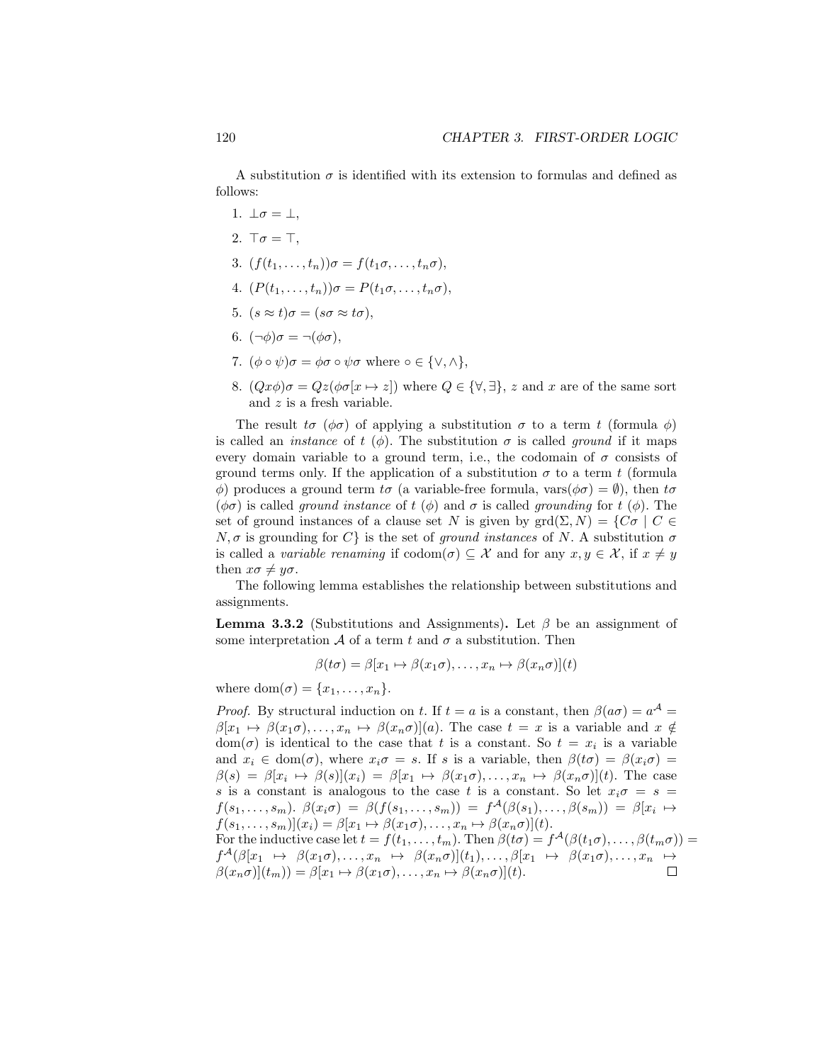A substitution $\sigma$ is identified with its extension to formulas and defined as follows:

1. $\bot\sigma = \bot$,
2. $\top\sigma = \top$,
3. $(f(t_1, \ldots, t_n))\sigma = f(t_1\sigma, \ldots, t_n\sigma)$,
4. $(P(t_1, \ldots, t_n))\sigma = P(t_1\sigma, \ldots, t_n\sigma)$,
5. $(s \approx t)\sigma = (s\sigma \approx t\sigma)$,
6. $(\neg\phi)\sigma = \neg(\phi\sigma)$,
7. $(\phi \circ \psi)\sigma = \phi\sigma \circ \psi\sigma$ where $\circ \in \{\vee, \wedge\}$,
8. $(Qx\phi)\sigma = Qz(\phi\sigma[x \mapsto z])$ where $Q \in \{\forall, \exists\}$, $z$ and $x$ are of the same sort and $z$ is a fresh variable.

The result $t\sigma$ ($\phi\sigma$) of applying a substitution $\sigma$ to a term $t$ (formula $\phi$) is called an *instance* of $t$ ($\phi$). The substitution $\sigma$ is called *ground* if it maps every domain variable to a ground term, i.e., the codomain of $\sigma$ consists of ground terms only. If the application of a substitution $\sigma$ to a term $t$ (formula $\phi$) produces a ground term $t\sigma$ (a variable-free formula, $\mathrm{vars}(\phi\sigma) = \emptyset$), then $t\sigma$ ($\phi\sigma$) is called *ground instance* of $t$ ($\phi$) and $\sigma$ is called *grounding* for $t$ ($\phi$). The set of ground instances of a clause set $N$ is given by $\mathrm{grd}(\Sigma, N) = \{C\sigma \mid C \in N, \sigma \text{ is grounding for } C\}$ is the set of *ground instances* of $N$. A substitution $\sigma$ is called a *variable renaming* if $\mathrm{codom}(\sigma) \subseteq \mathcal{X}$ and for any $x, y \in \mathcal{X}$, if $x \neq y$ then $x\sigma \neq y\sigma$.

The following lemma establishes the relationship between substitutions and assignments.

**Lemma 3.3.2** (Substitutions and Assignments)**.** Let $\beta$ be an assignment of some interpretation $\mathcal{A}$ of a term $t$ and $\sigma$ a substitution. Then

$$\beta(t\sigma) = \beta[x_1 \mapsto \beta(x_1\sigma), \ldots, x_n \mapsto \beta(x_n\sigma)](t)$$

where $\mathrm{dom}(\sigma) = \{x_1, \ldots, x_n\}$.

*Proof.* By structural induction on $t$. If $t = a$ is a constant, then $\beta(a\sigma) = a^{\mathcal{A}} = \beta[x_1 \mapsto \beta(x_1\sigma), \ldots, x_n \mapsto \beta(x_n\sigma)](a)$. The case $t = x$ is a variable and $x \notin \mathrm{dom}(\sigma)$ is identical to the case that $t$ is a constant. So $t = x_i$ is a variable and $x_i \in \mathrm{dom}(\sigma)$, where $x_i\sigma = s$. If $s$ is a variable, then $\beta(t\sigma) = \beta(x_i\sigma) = \beta(s) = \beta[x_i \mapsto \beta(s)](x_i) = \beta[x_1 \mapsto \beta(x_1\sigma), \ldots, x_n \mapsto \beta(x_n\sigma)](t)$. The case $s$ is a constant is analogous to the case $t$ is a constant. So let $x_i\sigma = s = f(s_1, \ldots, s_m)$. $\beta(x_i\sigma) = \beta(f(s_1, \ldots, s_m)) = f^{\mathcal{A}}(\beta(s_1), \ldots, \beta(s_m)) = \beta[x_i \mapsto f(s_1, \ldots, s_m)](x_i) = \beta[x_1 \mapsto \beta(x_1\sigma), \ldots, x_n \mapsto \beta(x_n\sigma)](t)$.
For the inductive case let $t = f(t_1, \ldots, t_m)$. Then $\beta(t\sigma) = f^{\mathcal{A}}(\beta(t_1\sigma), \ldots, \beta(t_m\sigma)) = f^{\mathcal{A}}(\beta[x_1 \mapsto \beta(x_1\sigma), \ldots, x_n \mapsto \beta(x_n\sigma)](t_1), \ldots, \beta[x_1 \mapsto \beta(x_1\sigma), \ldots, x_n \mapsto \beta(x_n\sigma)](t_m)) = \beta[x_1 \mapsto \beta(x_1\sigma), \ldots, x_n \mapsto \beta(x_n\sigma)](t)$. $\square$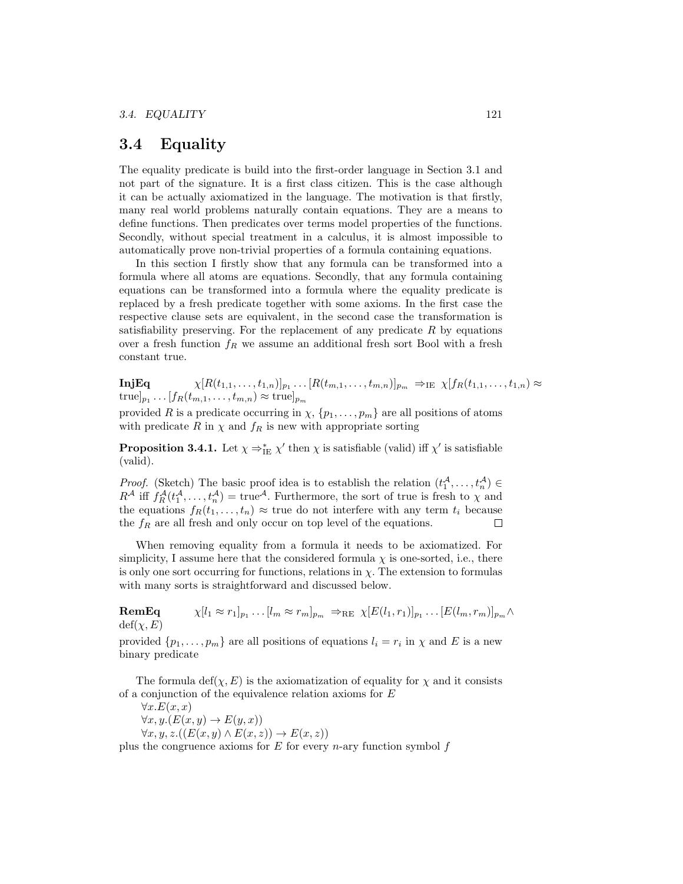## 3.4 Equality

The equality predicate is build into the first-order language in Section 3.1 and not part of the signature. It is a first class citizen. This is the case although it can be actually axiomatized in the language. The motivation is that firstly, many real world problems naturally contain equations. They are a means to define functions. Then predicates over terms model properties of the functions. Secondly, without special treatment in a calculus, it is almost impossible to automatically prove non-trivial properties of a formula containing equations.

In this section I firstly show that any formula can be transformed into a formula where all atoms are equations. Secondly, that any formula containing equations can be transformed into a formula where the equality predicate is replaced by a fresh predicate together with some axioms. In the first case the respective clause sets are equivalent, in the second case the transformation is satisfiability preserving. For the replacement of any predicate $R$ by equations over a fresh function $f_R$ we assume an additional fresh sort Bool with a fresh constant true.

**InjEq** $\quad \chi[R(t_{1,1},\ldots,t_{1,n})]_{p_1}\ldots[R(t_{m,1},\ldots,t_{m,n})]_{p_m} \;\Rightarrow_{\text{IE}}\; \chi[f_R(t_{1,1},\ldots,t_{1,n}) \approx \text{true}]_{p_1}\ldots[f_R(t_{m,1},\ldots,t_{m,n}) \approx \text{true}]_{p_m}$

provided $R$ is a predicate occurring in $\chi$, $\{p_1,\ldots,p_m\}$ are all positions of atoms with predicate $R$ in $\chi$ and $f_R$ is new with appropriate sorting

**Proposition 3.4.1.** Let $\chi \Rightarrow^*_{\text{IE}} \chi'$ then $\chi$ is satisfiable (valid) iff $\chi'$ is satisfiable (valid).

*Proof.* (Sketch) The basic proof idea is to establish the relation $(t_1^{\mathcal{A}},\ldots,t_n^{\mathcal{A}}) \in R^{\mathcal{A}}$ iff $f_R^{\mathcal{A}}(t_1^{\mathcal{A}},\ldots,t_n^{\mathcal{A}}) = \text{true}^{\mathcal{A}}$. Furthermore, the sort of true is fresh to $\chi$ and the equations $f_R(t_1,\ldots,t_n) \approx \text{true}$ do not interfere with any term $t_i$ because the $f_R$ are all fresh and only occur on top level of the equations. □

When removing equality from a formula it needs to be axiomatized. For simplicity, I assume here that the considered formula $\chi$ is one-sorted, i.e., there is only one sort occurring for functions, relations in $\chi$. The extension to formulas with many sorts is straightforward and discussed below.

**RemEq** $\quad \chi[l_1 \approx r_1]_{p_1}\ldots[l_m \approx r_m]_{p_m} \;\Rightarrow_{\text{RE}}\; \chi[E(l_1,r_1)]_{p_1}\ldots[E(l_m,r_m)]_{p_m} \wedge \text{def}(\chi,E)$

provided $\{p_1,\ldots,p_m\}$ are all positions of equations $l_i = r_i$ in $\chi$ and $E$ is a new binary predicate

The formula $\text{def}(\chi,E)$ is the axiomatization of equality for $\chi$ and it consists of a conjunction of the equivalence relation axioms for $E$

$\forall x.E(x,x)$
$\forall x,y.(E(x,y) \rightarrow E(y,x))$
$\forall x,y,z.((E(x,y) \wedge E(x,z)) \rightarrow E(x,z))$

plus the congruence axioms for $E$ for every $n$-ary function symbol $f$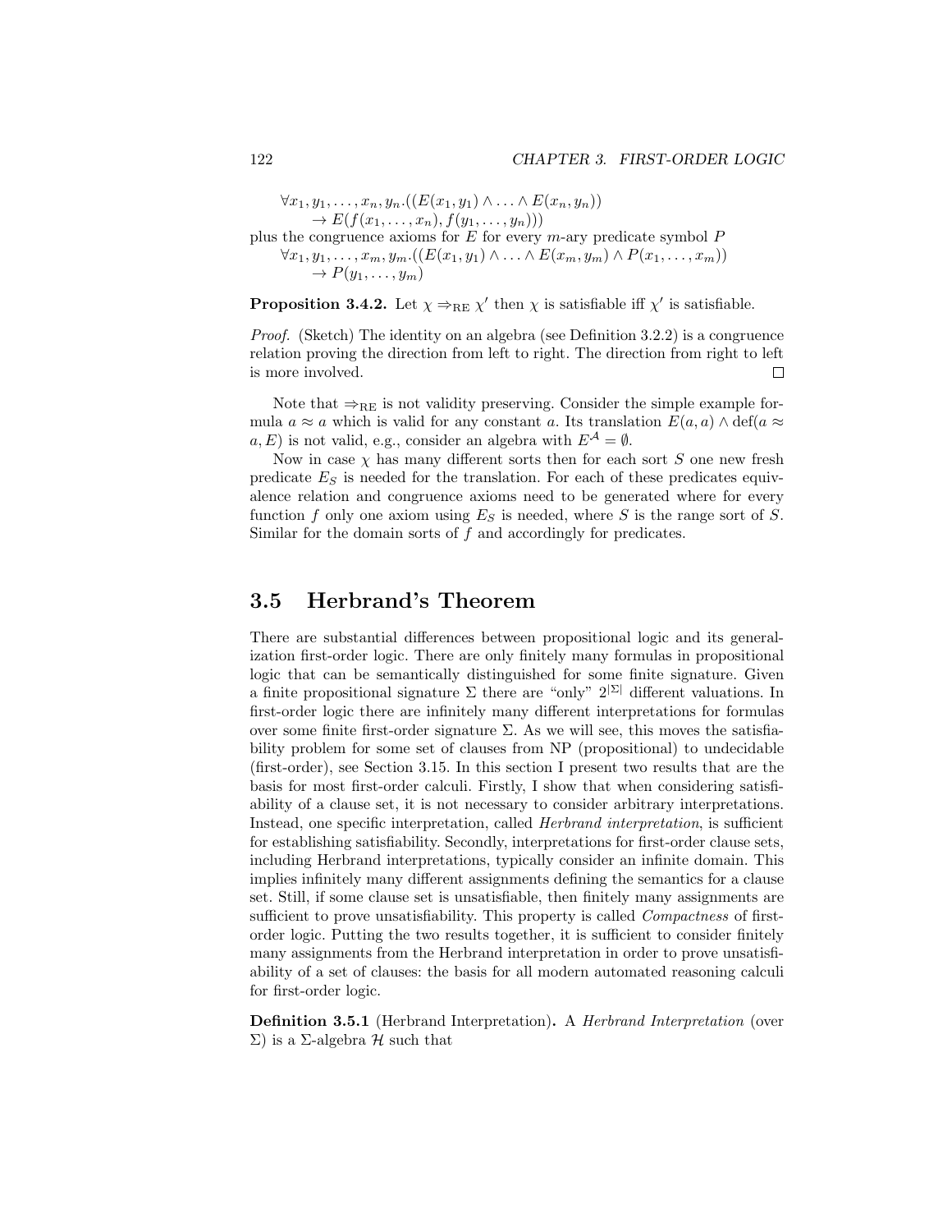$$\forall x_1, y_1, \ldots, x_n, y_n.((E(x_1, y_1) \land \ldots \land E(x_n, y_n)) \\ \rightarrow E(f(x_1, \ldots, x_n), f(y_1, \ldots, y_n)))$$

plus the congruence axioms for $E$ for every $m$-ary predicate symbol $P$

$$\forall x_1, y_1, \ldots, x_m, y_m.((E(x_1, y_1) \land \ldots \land E(x_m, y_m) \land P(x_1, \ldots, x_m)) \\ \rightarrow P(y_1, \ldots, y_m)$$

**Proposition 3.4.2.** Let $\chi \Rightarrow_{\mathrm{RE}} \chi'$ then $\chi$ is satisfiable iff $\chi'$ is satisfiable.

*Proof.* (Sketch) The identity on an algebra (see Definition 3.2.2) is a congruence relation proving the direction from left to right. The direction from right to left is more involved. □

Note that $\Rightarrow_{\mathrm{RE}}$ is not validity preserving. Consider the simple example formula $a \approx a$ which is valid for any constant $a$. Its translation $E(a, a) \land \mathrm{def}(a \approx a, E)$ is not valid, e.g., consider an algebra with $E^{\mathcal{A}} = \emptyset$.

Now in case $\chi$ has many different sorts then for each sort $S$ one new fresh predicate $E_S$ is needed for the translation. For each of these predicates equivalence relation and congruence axioms need to be generated where for every function $f$ only one axiom using $E_S$ is needed, where $S$ is the range sort of $S$. Similar for the domain sorts of $f$ and accordingly for predicates.

## 3.5 Herbrand's Theorem

There are substantial differences between propositional logic and its generalization first-order logic. There are only finitely many formulas in propositional logic that can be semantically distinguished for some finite signature. Given a finite propositional signature $\Sigma$ there are "only" $2^{|\Sigma|}$ different valuations. In first-order logic there are infinitely many different interpretations for formulas over some finite first-order signature $\Sigma$. As we will see, this moves the satisfiability problem for some set of clauses from NP (propositional) to undecidable (first-order), see Section 3.15. In this section I present two results that are the basis for most first-order calculi. Firstly, I show that when considering satisfiability of a clause set, it is not necessary to consider arbitrary interpretations. Instead, one specific interpretation, called *Herbrand interpretation*, is sufficient for establishing satisfiability. Secondly, interpretations for first-order clause sets, including Herbrand interpretations, typically consider an infinite domain. This implies infinitely many different assignments defining the semantics for a clause set. Still, if some clause set is unsatisfiable, then finitely many assignments are sufficient to prove unsatisfiability. This property is called *Compactness* of first-order logic. Putting the two results together, it is sufficient to consider finitely many assignments from the Herbrand interpretation in order to prove unsatisfiability of a set of clauses: the basis for all modern automated reasoning calculi for first-order logic.

**Definition 3.5.1** (Herbrand Interpretation)**.** A *Herbrand Interpretation* (over $\Sigma$) is a $\Sigma$-algebra $\mathcal{H}$ such that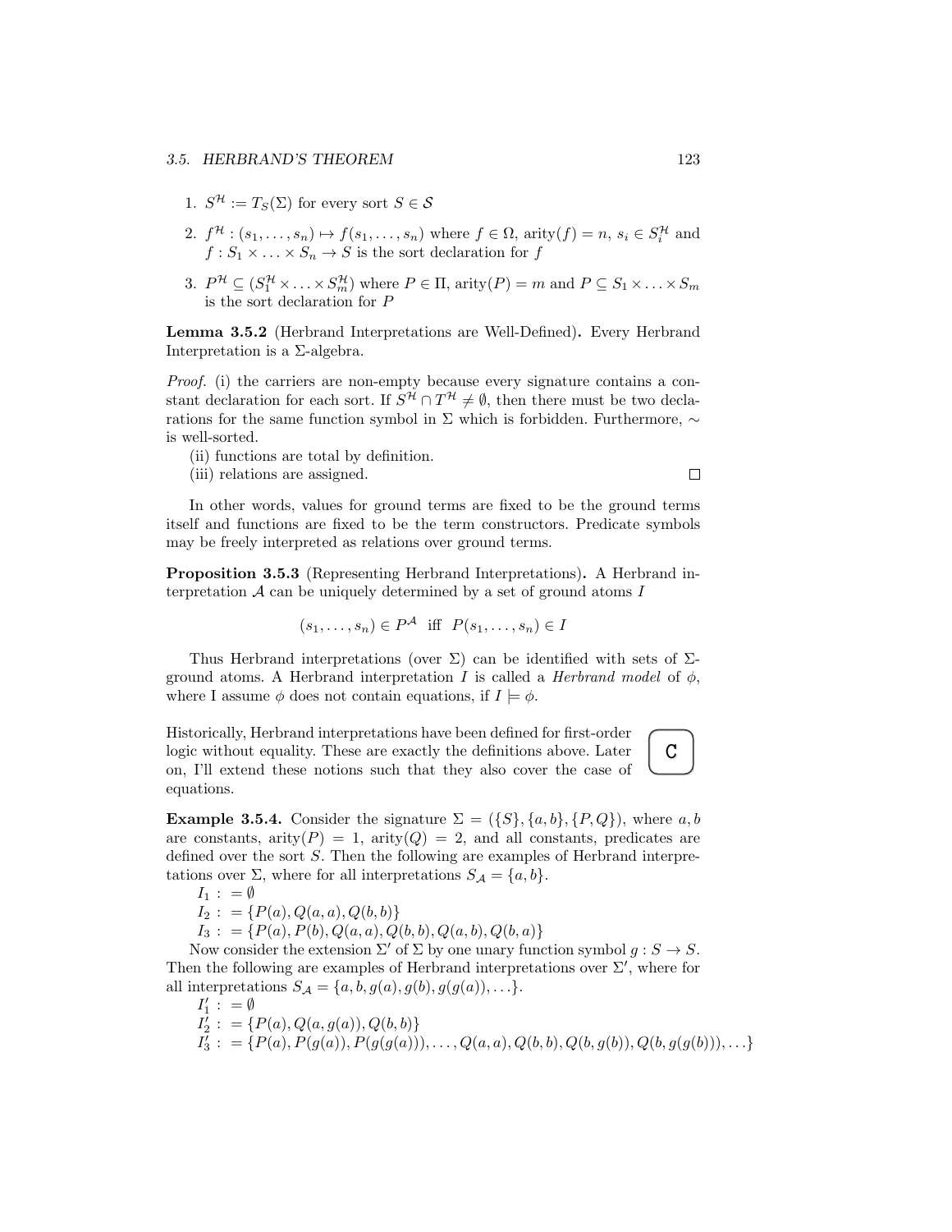1. $S^{\mathcal{H}} := T_S(\Sigma)$ for every sort $S \in \mathcal{S}$
2. $f^{\mathcal{H}} : (s_1, \ldots, s_n) \mapsto f(s_1, \ldots, s_n)$ where $f \in \Omega$, arity$(f) = n$, $s_i \in S_i^{\mathcal{H}}$ and $f : S_1 \times \ldots \times S_n \to S$ is the sort declaration for $f$
3. $P^{\mathcal{H}} \subseteq (S_1^{\mathcal{H}} \times \ldots \times S_m^{\mathcal{H}})$ where $P \in \Pi$, arity$(P) = m$ and $P \subseteq S_1 \times \ldots \times S_m$ is the sort declaration for $P$

**Lemma 3.5.2** (Herbrand Interpretations are Well-Defined)**.** Every Herbrand Interpretation is a $\Sigma$-algebra.

*Proof.* (i) the carriers are non-empty because every signature contains a constant declaration for each sort. If $S^{\mathcal{H}} \cap T^{\mathcal{H}} \neq \emptyset$, then there must be two declarations for the same function symbol in $\Sigma$ which is forbidden. Furthermore, $\sim$ is well-sorted.

(ii) functions are total by definition.

(iii) relations are assigned. □

In other words, values for ground terms are fixed to be the ground terms itself and functions are fixed to be the term constructors. Predicate symbols may be freely interpreted as relations over ground terms.

**Proposition 3.5.3** (Representing Herbrand Interpretations)**.** A Herbrand interpretation $\mathcal{A}$ can be uniquely determined by a set of ground atoms $I$

$$(s_1, \ldots, s_n) \in P^{\mathcal{A}} \text{ iff } P(s_1, \ldots, s_n) \in I$$

Thus Herbrand interpretations (over $\Sigma$) can be identified with sets of $\Sigma$-ground atoms. A Herbrand interpretation $I$ is called a *Herbrand model* of $\phi$, where I assume $\phi$ does not contain equations, if $I \models \phi$.

Historically, Herbrand interpretations have been defined for first-order logic without equality. These are exactly the definitions above. Later on, I'll extend these notions such that they also cover the case of equations.

C

**Example 3.5.4.** Consider the signature $\Sigma = (\{S\}, \{a, b\}, \{P, Q\})$, where $a, b$ are constants, arity$(P) = 1$, arity$(Q) = 2$, and all constants, predicates are defined over the sort $S$. Then the following are examples of Herbrand interpretations over $\Sigma$, where for all interpretations $S_{\mathcal{A}} = \{a, b\}$.

$I_1 : = \emptyset$

$I_2 : = \{P(a), Q(a, a), Q(b, b)\}$

$I_3 : = \{P(a), P(b), Q(a, a), Q(b, b), Q(a, b), Q(b, a)\}$

Now consider the extension $\Sigma'$ of $\Sigma$ by one unary function symbol $g : S \to S$. Then the following are examples of Herbrand interpretations over $\Sigma'$, where for all interpretations $S_{\mathcal{A}} = \{a, b, g(a), g(b), g(g(a)), \ldots\}$.

$I_1' : = \emptyset$

$I_2' : = \{P(a), Q(a, g(a)), Q(b, b)\}$

$I_3' : = \{P(a), P(g(a)), P(g(g(a))), \ldots, Q(a, a), Q(b, b), Q(b, g(b)), Q(b, g(g(b))), \ldots\}$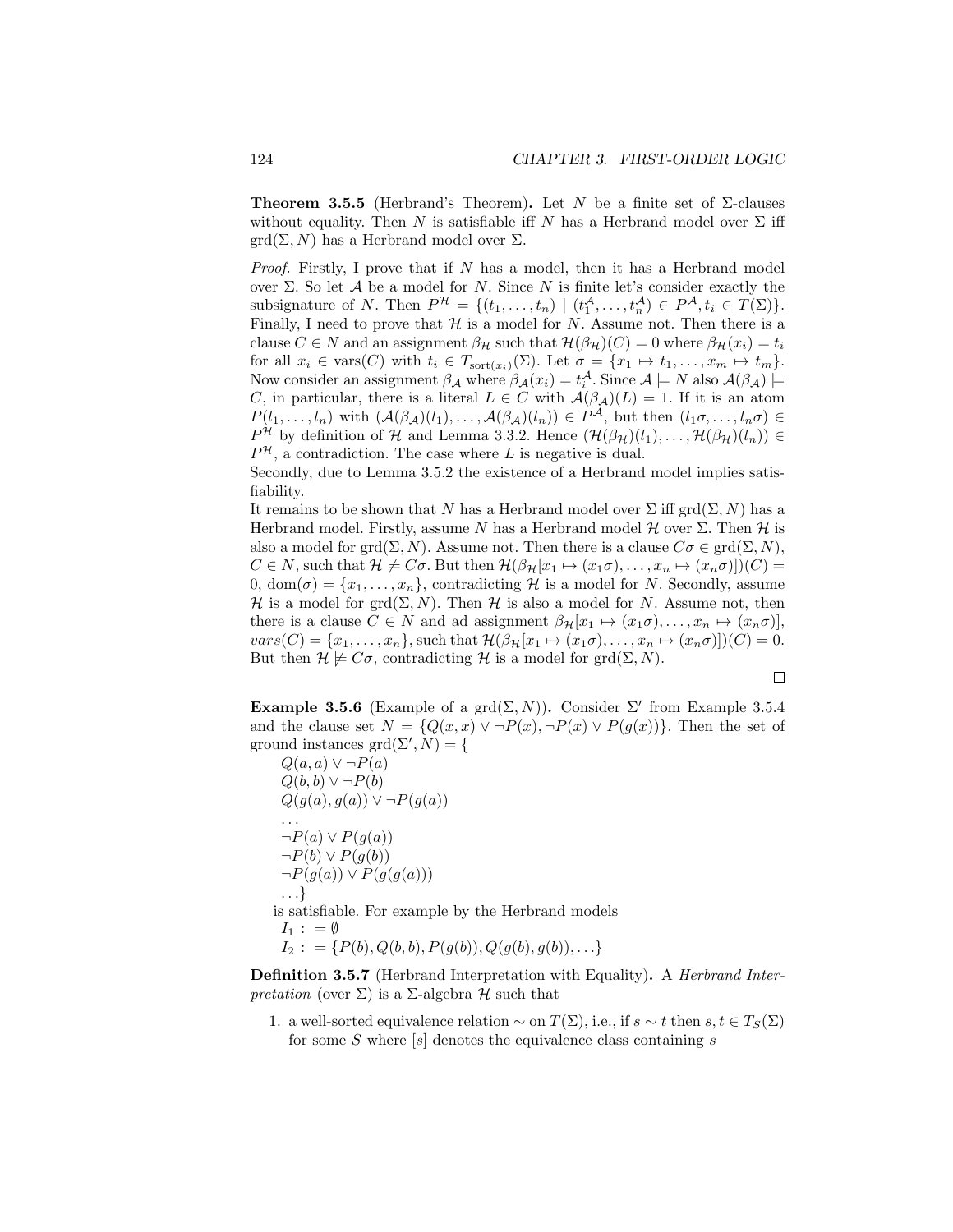**Theorem 3.5.5** (Herbrand's Theorem)**.** Let $N$ be a finite set of $\Sigma$-clauses without equality. Then $N$ is satisfiable iff $N$ has a Herbrand model over $\Sigma$ iff $\text{grd}(\Sigma, N)$ has a Herbrand model over $\Sigma$.

*Proof.* Firstly, I prove that if $N$ has a model, then it has a Herbrand model over $\Sigma$. So let $\mathcal{A}$ be a model for $N$. Since $N$ is finite let's consider exactly the subsignature of $N$. Then $P^{\mathcal{H}} = \{(t_1, \ldots, t_n) \mid (t_1^{\mathcal{A}}, \ldots, t_n^{\mathcal{A}}) \in P^{\mathcal{A}}, t_i \in T(\Sigma)\}$. Finally, I need to prove that $\mathcal{H}$ is a model for $N$. Assume not. Then there is a clause $C \in N$ and an assignment $\beta_{\mathcal{H}}$ such that $\mathcal{H}(\beta_{\mathcal{H}})(C) = 0$ where $\beta_{\mathcal{H}}(x_i) = t_i$ for all $x_i \in \text{vars}(C)$ with $t_i \in T_{\text{sort}(x_i)}(\Sigma)$. Let $\sigma = \{x_1 \mapsto t_1, \ldots, x_m \mapsto t_m\}$. Now consider an assignment $\beta_{\mathcal{A}}$ where $\beta_{\mathcal{A}}(x_i) = t_i^{\mathcal{A}}$. Since $\mathcal{A} \models N$ also $\mathcal{A}(\beta_{\mathcal{A}}) \models C$, in particular, there is a literal $L \in C$ with $\mathcal{A}(\beta_{\mathcal{A}})(L) = 1$. If it is an atom $P(l_1, \ldots, l_n)$ with $(\mathcal{A}(\beta_{\mathcal{A}})(l_1), \ldots, \mathcal{A}(\beta_{\mathcal{A}})(l_n)) \in P^{\mathcal{A}}$, but then $(l_1\sigma, \ldots, l_n\sigma) \in P^{\mathcal{H}}$ by definition of $\mathcal{H}$ and Lemma 3.3.2. Hence $(\mathcal{H}(\beta_{\mathcal{H}})(l_1), \ldots, \mathcal{H}(\beta_{\mathcal{H}})(l_n)) \in P^{\mathcal{H}}$, a contradiction. The case where $L$ is negative is dual.

Secondly, due to Lemma 3.5.2 the existence of a Herbrand model implies satisfiability.

It remains to be shown that $N$ has a Herbrand model over $\Sigma$ iff $\text{grd}(\Sigma, N)$ has a Herbrand model. Firstly, assume $N$ has a Herbrand model $\mathcal{H}$ over $\Sigma$. Then $\mathcal{H}$ is also a model for $\text{grd}(\Sigma, N)$. Assume not. Then there is a clause $C\sigma \in \text{grd}(\Sigma, N)$, $C \in N$, such that $\mathcal{H} \not\models C\sigma$. But then $\mathcal{H}(\beta_{\mathcal{H}}[x_1 \mapsto (x_1\sigma), \ldots, x_n \mapsto (x_n\sigma)])(C) = 0$, $\text{dom}(\sigma) = \{x_1, \ldots, x_n\}$, contradicting $\mathcal{H}$ is a model for $N$. Secondly, assume $\mathcal{H}$ is a model for $\text{grd}(\Sigma, N)$. Then $\mathcal{H}$ is also a model for $N$. Assume not, then there is a clause $C \in N$ and ad assignment $\beta_{\mathcal{H}}[x_1 \mapsto (x_1\sigma), \ldots, x_n \mapsto (x_n\sigma)]$, $vars(C) = \{x_1, \ldots, x_n\}$, such that $\mathcal{H}(\beta_{\mathcal{H}}[x_1 \mapsto (x_1\sigma), \ldots, x_n \mapsto (x_n\sigma)])(C) = 0$. But then $\mathcal{H} \not\models C\sigma$, contradicting $\mathcal{H}$ is a model for $\text{grd}(\Sigma, N)$. □

**Example 3.5.6** (Example of a $\text{grd}(\Sigma, N)$)**.** Consider $\Sigma'$ from Example 3.5.4 and the clause set $N = \{Q(x, x) \lor \neg P(x), \neg P(x) \lor P(g(x))\}$. Then the set of ground instances $\text{grd}(\Sigma', N) = \{$

$Q(a, a) \lor \neg P(a)$
$Q(b, b) \lor \neg P(b)$
$Q(g(a), g(a)) \lor \neg P(g(a))$
$\ldots$
$\neg P(a) \lor P(g(a))$
$\neg P(b) \lor P(g(b))$
$\neg P(g(a)) \lor P(g(g(a)))$
$\ldots\}$

is satisfiable. For example by the Herbrand models

$I_1 := \emptyset$
$I_2 := \{P(b), Q(b, b), P(g(b)), Q(g(b), g(b)), \ldots\}$

**Definition 3.5.7** (Herbrand Interpretation with Equality)**.** A *Herbrand Interpretation* (over $\Sigma$) is a $\Sigma$-algebra $\mathcal{H}$ such that

1. a well-sorted equivalence relation $\sim$ on $T(\Sigma)$, i.e., if $s \sim t$ then $s, t \in T_S(\Sigma)$ for some $S$ where $[s]$ denotes the equivalence class containing $s$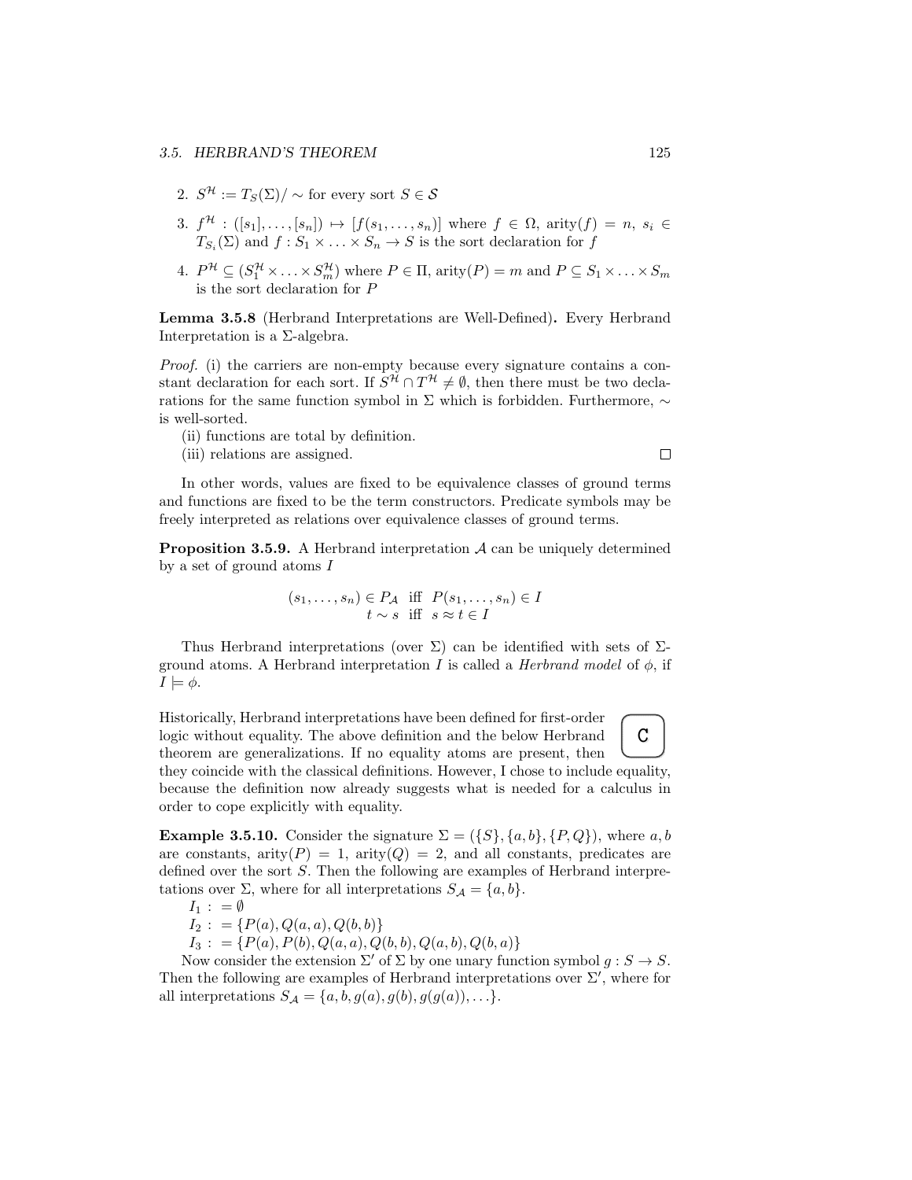2. $S^{\mathcal{H}} := T_S(\Sigma)/\sim$ for every sort $S \in \mathcal{S}$

3. $f^{\mathcal{H}} : ([s_1], \ldots, [s_n]) \mapsto [f(s_1, \ldots, s_n)]$ where $f \in \Omega$, $\text{arity}(f) = n$, $s_i \in T_{S_i}(\Sigma)$ and $f : S_1 \times \ldots \times S_n \to S$ is the sort declaration for $f$

4. $P^{\mathcal{H}} \subseteq (S_1^{\mathcal{H}} \times \ldots \times S_m^{\mathcal{H}})$ where $P \in \Pi$, $\text{arity}(P) = m$ and $P \subseteq S_1 \times \ldots \times S_m$ is the sort declaration for $P$

**Lemma 3.5.8** (Herbrand Interpretations are Well-Defined)**.** Every Herbrand Interpretation is a $\Sigma$-algebra.

*Proof.* (i) the carriers are non-empty because every signature contains a constant declaration for each sort. If $S^{\mathcal{H}} \cap T^{\mathcal{H}} \neq \emptyset$, then there must be two declarations for the same function symbol in $\Sigma$ which is forbidden. Furthermore, $\sim$ is well-sorted.

(ii) functions are total by definition.

(iii) relations are assigned. $\square$

In other words, values are fixed to be equivalence classes of ground terms and functions are fixed to be the term constructors. Predicate symbols may be freely interpreted as relations over equivalence classes of ground terms.

**Proposition 3.5.9.** A Herbrand interpretation $\mathcal{A}$ can be uniquely determined by a set of ground atoms $I$

$$
\begin{aligned}
(s_1, \ldots, s_n) \in P_{\mathcal{A}} &\text{ iff } P(s_1, \ldots, s_n) \in I \\
t \sim s &\text{ iff } s \approx t \in I
\end{aligned}
$$

Thus Herbrand interpretations (over $\Sigma$) can be identified with sets of $\Sigma$-ground atoms. A Herbrand interpretation $I$ is called a *Herbrand model* of $\phi$, if $I \models \phi$.

C

Historically, Herbrand interpretations have been defined for first-order logic without equality. The above definition and the below Herbrand theorem are generalizations. If no equality atoms are present, then they coincide with the classical definitions. However, I chose to include equality, because the definition now already suggests what is needed for a calculus in order to cope explicitly with equality.

**Example 3.5.10.** Consider the signature $\Sigma = (\{S\}, \{a, b\}, \{P, Q\})$, where $a, b$ are constants, $\text{arity}(P) = 1$, $\text{arity}(Q) = 2$, and all constants, predicates are defined over the sort $S$. Then the following are examples of Herbrand interpretations over $\Sigma$, where for all interpretations $S_{\mathcal{A}} = \{a, b\}$.

$I_1 : = \emptyset$

$I_2 : = \{P(a), Q(a, a), Q(b, b)\}$

$I_3 : = \{P(a), P(b), Q(a, a), Q(b, b), Q(a, b), Q(b, a)\}$

Now consider the extension $\Sigma'$ of $\Sigma$ by one unary function symbol $g : S \to S$. Then the following are examples of Herbrand interpretations over $\Sigma'$, where for all interpretations $S_{\mathcal{A}} = \{a, b, g(a), g(b), g(g(a)), \ldots\}$.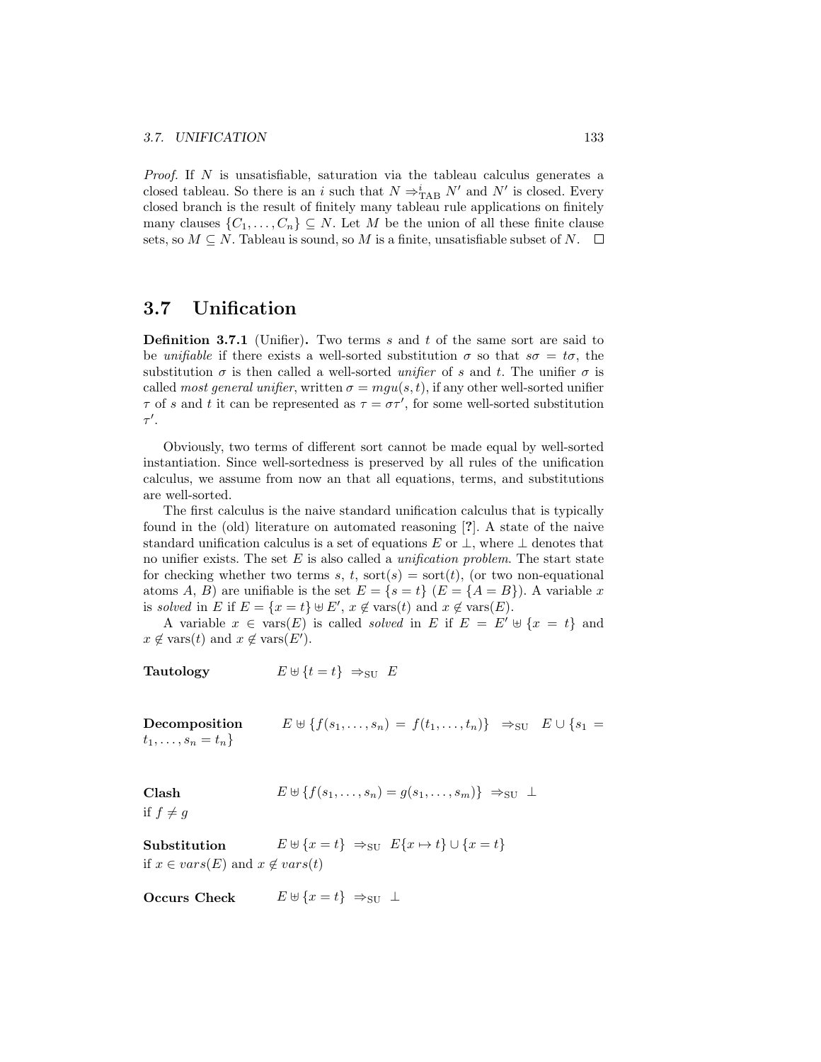*Proof.* If $N$ is unsatisfiable, saturation via the tableau calculus generates a closed tableau. So there is an $i$ such that $N \Rightarrow^i_{\text{TAB}} N'$ and $N'$ is closed. Every closed branch is the result of finitely many tableau rule applications on finitely many clauses $\{C_1, \ldots, C_n\} \subseteq N$. Let $M$ be the union of all these finite clause sets, so $M \subseteq N$. Tableau is sound, so $M$ is a finite, unsatisfiable subset of $N$. □

## 3.7 Unification

**Definition 3.7.1** (Unifier)**.** Two terms $s$ and $t$ of the same sort are said to be *unifiable* if there exists a well-sorted substitution $\sigma$ so that $s\sigma = t\sigma$, the substitution $\sigma$ is then called a well-sorted *unifier* of $s$ and $t$. The unifier $\sigma$ is called *most general unifier*, written $\sigma = mgu(s,t)$, if any other well-sorted unifier $\tau$ of $s$ and $t$ it can be represented as $\tau = \sigma\tau'$, for some well-sorted substitution $\tau'$.

Obviously, two terms of different sort cannot be made equal by well-sorted instantiation. Since well-sortedness is preserved by all rules of the unification calculus, we assume from now an that all equations, terms, and substitutions are well-sorted.

The first calculus is the naive standard unification calculus that is typically found in the (old) literature on automated reasoning [**?**]. A state of the naive standard unification calculus is a set of equations $E$ or $\bot$, where $\bot$ denotes that no unifier exists. The set $E$ is also called a *unification problem*. The start state for checking whether two terms $s$, $t$, $\text{sort}(s) = \text{sort}(t)$, (or two non-equational atoms $A$, $B$) are unifiable is the set $E = \{s = t\}$ ($E = \{A = B\}$). A variable $x$ is *solved* in $E$ if $E = \{x = t\} \uplus E'$, $x \notin \text{vars}(t)$ and $x \notin \text{vars}(E)$.

A variable $x \in \text{vars}(E)$ is called *solved* in $E$ if $E = E' \uplus \{x = t\}$ and $x \notin \text{vars}(t)$ and $x \notin \text{vars}(E')$.

**Tautology** $\quad E \uplus \{t = t\} \;\Rightarrow_{\text{SU}}\; E$

**Decomposition** $\quad E \uplus \{f(s_1, \ldots, s_n) = f(t_1, \ldots, t_n)\} \;\Rightarrow_{\text{SU}}\; E \cup \{s_1 = t_1, \ldots, s_n = t_n\}$

**Clash** $\quad E \uplus \{f(s_1, \ldots, s_n) = g(s_1, \ldots, s_m)\} \;\Rightarrow_{\text{SU}}\; \bot$
if $f \neq g$

**Substitution** $\quad E \uplus \{x = t\} \;\Rightarrow_{\text{SU}}\; E\{x \mapsto t\} \cup \{x = t\}$
if $x \in vars(E)$ and $x \notin vars(t)$

**Occurs Check** $\quad E \uplus \{x = t\} \;\Rightarrow_{\text{SU}}\; \bot$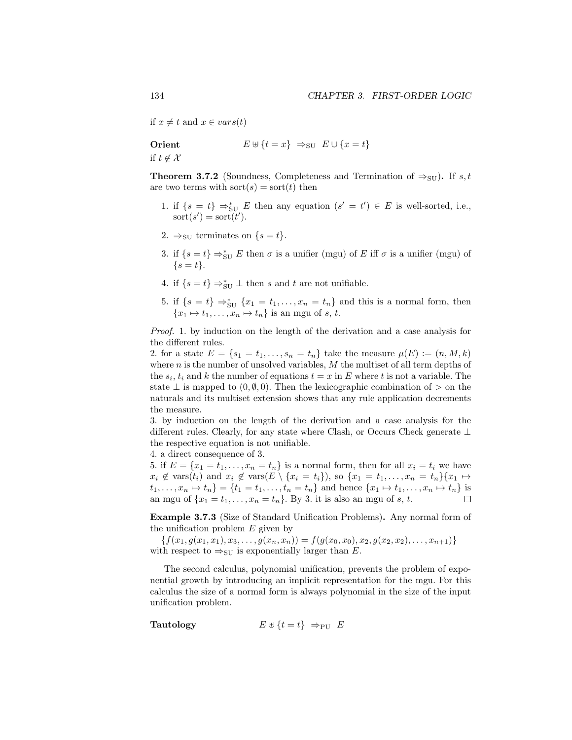if $x \neq t$ and $x \in vars(t)$

**Orient** $\qquad E \uplus \{t = x\} \;\Rightarrow_{\mathrm{SU}}\; E \cup \{x = t\}$
if $t \notin \mathcal{X}$

**Theorem 3.7.2** (Soundness, Completeness and Termination of $\Rightarrow_{\mathrm{SU}}$)**.** If $s, t$ are two terms with $\mathrm{sort}(s) = \mathrm{sort}(t)$ then

1. if $\{s = t\} \Rightarrow^*_{\mathrm{SU}} E$ then any equation $(s' = t') \in E$ is well-sorted, i.e., $\mathrm{sort}(s') = \mathrm{sort}(t')$.
2. $\Rightarrow_{\mathrm{SU}}$ terminates on $\{s = t\}$.
3. if $\{s = t\} \Rightarrow^*_{\mathrm{SU}} E$ then $\sigma$ is a unifier (mgu) of $E$ iff $\sigma$ is a unifier (mgu) of $\{s = t\}$.
4. if $\{s = t\} \Rightarrow^*_{\mathrm{SU}} \bot$ then $s$ and $t$ are not unifiable.
5. if $\{s = t\} \Rightarrow^*_{\mathrm{SU}} \{x_1 = t_1, \ldots, x_n = t_n\}$ and this is a normal form, then $\{x_1 \mapsto t_1, \ldots, x_n \mapsto t_n\}$ is an mgu of $s$, $t$.

*Proof.* 1. by induction on the length of the derivation and a case analysis for the different rules.
2. for a state $E = \{s_1 = t_1, \ldots, s_n = t_n\}$ take the measure $\mu(E) := (n, M, k)$ where $n$ is the number of unsolved variables, $M$ the multiset of all term depths of the $s_i, t_i$ and $k$ the number of equations $t = x$ in $E$ where $t$ is not a variable. The state $\bot$ is mapped to $(0, \emptyset, 0)$. Then the lexicographic combination of $>$ on the naturals and its multiset extension shows that any rule application decrements the measure.
3. by induction on the length of the derivation and a case analysis for the different rules. Clearly, for any state where Clash, or Occurs Check generate $\bot$ the respective equation is not unifiable.
4. a direct consequence of 3.
5. if $E = \{x_1 = t_1, \ldots, x_n = t_n\}$ is a normal form, then for all $x_i = t_i$ we have $x_i \notin \mathrm{vars}(t_i)$ and $x_i \notin \mathrm{vars}(E \setminus \{x_i = t_i\})$, so $\{x_1 = t_1, \ldots, x_n = t_n\}\{x_1 \mapsto t_1, \ldots, x_n \mapsto t_n\} = \{t_1 = t_1, \ldots, t_n = t_n\}$ and hence $\{x_1 \mapsto t_1, \ldots, x_n \mapsto t_n\}$ is an mgu of $\{x_1 = t_1, \ldots, x_n = t_n\}$. By 3. it is also an mgu of $s$, $t$. ∎

**Example 3.7.3** (Size of Standard Unification Problems)**.** Any normal form of the unification problem $E$ given by
$\{f(x_1, g(x_1, x_1), x_3, \ldots, g(x_n, x_n)) = f(g(x_0, x_0), x_2, g(x_2, x_2), \ldots, x_{n+1})\}$
with respect to $\Rightarrow_{\mathrm{SU}}$ is exponentially larger than $E$.

The second calculus, polynomial unification, prevents the problem of exponential growth by introducing an implicit representation for the mgu. For this calculus the size of a normal form is always polynomial in the size of the input unification problem.

**Tautology** $\qquad E \uplus \{t = t\} \;\Rightarrow_{\mathrm{PU}}\; E$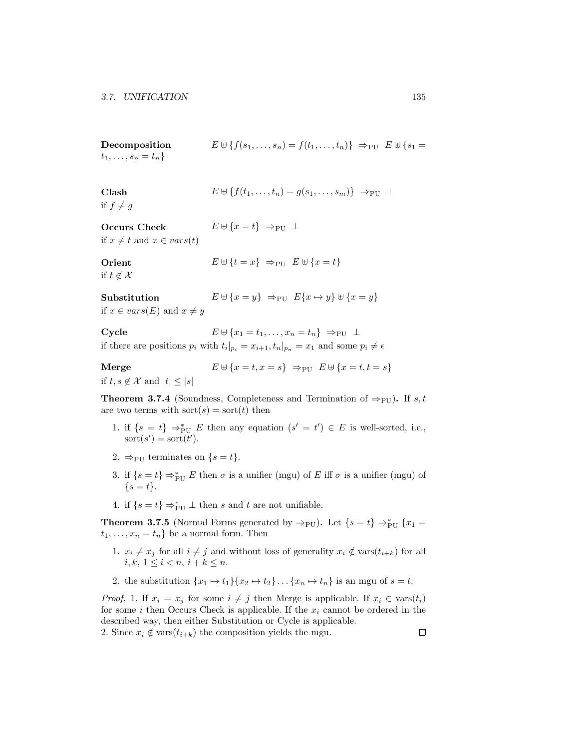**Decomposition** $E \uplus \{f(s_1,\ldots,s_n) = f(t_1,\ldots,t_n)\} \;\Rightarrow_{\mathrm{PU}}\; E \uplus \{s_1 = t_1,\ldots,s_n = t_n\}$

**Clash** $E \uplus \{f(t_1,\ldots,t_n) = g(s_1,\ldots,s_m)\} \;\Rightarrow_{\mathrm{PU}}\; \bot$
if $f \neq g$

**Occurs Check** $E \uplus \{x = t\} \;\Rightarrow_{\mathrm{PU}}\; \bot$
if $x \neq t$ and $x \in vars(t)$

**Orient** $E \uplus \{t = x\} \;\Rightarrow_{\mathrm{PU}}\; E \uplus \{x = t\}$
if $t \notin \mathcal{X}$

**Substitution** $E \uplus \{x = y\} \;\Rightarrow_{\mathrm{PU}}\; E\{x \mapsto y\} \uplus \{x = y\}$
if $x \in vars(E)$ and $x \neq y$

**Cycle** $E \uplus \{x_1 = t_1,\ldots,x_n = t_n\} \;\Rightarrow_{\mathrm{PU}}\; \bot$
if there are positions $p_i$ with $t_i|_{p_i} = x_{i+1}, t_n|_{p_n} = x_1$ and some $p_i \neq \epsilon$

**Merge** $E \uplus \{x = t, x = s\} \;\Rightarrow_{\mathrm{PU}}\; E \uplus \{x = t, t = s\}$
if $t, s \notin \mathcal{X}$ and $|t| \leq |s|$

**Theorem 3.7.4** (Soundness, Completeness and Termination of $\Rightarrow_{\mathrm{PU}}$). If $s, t$ are two terms with $\mathrm{sort}(s) = \mathrm{sort}(t)$ then

1. if $\{s = t\} \Rightarrow^*_{\mathrm{PU}} E$ then any equation $(s' = t') \in E$ is well-sorted, i.e., $\mathrm{sort}(s') = \mathrm{sort}(t')$.
2. $\Rightarrow_{\mathrm{PU}}$ terminates on $\{s = t\}$.
3. if $\{s = t\} \Rightarrow^*_{\mathrm{PU}} E$ then $\sigma$ is a unifier (mgu) of $E$ iff $\sigma$ is a unifier (mgu) of $\{s = t\}$.
4. if $\{s = t\} \Rightarrow^*_{\mathrm{PU}} \bot$ then $s$ and $t$ are not unifiable.

**Theorem 3.7.5** (Normal Forms generated by $\Rightarrow_{\mathrm{PU}}$). Let $\{s = t\} \Rightarrow^*_{\mathrm{PU}} \{x_1 = t_1,\ldots,x_n = t_n\}$ be a normal form. Then

1. $x_i \neq x_j$ for all $i \neq j$ and without loss of generality $x_i \notin \mathrm{vars}(t_{i+k})$ for all $i, k$, $1 \leq i < n$, $i + k \leq n$.
2. the substitution $\{x_1 \mapsto t_1\}\{x_2 \mapsto t_2\}\ldots\{x_n \mapsto t_n\}$ is an mgu of $s = t$.

*Proof.* 1. If $x_i = x_j$ for some $i \neq j$ then Merge is applicable. If $x_i \in \mathrm{vars}(t_i)$ for some $i$ then Occurs Check is applicable. If the $x_i$ cannot be ordered in the described way, then either Substitution or Cycle is applicable.
2. Since $x_i \notin \mathrm{vars}(t_{i+k})$ the composition yields the mgu. □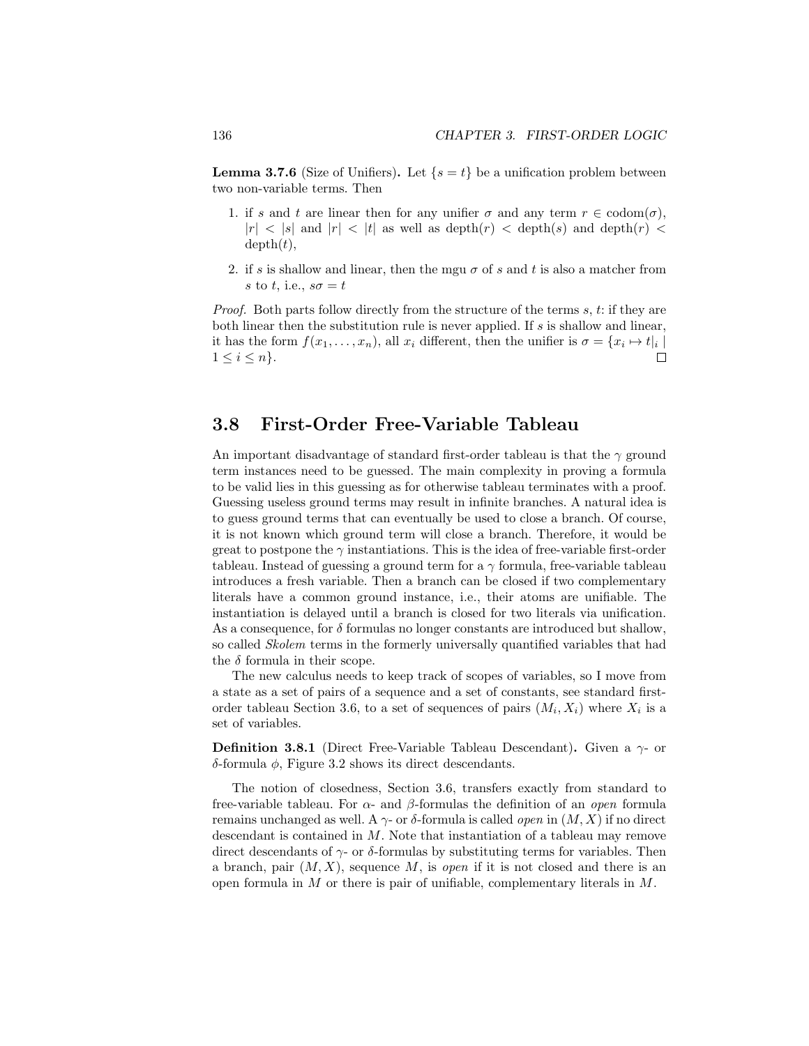**Lemma 3.7.6** (Size of Unifiers)**.** Let $\{s = t\}$ be a unification problem between two non-variable terms. Then

1. if $s$ and $t$ are linear then for any unifier $\sigma$ and any term $r \in \text{codom}(\sigma)$, $|r| < |s|$ and $|r| < |t|$ as well as $\text{depth}(r) < \text{depth}(s)$ and $\text{depth}(r) < \text{depth}(t)$,
2. if $s$ is shallow and linear, then the mgu $\sigma$ of $s$ and $t$ is also a matcher from $s$ to $t$, i.e., $s\sigma = t$

*Proof.* Both parts follow directly from the structure of the terms $s$, $t$: if they are both linear then the substitution rule is never applied. If $s$ is shallow and linear, it has the form $f(x_1, \ldots, x_n)$, all $x_i$ different, then the unifier is $\sigma = \{x_i \mapsto t|_i \mid 1 \leq i \leq n\}$. □

## 3.8 First-Order Free-Variable Tableau

An important disadvantage of standard first-order tableau is that the $\gamma$ ground term instances need to be guessed. The main complexity in proving a formula to be valid lies in this guessing as for otherwise tableau terminates with a proof. Guessing useless ground terms may result in infinite branches. A natural idea is to guess ground terms that can eventually be used to close a branch. Of course, it is not known which ground term will close a branch. Therefore, it would be great to postpone the $\gamma$ instantiations. This is the idea of free-variable first-order tableau. Instead of guessing a ground term for a $\gamma$ formula, free-variable tableau introduces a fresh variable. Then a branch can be closed if two complementary literals have a common ground instance, i.e., their atoms are unifiable. The instantiation is delayed until a branch is closed for two literals via unification. As a consequence, for $\delta$ formulas no longer constants are introduced but shallow, so called *Skolem* terms in the formerly universally quantified variables that had the $\delta$ formula in their scope.

The new calculus needs to keep track of scopes of variables, so I move from a state as a set of pairs of a sequence and a set of constants, see standard first-order tableau Section 3.6, to a set of sequences of pairs $(M_i, X_i)$ where $X_i$ is a set of variables.

**Definition 3.8.1** (Direct Free-Variable Tableau Descendant)**.** Given a $\gamma$- or $\delta$-formula $\phi$, Figure 3.2 shows its direct descendants.

The notion of closedness, Section 3.6, transfers exactly from standard to free-variable tableau. For $\alpha$- and $\beta$-formulas the definition of an *open* formula remains unchanged as well. A $\gamma$- or $\delta$-formula is called *open* in $(M, X)$ if no direct descendant is contained in $M$. Note that instantiation of a tableau may remove direct descendants of $\gamma$- or $\delta$-formulas by substituting terms for variables. Then a branch, pair $(M, X)$, sequence $M$, is *open* if it is not closed and there is an open formula in $M$ or there is pair of unifiable, complementary literals in $M$.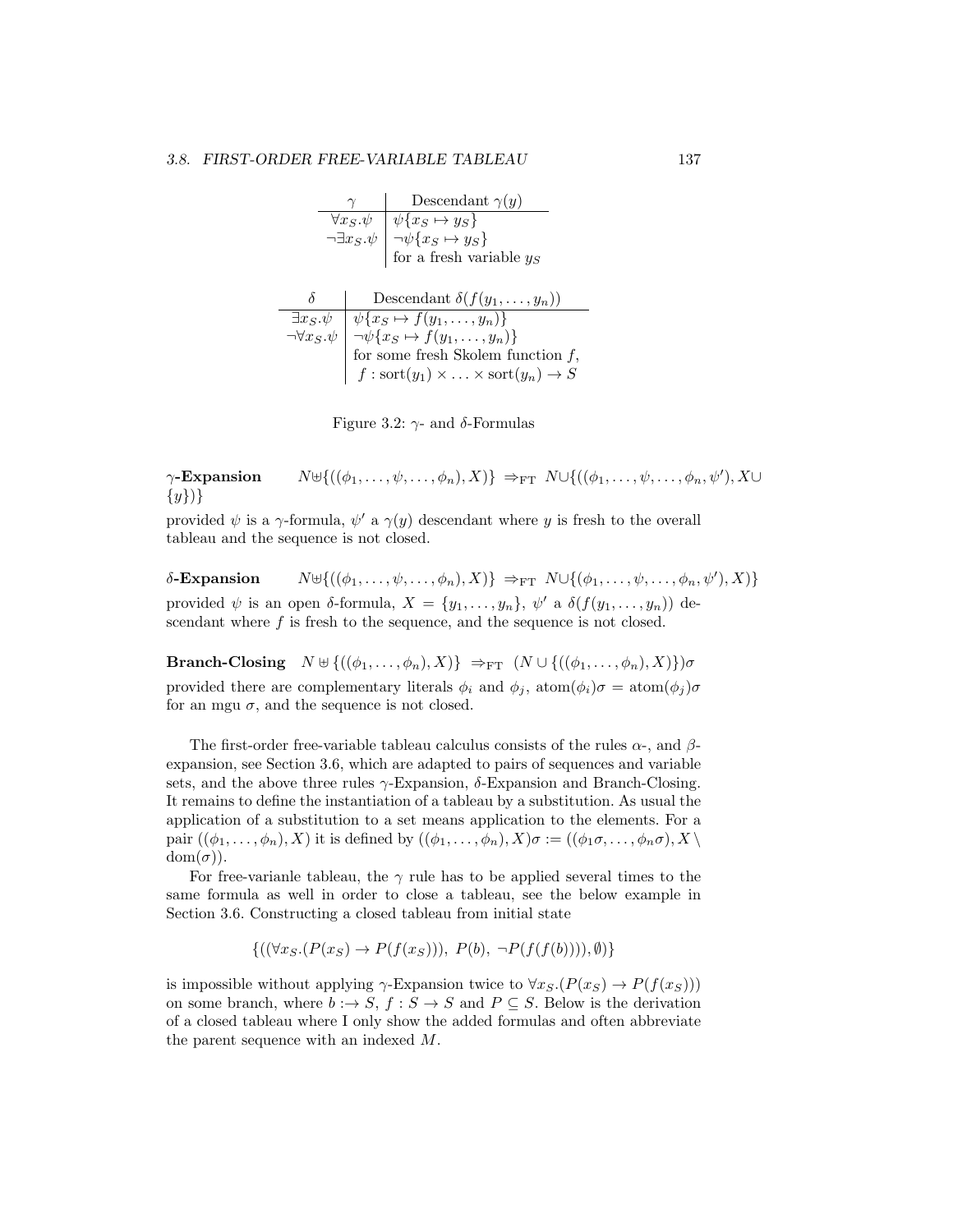| $\gamma$ | Descendant $\gamma(y)$ |
|---|---|
| $\forall x_S.\psi$ | $\psi\{x_S \mapsto y_S\}$ |
| $\neg\exists x_S.\psi$ | $\neg\psi\{x_S \mapsto y_S\}$ |
| | for a fresh variable $y_S$ |

| $\delta$ | Descendant $\delta(f(y_1,\ldots,y_n))$ |
|---|---|
| $\exists x_S.\psi$ | $\psi\{x_S \mapsto f(y_1,\ldots,y_n)\}$ |
| $\neg\forall x_S.\psi$ | $\neg\psi\{x_S \mapsto f(y_1,\ldots,y_n)\}$ |
| | for some fresh Skolem function $f$, |
| | $f : \mathrm{sort}(y_1) \times \ldots \times \mathrm{sort}(y_n) \to S$ |

Figure 3.2: $\gamma$- and $\delta$-Formulas

**$\gamma$-Expansion** $\quad N \uplus \{((\phi_1,\ldots,\psi,\ldots,\phi_n),X)\} \Rightarrow_{\mathrm{FT}} N \cup \{((\phi_1,\ldots,\psi,\ldots,\phi_n,\psi'),X \cup \{y\})\}$

provided $\psi$ is a $\gamma$-formula, $\psi'$ a $\gamma(y)$ descendant where $y$ is fresh to the overall tableau and the sequence is not closed.

**$\delta$-Expansion** $\quad N \uplus \{((\phi_1,\ldots,\psi,\ldots,\phi_n),X)\} \Rightarrow_{\mathrm{FT}} N \cup \{((\phi_1,\ldots,\psi,\ldots,\phi_n,\psi'),X)\}$

provided $\psi$ is an open $\delta$-formula, $X = \{y_1,\ldots,y_n\}$, $\psi'$ a $\delta(f(y_1,\ldots,y_n))$ descendant where $f$ is fresh to the sequence, and the sequence is not closed.

**Branch-Closing** $\quad N \uplus \{((\phi_1,\ldots,\phi_n),X)\} \Rightarrow_{\mathrm{FT}} (N \cup \{((\phi_1,\ldots,\phi_n),X)\})\sigma$

provided there are complementary literals $\phi_i$ and $\phi_j$, $\mathrm{atom}(\phi_i)\sigma = \mathrm{atom}(\phi_j)\sigma$ for an mgu $\sigma$, and the sequence is not closed.

The first-order free-variable tableau calculus consists of the rules $\alpha$-, and $\beta$-expansion, see Section 3.6, which are adapted to pairs of sequences and variable sets, and the above three rules $\gamma$-Expansion, $\delta$-Expansion and Branch-Closing. It remains to define the instantiation of a tableau by a substitution. As usual the application of a substitution to a set means application to the elements. For a pair $((\phi_1,\ldots,\phi_n),X)$ it is defined by $((\phi_1,\ldots,\phi_n),X)\sigma := ((\phi_1\sigma,\ldots,\phi_n\sigma),X \setminus \mathrm{dom}(\sigma))$.

For free-varianle tableau, the $\gamma$ rule has to be applied several times to the same formula as well in order to close a tableau, see the below example in Section 3.6. Constructing a closed tableau from initial state

$$\{((\forall x_S.(P(x_S) \to P(f(x_S))),\ P(b),\ \neg P(f(f(b)))),\emptyset)\}$$

is impossible without applying $\gamma$-Expansion twice to $\forall x_S.(P(x_S) \to P(f(x_S)))$ on some branch, where $b :\to S$, $f : S \to S$ and $P \subseteq S$. Below is the derivation of a closed tableau where I only show the added formulas and often abbreviate the parent sequence with an indexed $M$.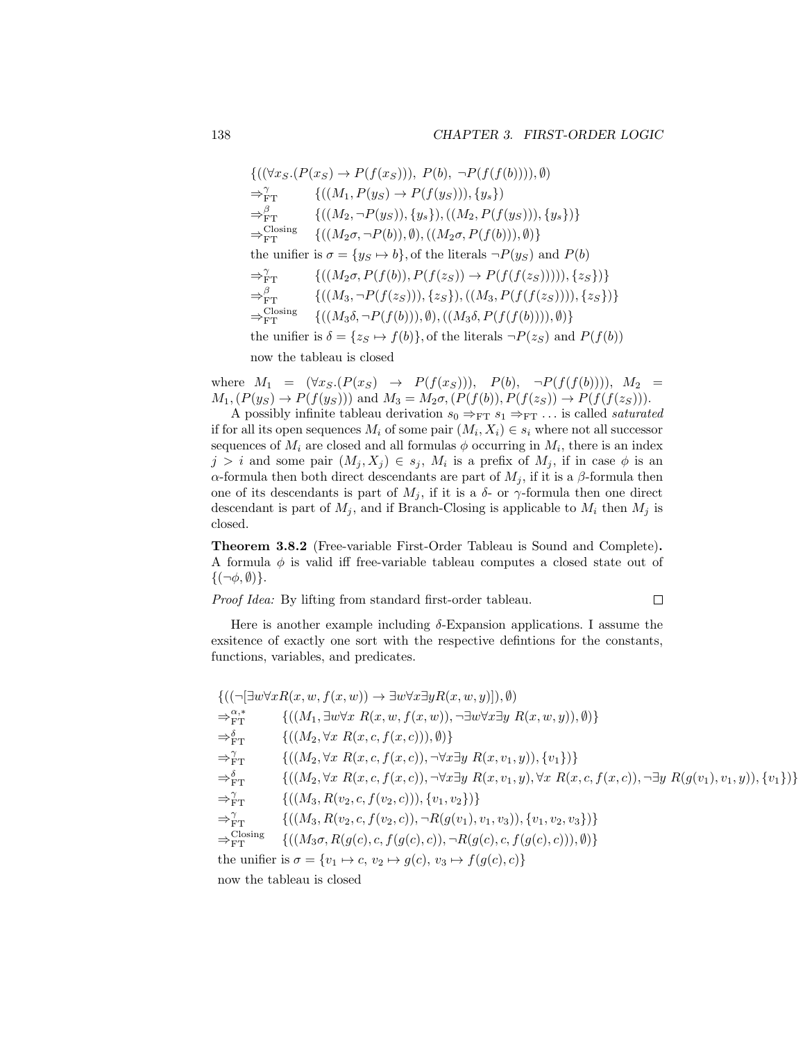$$
\begin{array}{ll}
\{((\forall x_S.(P(x_S) \rightarrow P(f(x_S))),\ P(b),\ \neg P(f(f(b)))), \emptyset) & \\
\Rightarrow^{\gamma}_{\text{FT}} & \{((M_1, P(y_S) \rightarrow P(f(y_S))), \{y_s\}) \\
\Rightarrow^{\beta}_{\text{FT}} & \{((M_2, \neg P(y_S)), \{y_s\}), ((M_2, P(f(y_S))), \{y_s\})\} \\
\Rightarrow^{\text{Closing}}_{\text{FT}} & \{((M_2\sigma, \neg P(b)), \emptyset), ((M_2\sigma, P(f(b))), \emptyset)\} \\
\text{the unifier is } \sigma = \{y_S \mapsto b\}, \text{of the literals } \neg P(y_S) \text{ and } P(b) & \\
\Rightarrow^{\gamma}_{\text{FT}} & \{((M_2\sigma, P(f(b)), P(f(z_S)) \rightarrow P(f(f(z_S))))), \{z_S\})\} \\
\Rightarrow^{\beta}_{\text{FT}} & \{((M_3, \neg P(f(z_S))), \{z_S\}), ((M_3, P(f(f(z_S)))), \{z_S\})\} \\
\Rightarrow^{\text{Closing}}_{\text{FT}} & \{((M_3\delta, \neg P(f(b))), \emptyset), ((M_3\delta, P(f(f(b)))), \emptyset)\} \\
\text{the unifier is } \delta = \{z_S \mapsto f(b)\}, \text{of the literals } \neg P(z_S) \text{ and } P(f(b)) & \\
\text{now the tableau is closed} &
\end{array}
$$

where $M_1 = (\forall x_S.(P(x_S) \rightarrow P(f(x_S))),\ P(b),\ \neg P(f(f(b))))$, $M_2 = M_1, (P(y_S) \rightarrow P(f(y_S)))$ and $M_3 = M_2\sigma, (P(f(b)), P(f(z_S)) \rightarrow P(f(f(z_S)))$.

A possibly infinite tableau derivation $s_0 \Rightarrow_{\text{FT}} s_1 \Rightarrow_{\text{FT}} \ldots$ is called *saturated* if for all its open sequences $M_i$ of some pair $(M_i, X_i) \in s_i$ where not all successor sequences of $M_i$ are closed and all formulas $\phi$ occurring in $M_i$, there is an index $j > i$ and some pair $(M_j, X_j) \in s_j$, $M_i$ is a prefix of $M_j$, if in case $\phi$ is an $\alpha$-formula then both direct descendants are part of $M_j$, if it is a $\beta$-formula then one of its descendants is part of $M_j$, if it is a $\delta$- or $\gamma$-formula then one direct descendant is part of $M_j$, and if Branch-Closing is applicable to $M_i$ then $M_j$ is closed.

**Theorem 3.8.2** (Free-variable First-Order Tableau is Sound and Complete)**.** A formula $\phi$ is valid iff free-variable tableau computes a closed state out of $\{(\neg\phi, \emptyset)\}$.

*Proof Idea:* By lifting from standard first-order tableau. □

Here is another example including $\delta$-Expansion applications. I assume the exsitence of exactly one sort with the respective defintions for the constants, functions, variables, and predicates.

$$
\begin{array}{ll}
\{((\neg[\exists w \forall x R(x, w, f(x, w)) \rightarrow \exists w \forall x \exists y R(x, w, y)]), \emptyset) & \\
\Rightarrow^{\alpha,*}_{\text{FT}} & \{((M_1, \exists w \forall x\ R(x, w, f(x, w)), \neg \exists w \forall x \exists y\ R(x, w, y)), \emptyset)\} \\
\Rightarrow^{\delta}_{\text{FT}} & \{((M_2, \forall x\ R(x, c, f(x, c))), \emptyset)\} \\
\Rightarrow^{\gamma}_{\text{FT}} & \{((M_2, \forall x\ R(x, c, f(x, c)), \neg \forall x \exists y\ R(x, v_1, y)), \{v_1\})\} \\
\Rightarrow^{\delta}_{\text{FT}} & \{((M_2, \forall x\ R(x, c, f(x, c)), \neg \forall x \exists y\ R(x, v_1, y), \forall x\ R(x, c, f(x, c)), \neg \exists y\ R(g(v_1), v_1, y)), \{v_1\})\} \\
\Rightarrow^{\gamma}_{\text{FT}} & \{((M_3, R(v_2, c, f(v_2, c))), \{v_1, v_2\})\} \\
\Rightarrow^{\gamma}_{\text{FT}} & \{((M_3, R(v_2, c, f(v_2, c)), \neg R(g(v_1), v_1, v_3)), \{v_1, v_2, v_3\})\} \\
\Rightarrow^{\text{Closing}}_{\text{FT}} & \{((M_3\sigma, R(g(c), c, f(g(c), c)), \neg R(g(c), c, f(g(c), c))), \emptyset)\} \\
\text{the unifier is } \sigma = \{v_1 \mapsto c,\ v_2 \mapsto g(c),\ v_3 \mapsto f(g(c), c)\} & \\
\text{now the tableau is closed} &
\end{array}
$$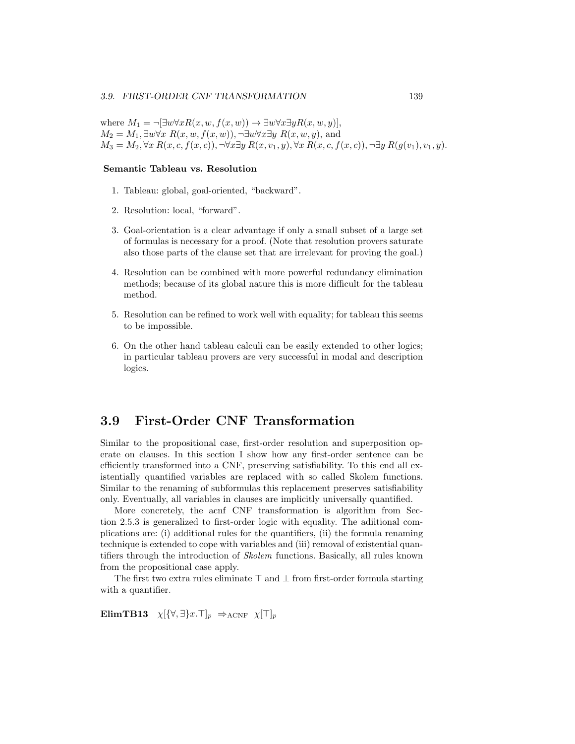where $M_1 = \neg[\exists w \forall x R(x, w, f(x, w)) \rightarrow \exists w \forall x \exists y R(x, w, y)]$,
$M_2 = M_1, \exists w \forall x\ R(x, w, f(x, w)), \neg \exists w \forall x \exists y\ R(x, w, y)$, and
$M_3 = M_2, \forall x\ R(x, c, f(x, c)), \neg \forall x \exists y\ R(x, v_1, y), \forall x\ R(x, c, f(x, c)), \neg \exists y\ R(g(v_1), v_1, y)$.

**Semantic Tableau vs. Resolution**

1. Tableau: global, goal-oriented, "backward".
2. Resolution: local, "forward".
3. Goal-orientation is a clear advantage if only a small subset of a large set of formulas is necessary for a proof. (Note that resolution provers saturate also those parts of the clause set that are irrelevant for proving the goal.)
4. Resolution can be combined with more powerful redundancy elimination methods; because of its global nature this is more difficult for the tableau method.
5. Resolution can be refined to work well with equality; for tableau this seems to be impossible.
6. On the other hand tableau calculi can be easily extended to other logics; in particular tableau provers are very successful in modal and description logics.

## 3.9 First-Order CNF Transformation

Similar to the propositional case, first-order resolution and superposition operate on clauses. In this section I show how any first-order sentence can be efficiently transformed into a CNF, preserving satisfiability. To this end all existentially quantified variables are replaced with so called Skolem functions. Similar to the renaming of subformulas this replacement preserves satisfiability only. Eventually, all variables in clauses are implicitly universally quantified.

More concretely, the acnf CNF transformation is algorithm from Section 2.5.3 is generalized to first-order logic with equality. The adiitional complications are: (i) additional rules for the quantifiers, (ii) the formula renaming technique is extended to cope with variables and (iii) removal of existential quantifiers through the introduction of *Skolem* functions. Basically, all rules known from the propositional case apply.

The first two extra rules eliminate $\top$ and $\bot$ from first-order formula starting with a quantifier.

**ElimTB13** $\quad \chi[\{\forall, \exists\}x.\top]_p \ \Rightarrow_{\text{ACNF}} \ \chi[\top]_p$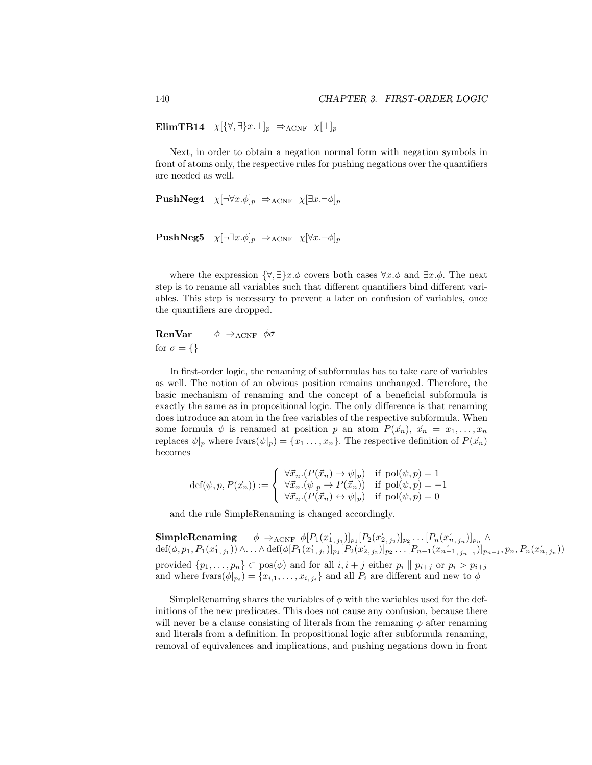**ElimTB14** $\quad \chi[\{\forall,\exists\}x.\bot]_p \;\Rightarrow_{\text{ACNF}}\; \chi[\bot]_p$

Next, in order to obtain a negation normal form with negation symbols in front of atoms only, the respective rules for pushing negations over the quantifiers are needed as well.

**PushNeg4** $\quad \chi[\neg\forall x.\phi]_p \;\Rightarrow_{\text{ACNF}}\; \chi[\exists x.\neg\phi]_p$

**PushNeg5** $\quad \chi[\neg\exists x.\phi]_p \;\Rightarrow_{\text{ACNF}}\; \chi[\forall x.\neg\phi]_p$

where the expression $\{\forall,\exists\}x.\phi$ covers both cases $\forall x.\phi$ and $\exists x.\phi$. The next step is to rename all variables such that different quantifiers bind different variables. This step is necessary to prevent a later on confusion of variables, once the quantifiers are dropped.

**RenVar** $\qquad \phi \;\Rightarrow_{\text{ACNF}}\; \phi\sigma$
for $\sigma = \{\}$

In first-order logic, the renaming of subformulas has to take care of variables as well. The notion of an obvious position remains unchanged. Therefore, the basic mechanism of renaming and the concept of a beneficial subformula is exactly the same as in propositional logic. The only difference is that renaming does introduce an atom in the free variables of the respective subformula. When some formula $\psi$ is renamed at position $p$ an atom $P(\vec{x}_n)$, $\vec{x}_n = x_1,\ldots,x_n$ replaces $\psi|_p$ where $\text{fvars}(\psi|_p) = \{x_1\ldots,x_n\}$. The respective definition of $P(\vec{x}_n)$ becomes

$$\text{def}(\psi,p,P(\vec{x}_n)) := \begin{cases} \forall\vec{x}_n.(P(\vec{x}_n)\rightarrow\psi|_p) & \text{if } \text{pol}(\psi,p)=1 \\ \forall\vec{x}_n.(\psi|_p\rightarrow P(\vec{x}_n)) & \text{if } \text{pol}(\psi,p)=-1 \\ \forall\vec{x}_n.(P(\vec{x}_n)\leftrightarrow\psi|_p) & \text{if } \text{pol}(\psi,p)=0 \end{cases}$$

and the rule SimpleRenaming is changed accordingly.

**SimpleRenaming** $\quad \phi \;\Rightarrow_{\text{ACNF}}\; \phi[P_1(\vec{x}_{1,j_1})]_{p_1}[P_2(\vec{x}_{2,j_2})]_{p_2}\ldots[P_n(\vec{x}_{n,j_n})]_{p_n}\wedge$
$\text{def}(\phi,p_1,P_1(\vec{x}_{1,j_1}))\wedge\ldots\wedge\text{def}(\phi[P_1(\vec{x}_{1,j_1})]_{p_1}[P_2(\vec{x}_{2,j_2})]_{p_2}\ldots[P_{n-1}(\vec{x}_{n-1,j_{n-1}})]_{p_{n-1}},p_n,P_n(\vec{x}_{n,j_n}))$
provided $\{p_1,\ldots,p_n\}\subset\text{pos}(\phi)$ and for all $i,i+j$ either $p_i \parallel p_{i+j}$ or $p_i > p_{i+j}$ and where $\text{fvars}(\phi|_{p_i}) = \{x_{i,1},\ldots,x_{i,j_i}\}$ and all $P_i$ are different and new to $\phi$

SimpleRenaming shares the variables of $\phi$ with the variables used for the definitions of the new predicates. This does not cause any confusion, because there will never be a clause consisting of literals from the remaning $\phi$ after renaming and literals from a definition. In propositional logic after subformula renaming, removal of equivalences and implications, and pushing negations down in front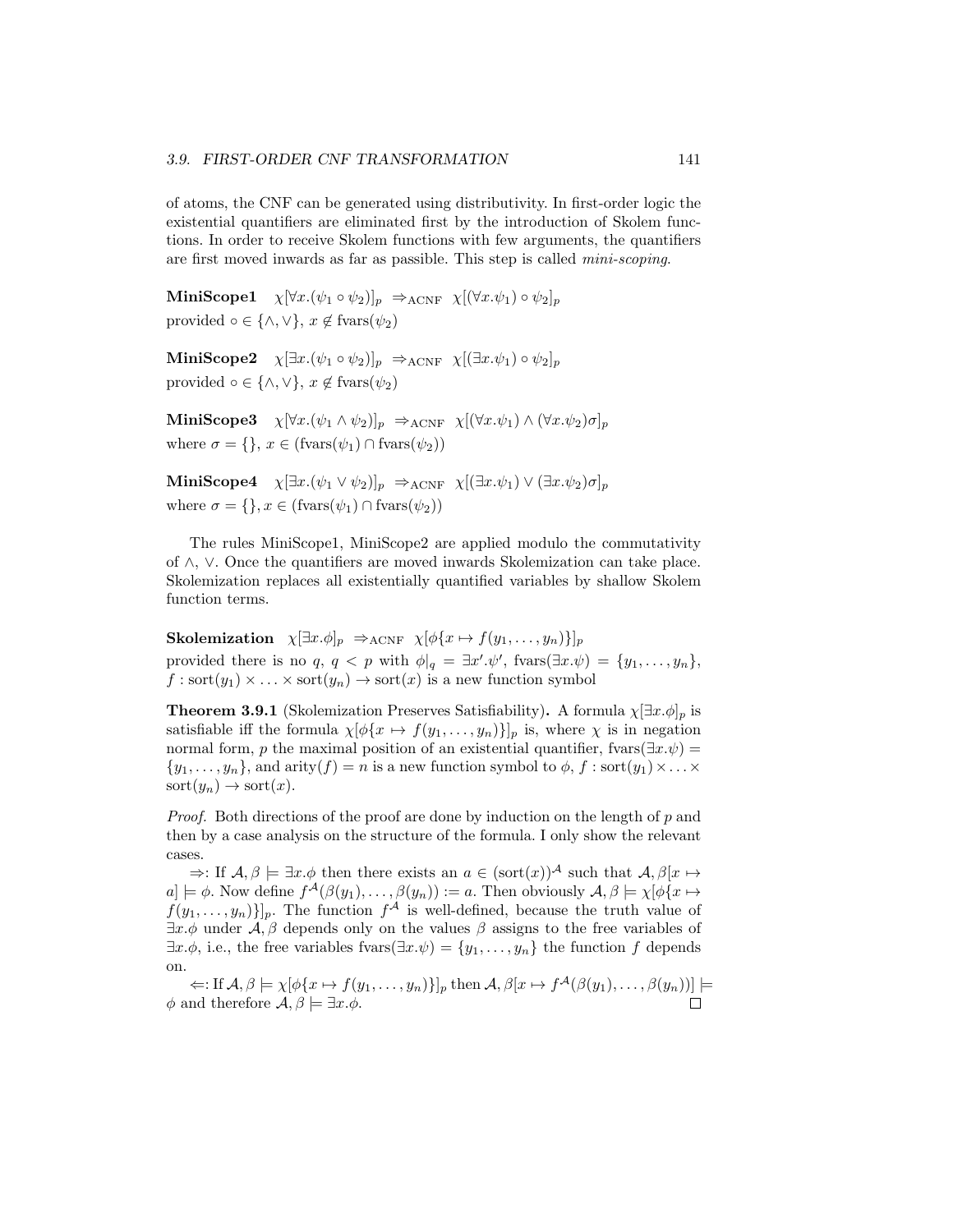of atoms, the CNF can be generated using distributivity. In first-order logic the existential quantifiers are eliminated first by the introduction of Skolem functions. In order to receive Skolem functions with few arguments, the quantifiers are first moved inwards as far as passible. This step is called *mini-scoping*.

**MiniScope1** $\chi[\forall x.(\psi_1 \circ \psi_2)]_p \;\Rightarrow_{\text{ACNF}}\; \chi[(\forall x.\psi_1) \circ \psi_2]_p$
provided $\circ \in \{\wedge, \vee\}$, $x \notin \text{fvars}(\psi_2)$

**MiniScope2** $\chi[\exists x.(\psi_1 \circ \psi_2)]_p \;\Rightarrow_{\text{ACNF}}\; \chi[(\exists x.\psi_1) \circ \psi_2]_p$
provided $\circ \in \{\wedge, \vee\}$, $x \notin \text{fvars}(\psi_2)$

**MiniScope3** $\chi[\forall x.(\psi_1 \wedge \psi_2)]_p \;\Rightarrow_{\text{ACNF}}\; \chi[(\forall x.\psi_1) \wedge (\forall x.\psi_2)\sigma]_p$
where $\sigma = \{\}$, $x \in (\text{fvars}(\psi_1) \cap \text{fvars}(\psi_2))$

**MiniScope4** $\chi[\exists x.(\psi_1 \vee \psi_2)]_p \;\Rightarrow_{\text{ACNF}}\; \chi[(\exists x.\psi_1) \vee (\exists x.\psi_2)\sigma]_p$
where $\sigma = \{\}, x \in (\text{fvars}(\psi_1) \cap \text{fvars}(\psi_2))$

The rules MiniScope1, MiniScope2 are applied modulo the commutativity of $\wedge$, $\vee$. Once the quantifiers are moved inwards Skolemization can take place. Skolemization replaces all existentially quantified variables by shallow Skolem function terms.

**Skolemization** $\chi[\exists x.\phi]_p \;\Rightarrow_{\text{ACNF}}\; \chi[\phi\{x \mapsto f(y_1, \ldots, y_n)\}]_p$
provided there is no $q$, $q < p$ with $\phi|_q = \exists x'.\psi'$, $\text{fvars}(\exists x.\psi) = \{y_1, \ldots, y_n\}$, $f : \text{sort}(y_1) \times \ldots \times \text{sort}(y_n) \to \text{sort}(x)$ is a new function symbol

**Theorem 3.9.1** (Skolemization Preserves Satisfiability)**.** A formula $\chi[\exists x.\phi]_p$ is satisfiable iff the formula $\chi[\phi\{x \mapsto f(y_1, \ldots, y_n)\}]_p$ is, where $\chi$ is in negation normal form, $p$ the maximal position of an existential quantifier, $\text{fvars}(\exists x.\psi) = \{y_1, \ldots, y_n\}$, and $\text{arity}(f) = n$ is a new function symbol to $\phi$, $f : \text{sort}(y_1) \times \ldots \times \text{sort}(y_n) \to \text{sort}(x)$.

*Proof.* Both directions of the proof are done by induction on the length of $p$ and then by a case analysis on the structure of the formula. I only show the relevant cases.

$\Rightarrow$: If $\mathcal{A}, \beta \models \exists x.\phi$ then there exists an $a \in (\text{sort}(x))^{\mathcal{A}}$ such that $\mathcal{A}, \beta[x \mapsto a] \models \phi$. Now define $f^{\mathcal{A}}(\beta(y_1), \ldots, \beta(y_n)) := a$. Then obviously $\mathcal{A}, \beta \models \chi[\phi\{x \mapsto f(y_1, \ldots, y_n)\}]_p$. The function $f^{\mathcal{A}}$ is well-defined, because the truth value of $\exists x.\phi$ under $\mathcal{A}, \beta$ depends only on the values $\beta$ assigns to the free variables of $\exists x.\phi$, i.e., the free variables $\text{fvars}(\exists x.\psi) = \{y_1, \ldots, y_n\}$ the function $f$ depends on.

$\Leftarrow$: If $\mathcal{A}, \beta \models \chi[\phi\{x \mapsto f(y_1, \ldots, y_n)\}]_p$ then $\mathcal{A}, \beta[x \mapsto f^{\mathcal{A}}(\beta(y_1), \ldots, \beta(y_n))] \models \phi$ and therefore $\mathcal{A}, \beta \models \exists x.\phi$. $\square$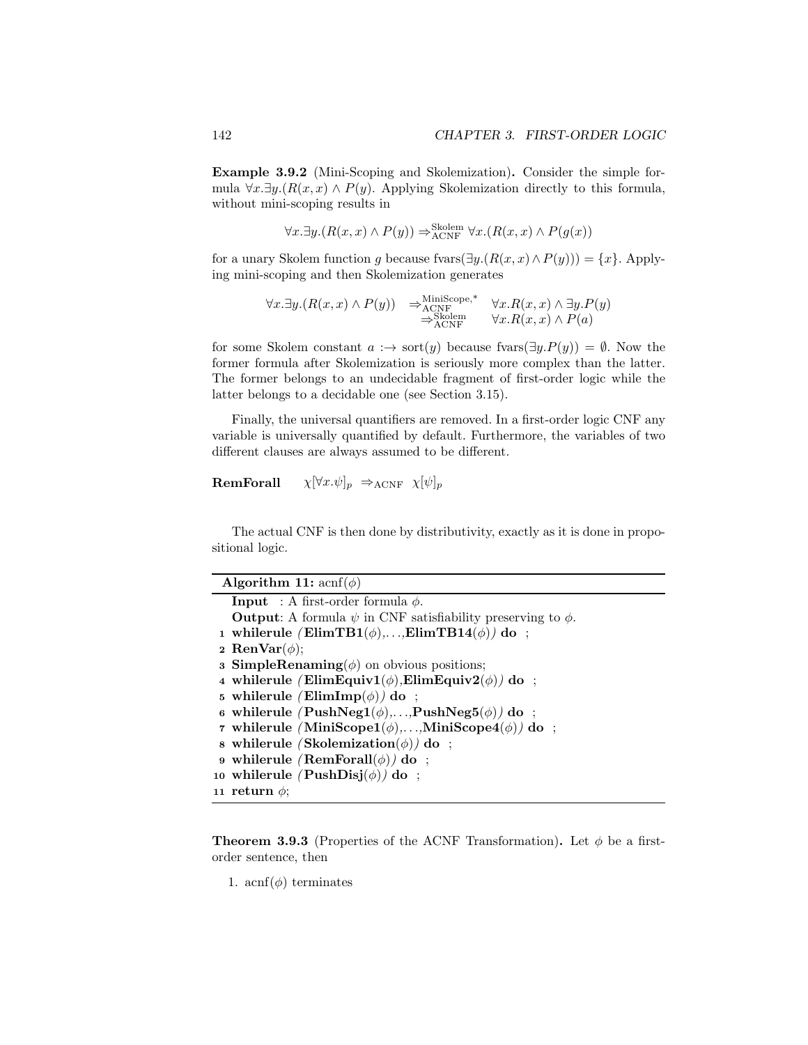**Example 3.9.2** (Mini-Scoping and Skolemization)**.** Consider the simple formula $\forall x.\exists y.(R(x,x) \land P(y))$. Applying Skolemization directly to this formula, without mini-scoping results in

$$\forall x.\exists y.(R(x,x) \land P(y)) \Rightarrow^{\text{Skolem}}_{\text{ACNF}} \forall x.(R(x,x) \land P(g(x))$$

for a unary Skolem function $g$ because $\text{fvars}(\exists y.(R(x,x) \land P(y))) = \{x\}$. Applying mini-scoping and then Skolemization generates

$$\begin{array}{lll} \forall x.\exists y.(R(x,x) \land P(y)) & \Rightarrow^{\text{MiniScope},*}_{\text{ACNF}} & \forall x.R(x,x) \land \exists y.P(y) \\ & \Rightarrow^{\text{Skolem}}_{\text{ACNF}} & \forall x.R(x,x) \land P(a) \end{array}$$

for some Skolem constant $a :\rightarrow \text{sort}(y)$ because $\text{fvars}(\exists y.P(y)) = \emptyset$. Now the former formula after Skolemization is seriously more complex than the latter. The former belongs to an undecidable fragment of first-order logic while the latter belongs to a decidable one (see Section 3.15).

Finally, the universal quantifiers are removed. In a first-order logic CNF any variable is universally quantified by default. Furthermore, the variables of two different clauses are always assumed to be different.

**RemForall** $\quad \chi[\forall x.\psi]_p \;\Rightarrow_{\text{ACNF}}\; \chi[\psi]_p$

The actual CNF is then done by distributivity, exactly as it is done in propositional logic.

**Algorithm 11:** $\text{acnf}(\phi)$

**Input** : A first-order formula $\phi$.
**Output**: A formula $\psi$ in CNF satisfiability preserving to $\phi$.

```
1  whilerule (ElimTB1(φ),...,ElimTB14(φ)) do ;
2  RenVar(φ);
3  SimpleRenaming(φ) on obvious positions;
4  whilerule (ElimEquiv1(φ),ElimEquiv2(φ)) do ;
5  whilerule (ElimImp(φ)) do ;
6  whilerule (PushNeg1(φ),...,PushNeg5(φ)) do ;
7  whilerule (MiniScope1(φ),...,MiniScope4(φ)) do ;
8  whilerule (Skolemization(φ)) do ;
9  whilerule (RemForall(φ)) do ;
10 whilerule (PushDisj(φ)) do ;
11 return φ;
```

**Theorem 3.9.3** (Properties of the ACNF Transformation)**.** Let $\phi$ be a first-order sentence, then

1. $\text{acnf}(\phi)$ terminates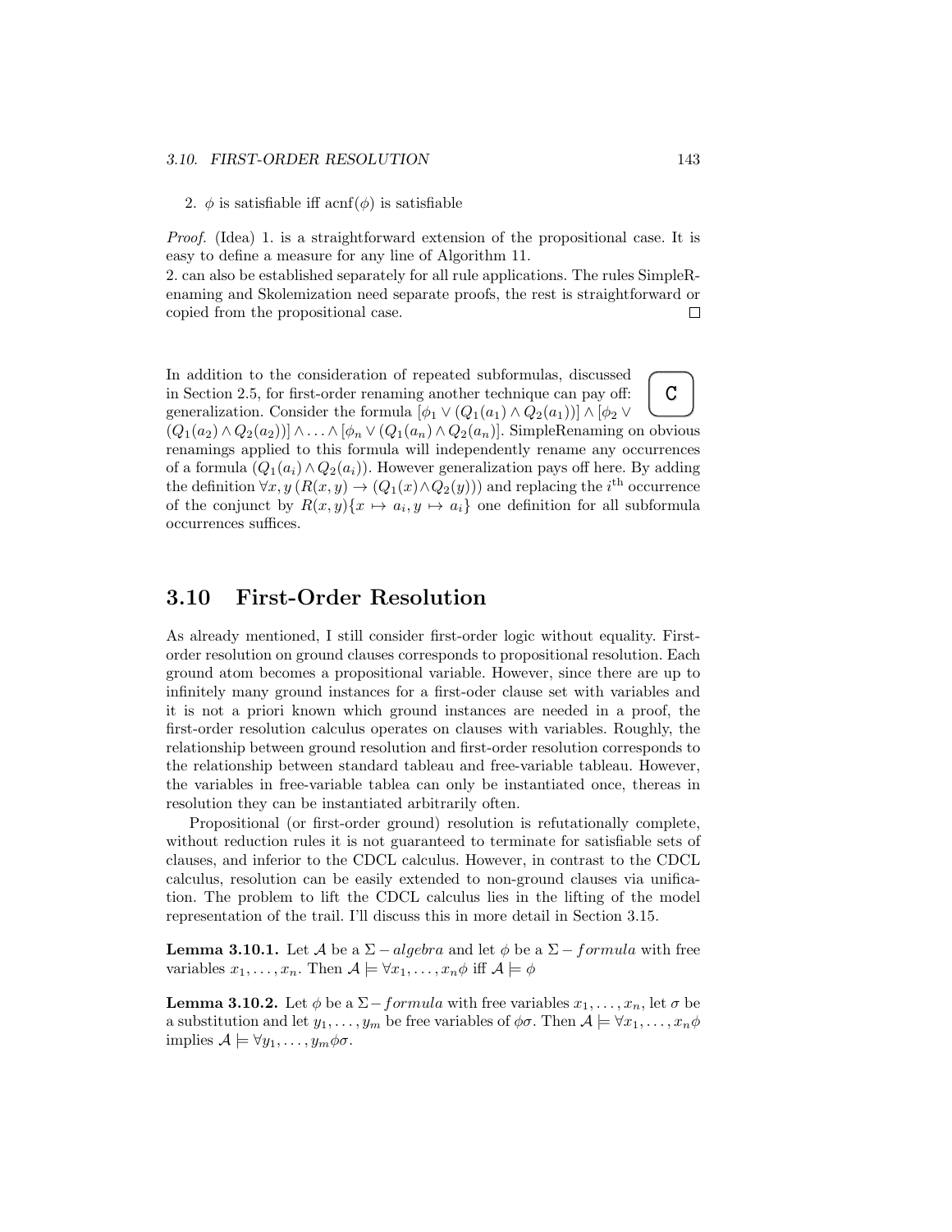2. $\phi$ is satisfiable iff $\text{acnf}(\phi)$ is satisfiable

*Proof.* (Idea) 1. is a straightforward extension of the propositional case. It is easy to define a measure for any line of Algorithm 11.
2. can also be established separately for all rule applications. The rules SimpleRenaming and Skolemization need separate proofs, the rest is straightforward or copied from the propositional case. □

C

In addition to the consideration of repeated subformulas, discussed in Section 2.5, for first-order renaming another technique can pay off: generalization. Consider the formula $[\phi_1 \vee (Q_1(a_1) \wedge Q_2(a_1))] \wedge [\phi_2 \vee (Q_1(a_2) \wedge Q_2(a_2))] \wedge \ldots \wedge [\phi_n \vee (Q_1(a_n) \wedge Q_2(a_n)]$. SimpleRenaming on obvious renamings applied to this formula will independently rename any occurrences of a formula $(Q_1(a_i) \wedge Q_2(a_i))$. However generalization pays off here. By adding the definition $\forall x, y\, (R(x,y) \rightarrow (Q_1(x) \wedge Q_2(y)))$ and replacing the $i^{\text{th}}$ occurrence of the conjunct by $R(x,y)\{x \mapsto a_i, y \mapsto a_i\}$ one definition for all subformula occurrences suffices.

## 3.10 First-Order Resolution

As already mentioned, I still consider first-order logic without equality. First-order resolution on ground clauses corresponds to propositional resolution. Each ground atom becomes a propositional variable. However, since there are up to infinitely many ground instances for a first-oder clause set with variables and it is not a priori known which ground instances are needed in a proof, the first-order resolution calculus operates on clauses with variables. Roughly, the relationship between ground resolution and first-order resolution corresponds to the relationship between standard tableau and free-variable tableau. However, the variables in free-variable tablea can only be instantiated once, thereas in resolution they can be instantiated arbitrarily often.

Propositional (or first-order ground) resolution is refutationally complete, without reduction rules it is not guaranteed to terminate for satisfiable sets of clauses, and inferior to the CDCL calculus. However, in contrast to the CDCL calculus, resolution can be easily extended to non-ground clauses via unification. The problem to lift the CDCL calculus lies in the lifting of the model representation of the trail. I'll discuss this in more detail in Section 3.15.

**Lemma 3.10.1.** Let $\mathcal{A}$ be a $\Sigma - algebra$ and let $\phi$ be a $\Sigma - formula$ with free variables $x_1, \ldots, x_n$. Then $\mathcal{A} \models \forall x_1, \ldots, x_n \phi$ iff $\mathcal{A} \models \phi$

**Lemma 3.10.2.** Let $\phi$ be a $\Sigma - formula$ with free variables $x_1, \ldots, x_n$, let $\sigma$ be a substitution and let $y_1, \ldots, y_m$ be free variables of $\phi\sigma$. Then $\mathcal{A} \models \forall x_1, \ldots, x_n \phi$ implies $\mathcal{A} \models \forall y_1, \ldots, y_m \phi\sigma$.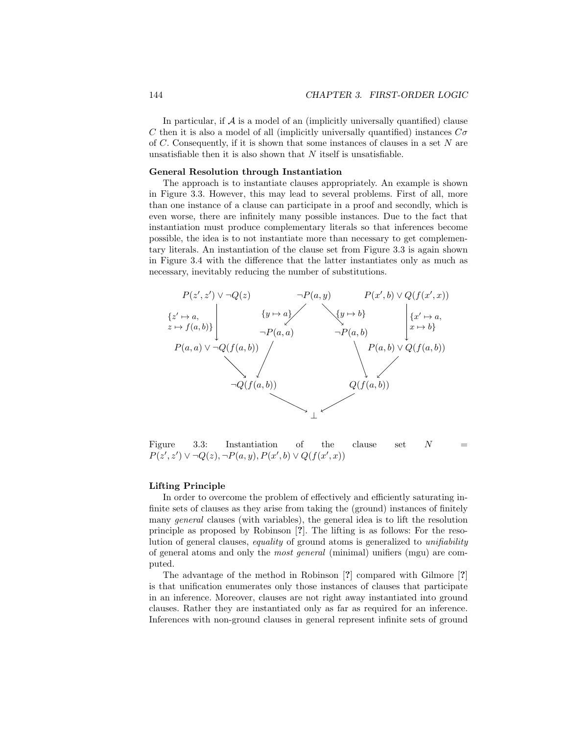In particular, if $\mathcal{A}$ is a model of an (implicitly universally quantified) clause $C$ then it is also a model of all (implicitly universally quantified) instances $C\sigma$ of $C$. Consequently, if it is shown that some instances of clauses in a set $N$ are unsatisfiable then it is also shown that $N$ itself is unsatisfiable.

**General Resolution through Instantiation**

The approach is to instantiate clauses appropriately. An example is shown in Figure 3.3. However, this may lead to several problems. First of all, more than one instance of a clause can participate in a proof and secondly, which is even worse, there are infinitely many possible instances. Due to the fact that instantiation must produce complementary literals so that inferences become possible, the idea is to not instantiate more than necessary to get complementary literals. An instantiation of the clause set from Figure 3.3 is again shown in Figure 3.4 with the difference that the latter instantiates only as much as necessary, inevitably reducing the number of substitutions.

$P(z', z') \lor \neg Q(z)$ — $\{z' \mapsto a, z \mapsto f(a,b)\}$ → $P(a,a) \lor \neg Q(f(a,b))$

$\neg P(a, y)$ — $\{y \mapsto a\}$ → $\neg P(a,a)$; $\{y \mapsto b\}$ → $\neg P(a,b)$

$P(x', b) \lor Q(f(x', x))$ — $\{x' \mapsto a, x \mapsto b\}$ → $P(a,b) \lor Q(f(a,b))$

$P(a,a) \lor \neg Q(f(a,b))$ and $\neg P(a,a)$ → $\neg Q(f(a,b))$

$\neg P(a,b)$ and $P(a,b) \lor Q(f(a,b))$ → $Q(f(a,b))$

$\neg Q(f(a,b))$ and $Q(f(a,b))$ → $\bot$

Figure 3.3: Instantiation of the clause set $N = P(z', z') \lor \neg Q(z), \neg P(a, y), P(x', b) \lor Q(f(x', x))$

**Lifting Principle**

In order to overcome the problem of effectively and efficiently saturating infinite sets of clauses as they arise from taking the (ground) instances of finitely many *general* clauses (with variables), the general idea is to lift the resolution principle as proposed by Robinson [**?**]. The lifting is as follows: For the resolution of general clauses, *equality* of ground atoms is generalized to *unifiability* of general atoms and only the *most general* (minimal) unifiers (mgu) are computed.

The advantage of the method in Robinson [**?**] compared with Gilmore [**?**] is that unification enumerates only those instances of clauses that participate in an inference. Moreover, clauses are not right away instantiated into ground clauses. Rather they are instantiated only as far as required for an inference. Inferences with non-ground clauses in general represent infinite sets of ground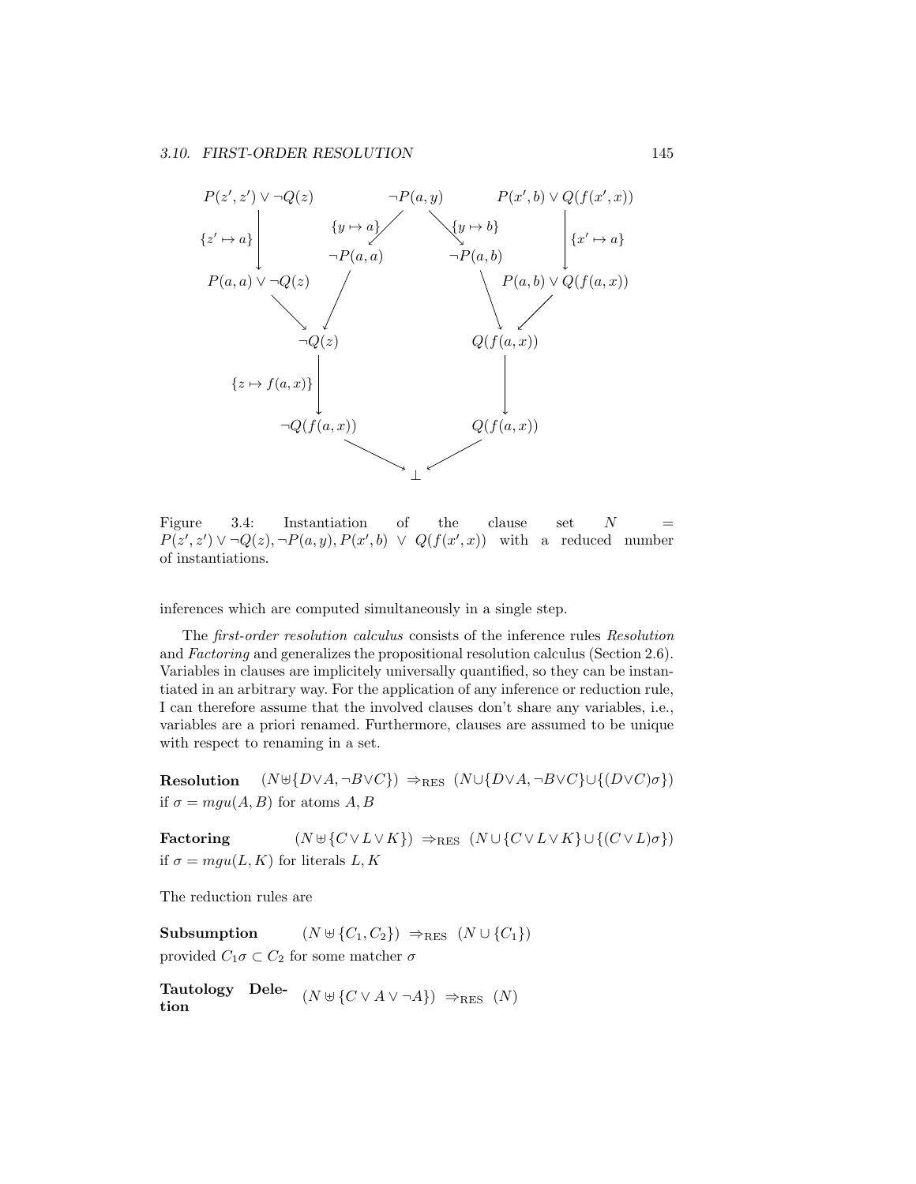Figure 3.4: Instantiation of the clause set $N = P(z', z') \vee \neg Q(z), \neg P(a, y), P(x', b) \vee Q(f(x', x))$ with a reduced number of instantiations.

inferences which are computed simultaneously in a single step.

The *first-order resolution calculus* consists of the inference rules *Resolution* and *Factoring* and generalizes the propositional resolution calculus (Section 2.6). Variables in clauses are implicitely universally quantified, so they can be instantiated in an arbitrary way. For the application of any inference or reduction rule, I can therefore assume that the involved clauses don't share any variables, i.e., variables are a priori renamed. Furthermore, clauses are assumed to be unique with respect to renaming in a set.

**Resolution** $(N \uplus \{D \vee A, \neg B \vee C\}) \Rightarrow_{\text{RES}} (N \cup \{D \vee A, \neg B \vee C\} \cup \{(D \vee C)\sigma\})$
if $\sigma = mgu(A, B)$ for atoms $A, B$

**Factoring** $(N \uplus \{C \vee L \vee K\}) \Rightarrow_{\text{RES}} (N \cup \{C \vee L \vee K\} \cup \{(C \vee L)\sigma\})$
if $\sigma = mgu(L, K)$ for literals $L, K$

The reduction rules are

**Subsumption** $(N \uplus \{C_1, C_2\}) \Rightarrow_{\text{RES}} (N \cup \{C_1\})$
provided $C_1\sigma \subset C_2$ for some matcher $\sigma$

**Tautology Deletion** $(N \uplus \{C \vee A \vee \neg A\}) \Rightarrow_{\text{RES}} (N)$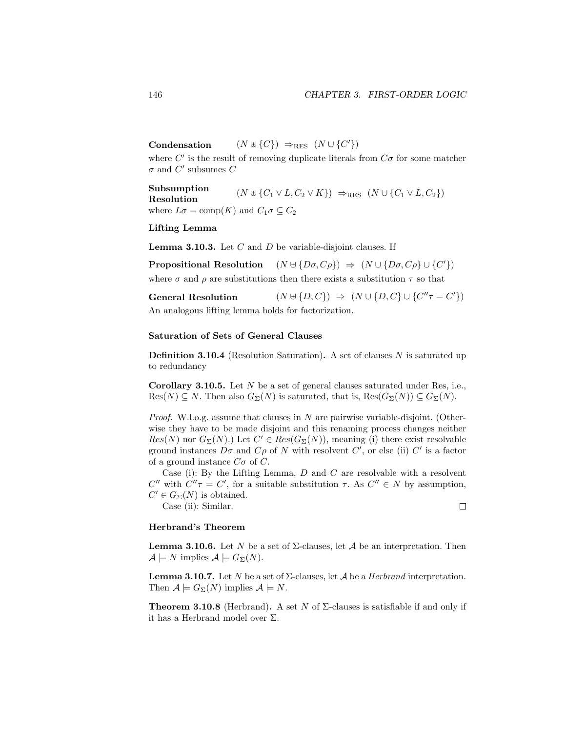**Condensation** $(N \uplus \{C\}) \Rightarrow_{\text{RES}} (N \cup \{C'\})$

where $C'$ is the result of removing duplicate literals from $C\sigma$ for some matcher $\sigma$ and $C'$ subsumes $C$

**Subsumption Resolution** $(N \uplus \{C_1 \vee L, C_2 \vee K\}) \Rightarrow_{\text{RES}} (N \cup \{C_1 \vee L, C_2\})$

where $L\sigma = \text{comp}(K)$ and $C_1\sigma \subseteq C_2$

**Lifting Lemma**

**Lemma 3.10.3.** Let $C$ and $D$ be variable-disjoint clauses. If

**Propositional Resolution** $(N \uplus \{D\sigma, C\rho\}) \Rightarrow (N \cup \{D\sigma, C\rho\} \cup \{C'\})$

where $\sigma$ and $\rho$ are substitutions then there exists a substitution $\tau$ so that

**General Resolution** $(N \uplus \{D, C\}) \Rightarrow (N \cup \{D, C\} \cup \{C''\tau = C'\})$

An analogous lifting lemma holds for factorization.

**Saturation of Sets of General Clauses**

**Definition 3.10.4** (Resolution Saturation)**.** A set of clauses $N$ is saturated up to redundancy

**Corollary 3.10.5.** Let $N$ be a set of general clauses saturated under Res, i.e., $\text{Res}(N) \subseteq N$. Then also $G_\Sigma(N)$ is saturated, that is, $\text{Res}(G_\Sigma(N)) \subseteq G_\Sigma(N)$.

*Proof.* W.l.o.g. assume that clauses in $N$ are pairwise variable-disjoint. (Otherwise they have to be made disjoint and this renaming process changes neither $Res(N)$ nor $G_\Sigma(N)$.) Let $C' \in Res(G_\Sigma(N))$, meaning (i) there exist resolvable ground instances $D\sigma$ and $C\rho$ of $N$ with resolvent $C'$, or else (ii) $C'$ is a factor of a ground instance $C\sigma$ of $C$.

Case (i): By the Lifting Lemma, $D$ and $C$ are resolvable with a resolvent $C''$ with $C''\tau = C'$, for a suitable substitution $\tau$. As $C'' \in N$ by assumption, $C' \in G_\Sigma(N)$ is obtained.

Case (ii): Similar. ∎

**Herbrand's Theorem**

**Lemma 3.10.6.** Let $N$ be a set of $\Sigma$-clauses, let $\mathcal{A}$ be an interpretation. Then $\mathcal{A} \models N$ implies $\mathcal{A} \models G_\Sigma(N)$.

**Lemma 3.10.7.** Let $N$ be a set of $\Sigma$-clauses, let $\mathcal{A}$ be a *Herbrand* interpretation. Then $\mathcal{A} \models G_\Sigma(N)$ implies $\mathcal{A} \models N$.

**Theorem 3.10.8** (Herbrand)**.** A set $N$ of $\Sigma$-clauses is satisfiable if and only if it has a Herbrand model over $\Sigma$.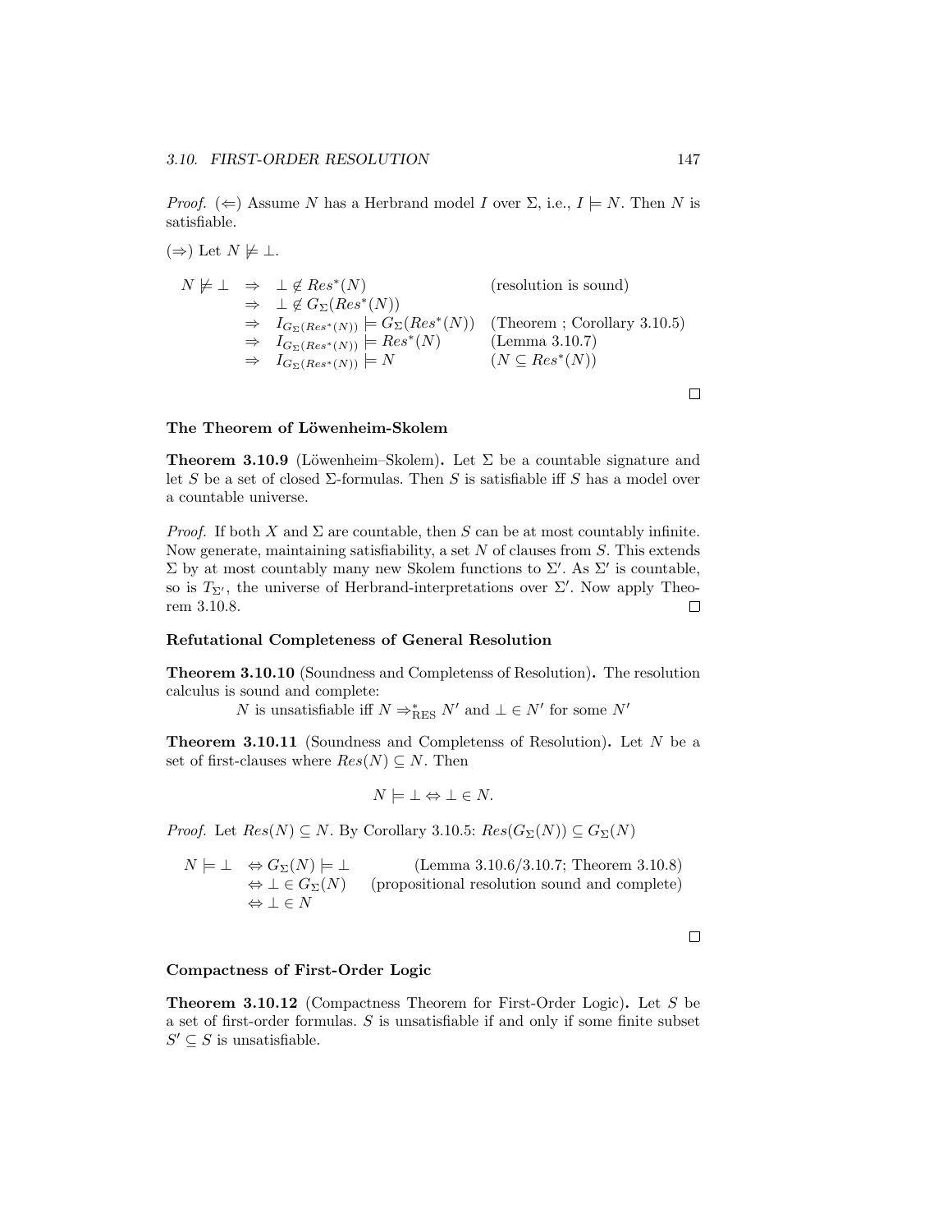*Proof.* ($\Leftarrow$) Assume $N$ has a Herbrand model $I$ over $\Sigma$, i.e., $I \models N$. Then $N$ is satisfiable.

($\Rightarrow$) Let $N \not\models \bot$.

$$
\begin{array}{llll}
N \not\models \bot & \Rightarrow & \bot \notin Res^*(N) & \text{(resolution is sound)} \\
& \Rightarrow & \bot \notin G_\Sigma(Res^*(N)) & \\
& \Rightarrow & I_{G_\Sigma(Res^*(N))} \models G_\Sigma(Res^*(N)) & \text{(Theorem ; Corollary 3.10.5)} \\
& \Rightarrow & I_{G_\Sigma(Res^*(N))} \models Res^*(N) & \text{(Lemma 3.10.7)} \\
& \Rightarrow & I_{G_\Sigma(Res^*(N))} \models N & (N \subseteq Res^*(N))
\end{array}
$$

□

### The Theorem of Löwenheim-Skolem

**Theorem 3.10.9** (Löwenheim–Skolem)**.** Let $\Sigma$ be a countable signature and let $S$ be a set of closed $\Sigma$-formulas. Then $S$ is satisfiable iff $S$ has a model over a countable universe.

*Proof.* If both $X$ and $\Sigma$ are countable, then $S$ can be at most countably infinite. Now generate, maintaining satisfiability, a set $N$ of clauses from $S$. This extends $\Sigma$ by at most countably many new Skolem functions to $\Sigma'$. As $\Sigma'$ is countable, so is $T_{\Sigma'}$, the universe of Herbrand-interpretations over $\Sigma'$. Now apply Theorem 3.10.8. □

### Refutational Completeness of General Resolution

**Theorem 3.10.10** (Soundness and Completenss of Resolution)**.** The resolution calculus is sound and complete:

$N$ is unsatisfiable iff $N \Rightarrow^*_{\text{RES}} N'$ and $\bot \in N'$ for some $N'$

**Theorem 3.10.11** (Soundness and Completenss of Resolution)**.** Let $N$ be a set of first-clauses where $Res(N) \subseteq N$. Then

$$N \models \bot \Leftrightarrow \bot \in N.$$

*Proof.* Let $Res(N) \subseteq N$. By Corollary 3.10.5: $Res(G_\Sigma(N)) \subseteq G_\Sigma(N)$

$$
\begin{array}{lll}
N \models \bot & \Leftrightarrow G_\Sigma(N) \models \bot & \text{(Lemma 3.10.6/3.10.7; Theorem 3.10.8)} \\
& \Leftrightarrow \bot \in G_\Sigma(N) & \text{(propositional resolution sound and complete)} \\
& \Leftrightarrow \bot \in N &
\end{array}
$$

□

### Compactness of First-Order Logic

**Theorem 3.10.12** (Compactness Theorem for First-Order Logic)**.** Let $S$ be a set of first-order formulas. $S$ is unsatisfiable if and only if some finite subset $S' \subseteq S$ is unsatisfiable.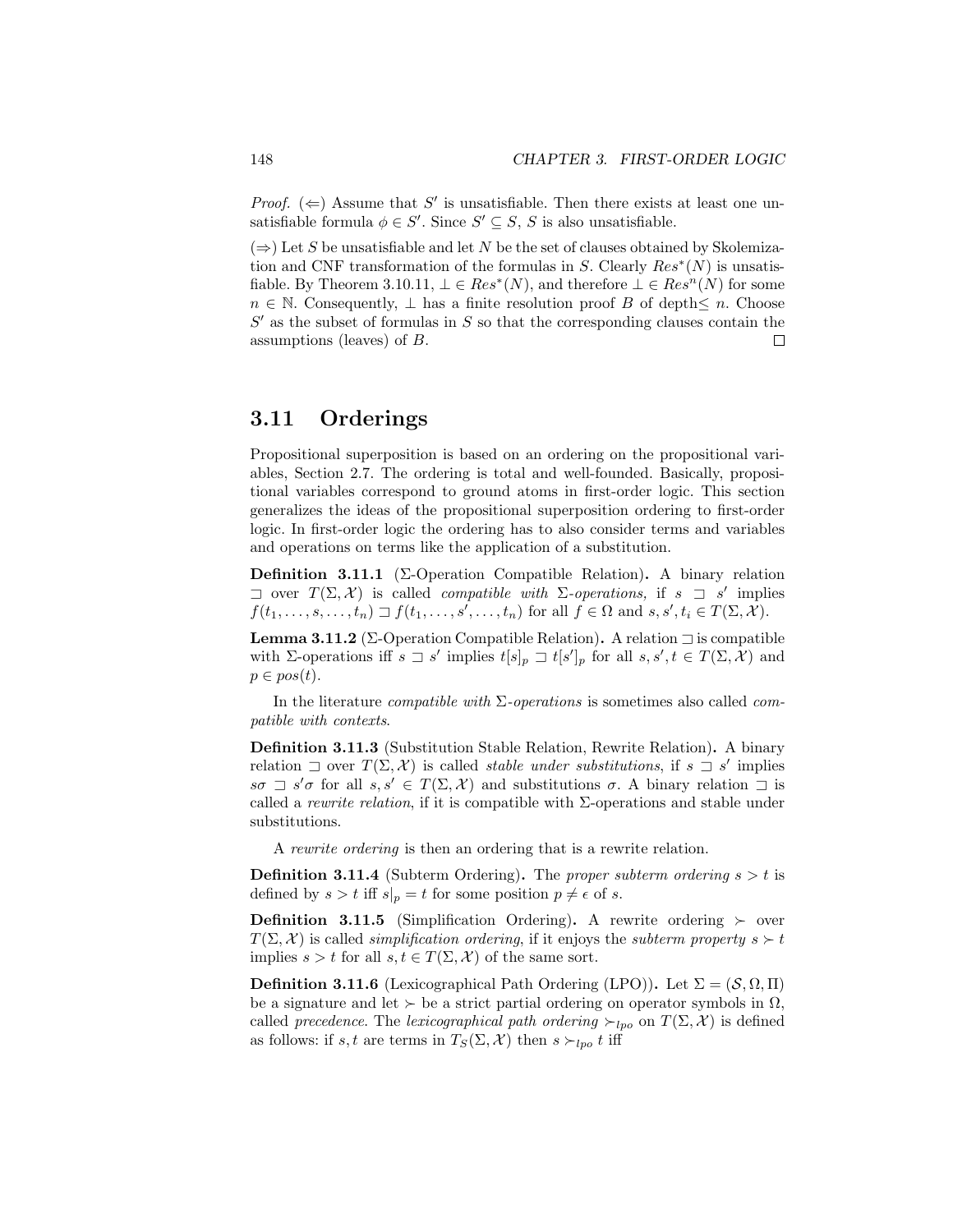*Proof.* ($\Leftarrow$) Assume that $S'$ is unsatisfiable. Then there exists at least one unsatisfiable formula $\phi \in S'$. Since $S' \subseteq S$, $S$ is also unsatisfiable.

($\Rightarrow$) Let $S$ be unsatisfiable and let $N$ be the set of clauses obtained by Skolemization and CNF transformation of the formulas in $S$. Clearly $Res^*(N)$ is unsatisfiable. By Theorem 3.10.11, $\bot \in Res^*(N)$, and therefore $\bot \in Res^n(N)$ for some $n \in \mathbb{N}$. Consequently, $\bot$ has a finite resolution proof $B$ of depth$\leq n$. Choose $S'$ as the subset of formulas in $S$ so that the corresponding clauses contain the assumptions (leaves) of $B$. □

## 3.11 Orderings

Propositional superposition is based on an ordering on the propositional variables, Section 2.7. The ordering is total and well-founded. Basically, propositional variables correspond to ground atoms in first-order logic. This section generalizes the ideas of the propositional superposition ordering to first-order logic. In first-order logic the ordering has to also consider terms and variables and operations on terms like the application of a substitution.

**Definition 3.11.1** ($\Sigma$-Operation Compatible Relation)**.** A binary relation $\sqsupset$ over $T(\Sigma, \mathcal{X})$ is called *compatible with $\Sigma$-operations,* if $s \sqsupset s'$ implies $f(t_1, \ldots, s, \ldots, t_n) \sqsupset f(t_1, \ldots, s', \ldots, t_n)$ for all $f \in \Omega$ and $s, s', t_i \in T(\Sigma, \mathcal{X})$.

**Lemma 3.11.2** ($\Sigma$-Operation Compatible Relation)**.** A relation $\sqsupset$ is compatible with $\Sigma$-operations iff $s \sqsupset s'$ implies $t[s]_p \sqsupset t[s']_p$ for all $s, s', t \in T(\Sigma, \mathcal{X})$ and $p \in pos(t)$.

In the literature *compatible with $\Sigma$-operations* is sometimes also called *compatible with contexts*.

**Definition 3.11.3** (Substitution Stable Relation, Rewrite Relation)**.** A binary relation $\sqsupset$ over $T(\Sigma, \mathcal{X})$ is called *stable under substitutions*, if $s \sqsupset s'$ implies $s\sigma \sqsupset s'\sigma$ for all $s, s' \in T(\Sigma, \mathcal{X})$ and substitutions $\sigma$. A binary relation $\sqsupset$ is called a *rewrite relation*, if it is compatible with $\Sigma$-operations and stable under substitutions.

A *rewrite ordering* is then an ordering that is a rewrite relation.

**Definition 3.11.4** (Subterm Ordering)**.** The *proper subterm ordering* $s > t$ is defined by $s > t$ iff $s|_p = t$ for some position $p \neq \epsilon$ of $s$.

**Definition 3.11.5** (Simplification Ordering)**.** A rewrite ordering $\succ$ over $T(\Sigma, \mathcal{X})$ is called *simplification ordering*, if it enjoys the *subterm property* $s \succ t$ implies $s > t$ for all $s, t \in T(\Sigma, \mathcal{X})$ of the same sort.

**Definition 3.11.6** (Lexicographical Path Ordering (LPO))**.** Let $\Sigma = (\mathcal{S}, \Omega, \Pi)$ be a signature and let $\succ$ be a strict partial ordering on operator symbols in $\Omega$, called *precedence*. The *lexicographical path ordering* $\succ_{lpo}$ on $T(\Sigma, \mathcal{X})$ is defined as follows: if $s, t$ are terms in $T_S(\Sigma, \mathcal{X})$ then $s \succ_{lpo} t$ iff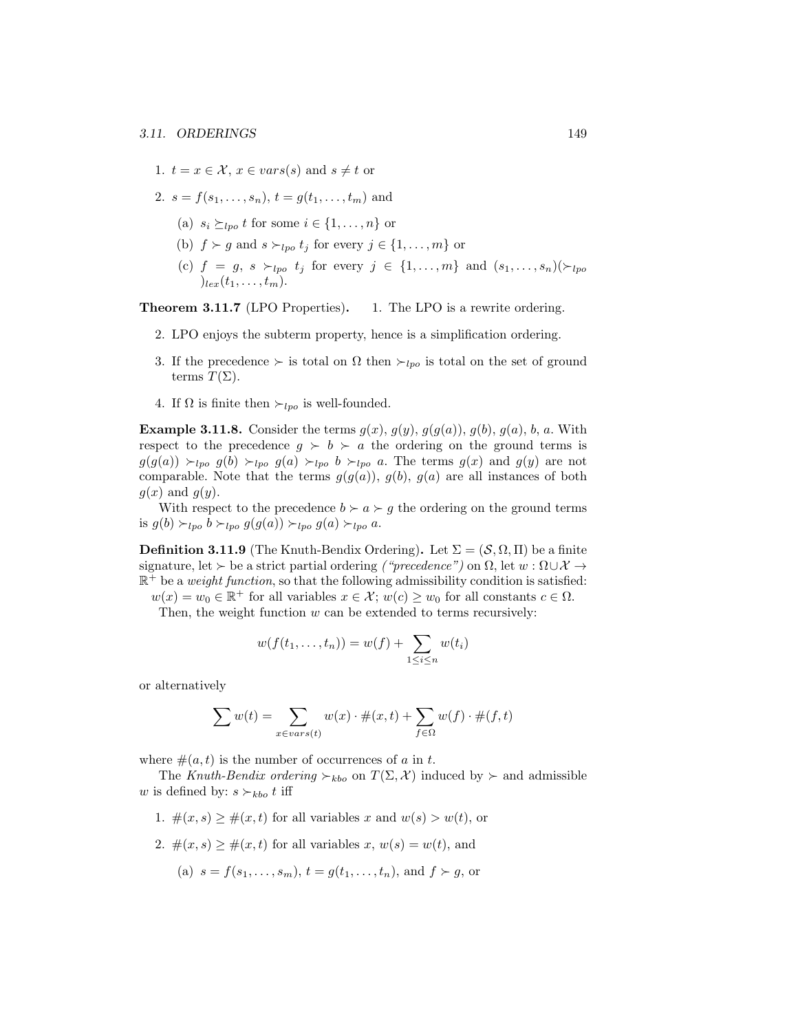1. $t = x \in \mathcal{X}$, $x \in vars(s)$ and $s \neq t$ or
2. $s = f(s_1, \ldots, s_n)$, $t = g(t_1, \ldots, t_m)$ and
   (a) $s_i \succeq_{lpo} t$ for some $i \in \{1, \ldots, n\}$ or
   (b) $f \succ g$ and $s \succ_{lpo} t_j$ for every $j \in \{1, \ldots, m\}$ or
   (c) $f = g$, $s \succ_{lpo} t_j$ for every $j \in \{1, \ldots, m\}$ and $(s_1, \ldots, s_n)(\succ_{lpo})_{lex}(t_1, \ldots, t_m)$.

**Theorem 3.11.7** (LPO Properties)**.**

1. The LPO is a rewrite ordering.
2. LPO enjoys the subterm property, hence is a simplification ordering.
3. If the precedence $\succ$ is total on $\Omega$ then $\succ_{lpo}$ is total on the set of ground terms $T(\Sigma)$.
4. If $\Omega$ is finite then $\succ_{lpo}$ is well-founded.

**Example 3.11.8.** Consider the terms $g(x)$, $g(y)$, $g(g(a))$, $g(b)$, $g(a)$, $b$, $a$. With respect to the precedence $g \succ b \succ a$ the ordering on the ground terms is $g(g(a)) \succ_{lpo} g(b) \succ_{lpo} g(a) \succ_{lpo} b \succ_{lpo} a$. The terms $g(x)$ and $g(y)$ are not comparable. Note that the terms $g(g(a))$, $g(b)$, $g(a)$ are all instances of both $g(x)$ and $g(y)$.

With respect to the precedence $b \succ a \succ g$ the ordering on the ground terms is $g(b) \succ_{lpo} b \succ_{lpo} g(g(a)) \succ_{lpo} g(a) \succ_{lpo} a$.

**Definition 3.11.9** (The Knuth-Bendix Ordering)**.** Let $\Sigma = (\mathcal{S}, \Omega, \Pi)$ be a finite signature, let $\succ$ be a strict partial ordering *("precedence")* on $\Omega$, let $w : \Omega \cup \mathcal{X} \to \mathbb{R}^+$ be a *weight function*, so that the following admissibility condition is satisfied: $w(x) = w_0 \in \mathbb{R}^+$ for all variables $x \in \mathcal{X}$; $w(c) \geq w_0$ for all constants $c \in \Omega$.

Then, the weight function $w$ can be extended to terms recursively:

$$w(f(t_1, \ldots, t_n)) = w(f) + \sum_{1 \leq i \leq n} w(t_i)$$

or alternatively

$$\sum w(t) = \sum_{x \in vars(t)} w(x) \cdot \#(x, t) + \sum_{f \in \Omega} w(f) \cdot \#(f, t)$$

where $\#(a, t)$ is the number of occurrences of $a$ in $t$.

The *Knuth-Bendix ordering* $\succ_{kbo}$ on $T(\Sigma, \mathcal{X})$ induced by $\succ$ and admissible $w$ is defined by: $s \succ_{kbo} t$ iff

1. $\#(x, s) \geq \#(x, t)$ for all variables $x$ and $w(s) > w(t)$, or
2. $\#(x, s) \geq \#(x, t)$ for all variables $x$, $w(s) = w(t)$, and
   (a) $s = f(s_1, \ldots, s_m)$, $t = g(t_1, \ldots, t_n)$, and $f \succ g$, or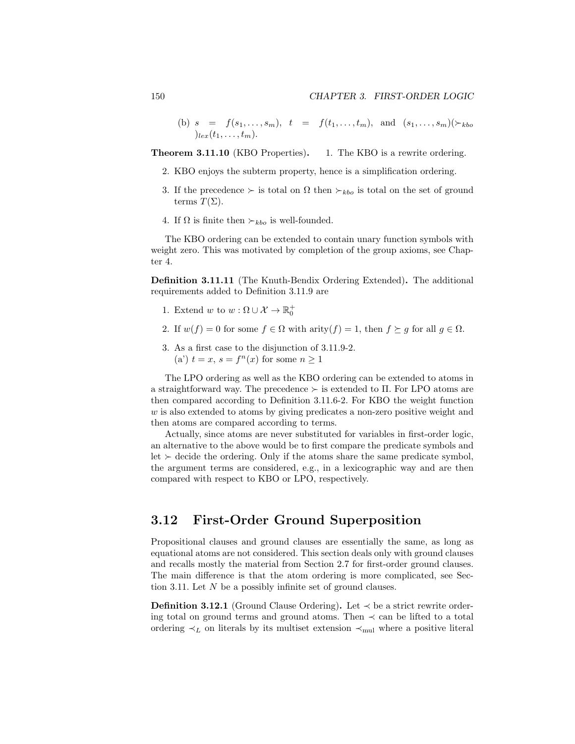(b) $s = f(s_1, \ldots, s_m)$, $t = f(t_1, \ldots, t_m)$, and $(s_1, \ldots, s_m)(\succ_{kbo})_{lex}(t_1, \ldots, t_m)$.

**Theorem 3.11.10** (KBO Properties)**.**

1. The KBO is a rewrite ordering.
2. KBO enjoys the subterm property, hence is a simplification ordering.
3. If the precedence $\succ$ is total on $\Omega$ then $\succ_{kbo}$ is total on the set of ground terms $T(\Sigma)$.
4. If $\Omega$ is finite then $\succ_{kbo}$ is well-founded.

The KBO ordering can be extended to contain unary function symbols with weight zero. This was motivated by completion of the group axioms, see Chapter 4.

**Definition 3.11.11** (The Knuth-Bendix Ordering Extended)**.** The additional requirements added to Definition 3.11.9 are

1. Extend $w$ to $w : \Omega \cup \mathcal{X} \to \mathbb{R}_0^+$
2. If $w(f) = 0$ for some $f \in \Omega$ with $\text{arity}(f) = 1$, then $f \succeq g$ for all $g \in \Omega$.
3. As a first case to the disjunction of 3.11.9-2.
   (a') $t = x$, $s = f^n(x)$ for some $n \geq 1$

The LPO ordering as well as the KBO ordering can be extended to atoms in a straightforward way. The precedence $\succ$ is extended to $\Pi$. For LPO atoms are then compared according to Definition 3.11.6-2. For KBO the weight function $w$ is also extended to atoms by giving predicates a non-zero positive weight and then atoms are compared according to terms.

Actually, since atoms are never substituted for variables in first-order logic, an alternative to the above would be to first compare the predicate symbols and let $\succ$ decide the ordering. Only if the atoms share the same predicate symbol, the argument terms are considered, e.g., in a lexicographic way and are then compared with respect to KBO or LPO, respectively.

## 3.12 First-Order Ground Superposition

Propositional clauses and ground clauses are essentially the same, as long as equational atoms are not considered. This section deals only with ground clauses and recalls mostly the material from Section 2.7 for first-order ground clauses. The main difference is that the atom ordering is more complicated, see Section 3.11. Let $N$ be a possibly infinite set of ground clauses.

**Definition 3.12.1** (Ground Clause Ordering)**.** Let $\prec$ be a strict rewrite ordering total on ground terms and ground atoms. Then $\prec$ can be lifted to a total ordering $\prec_L$ on literals by its multiset extension $\prec_{\text{mul}}$ where a positive literal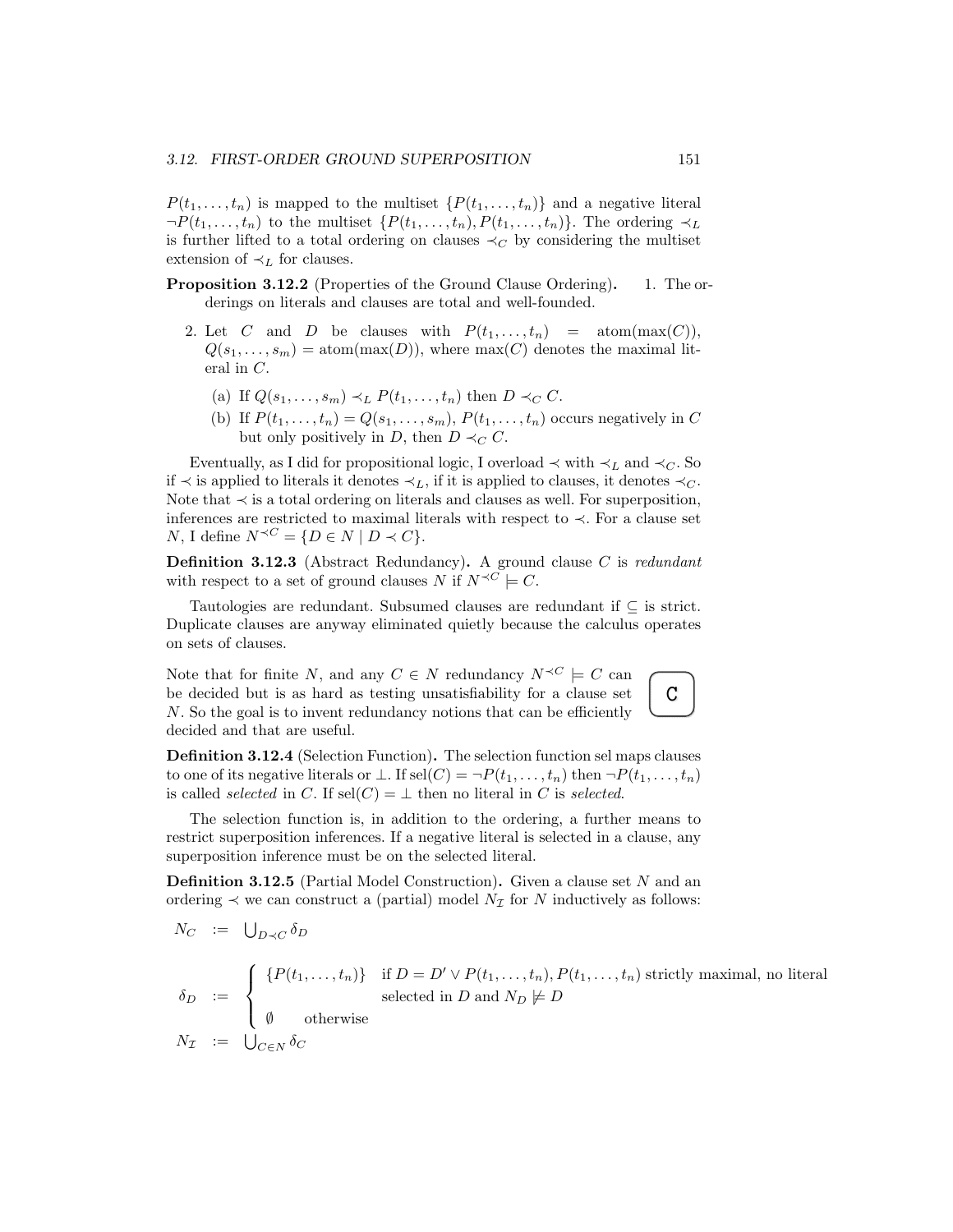$P(t_1, \ldots, t_n)$ is mapped to the multiset $\{P(t_1, \ldots, t_n)\}$ and a negative literal $\neg P(t_1, \ldots, t_n)$ to the multiset $\{P(t_1, \ldots, t_n), P(t_1, \ldots, t_n)\}$. The ordering $\prec_L$ is further lifted to a total ordering on clauses $\prec_C$ by considering the multiset extension of $\prec_L$ for clauses.

**Proposition 3.12.2** (Properties of the Ground Clause Ordering)**.**

1. The orderings on literals and clauses are total and well-founded.
2. Let $C$ and $D$ be clauses with $P(t_1, \ldots, t_n) = \text{atom}(\max(C))$, $Q(s_1, \ldots, s_m) = \text{atom}(\max(D))$, where $\max(C)$ denotes the maximal literal in $C$.
   (a) If $Q(s_1, \ldots, s_m) \prec_L P(t_1, \ldots, t_n)$ then $D \prec_C C$.
   (b) If $P(t_1, \ldots, t_n) = Q(s_1, \ldots, s_m)$, $P(t_1, \ldots, t_n)$ occurs negatively in $C$ but only positively in $D$, then $D \prec_C C$.

Eventually, as I did for propositional logic, I overload $\prec$ with $\prec_L$ and $\prec_C$. So if $\prec$ is applied to literals it denotes $\prec_L$, if it is applied to clauses, it denotes $\prec_C$. Note that $\prec$ is a total ordering on literals and clauses as well. For superposition, inferences are restricted to maximal literals with respect to $\prec$. For a clause set $N$, I define $N^{\prec C} = \{D \in N \mid D \prec C\}$.

**Definition 3.12.3** (Abstract Redundancy)**.** A ground clause $C$ is *redundant* with respect to a set of ground clauses $N$ if $N^{\prec C} \models C$.

Tautologies are redundant. Subsumed clauses are redundant if $\subseteq$ is strict. Duplicate clauses are anyway eliminated quietly because the calculus operates on sets of clauses.

Note that for finite $N$, and any $C \in N$ redundancy $N^{\prec C} \models C$ can be decided but is as hard as testing unsatisfiability for a clause set $N$. So the goal is to invent redundancy notions that can be efficiently decided and that are useful.

C

**Definition 3.12.4** (Selection Function)**.** The selection function sel maps clauses to one of its negative literals or $\bot$. If $\text{sel}(C) = \neg P(t_1, \ldots, t_n)$ then $\neg P(t_1, \ldots, t_n)$ is called *selected* in $C$. If $\text{sel}(C) = \bot$ then no literal in $C$ is *selected*.

The selection function is, in addition to the ordering, a further means to restrict superposition inferences. If a negative literal is selected in a clause, any superposition inference must be on the selected literal.

**Definition 3.12.5** (Partial Model Construction)**.** Given a clause set $N$ and an ordering $\prec$ we can construct a (partial) model $N_\mathcal{I}$ for $N$ inductively as follows:

$$N_C := \bigcup_{D \prec C} \delta_D$$

$$\delta_D := \begin{cases} \{P(t_1, \ldots, t_n)\} & \text{if } D = D' \vee P(t_1, \ldots, t_n), P(t_1, \ldots, t_n) \text{ strictly maximal, no literal} \\ & \text{selected in } D \text{ and } N_D \not\models D \\ \emptyset & \text{otherwise} \end{cases}$$

$$N_\mathcal{I} := \bigcup_{C \in N} \delta_C$$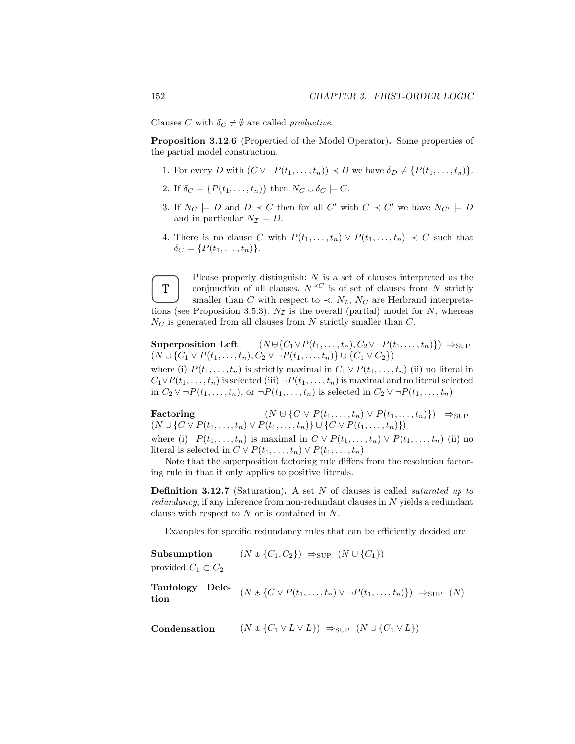Clauses $C$ with $\delta_C \neq \emptyset$ are called *productive*.

**Proposition 3.12.6** (Propertied of the Model Operator)**.** Some properties of the partial model construction.

1. For every $D$ with $(C \vee \neg P(t_1, \ldots, t_n)) \prec D$ we have $\delta_D \neq \{P(t_1, \ldots, t_n)\}$.
2. If $\delta_C = \{P(t_1, \ldots, t_n)\}$ then $N_C \cup \delta_C \models C$.
3. If $N_C \models D$ and $D \prec C$ then for all $C'$ with $C \prec C'$ we have $N_{C'} \models D$ and in particular $N_{\mathcal{I}} \models D$.
4. There is no clause $C$ with $P(t_1, \ldots, t_n) \vee P(t_1, \ldots, t_n) \prec C$ such that $\delta_C = \{P(t_1, \ldots, t_n)\}$.

T Please properly distinguish: $N$ is a set of clauses interpreted as the conjunction of all clauses. $N^{\prec C}$ is of set of clauses from $N$ strictly smaller than $C$ with respect to $\prec$. $N_{\mathcal{I}}$, $N_C$ are Herbrand interpretations (see Proposition 3.5.3). $N_{\mathcal{I}}$ is the overall (partial) model for $N$, whereas $N_C$ is generated from all clauses from $N$ strictly smaller than $C$.

**Superposition Left** $(N \uplus \{C_1 \vee P(t_1, \ldots, t_n), C_2 \vee \neg P(t_1, \ldots, t_n)\}) \Rightarrow_{\text{SUP}}$ $(N \cup \{C_1 \vee P(t_1, \ldots, t_n), C_2 \vee \neg P(t_1, \ldots, t_n)\} \cup \{C_1 \vee C_2\})$

where (i) $P(t_1, \ldots, t_n)$ is strictly maximal in $C_1 \vee P(t_1, \ldots, t_n)$ (ii) no literal in $C_1 \vee P(t_1, \ldots, t_n)$ is selected (iii) $\neg P(t_1, \ldots, t_n)$ is maximal and no literal selected in $C_2 \vee \neg P(t_1, \ldots, t_n)$, or $\neg P(t_1, \ldots, t_n)$ is selected in $C_2 \vee \neg P(t_1, \ldots, t_n)$

**Factoring** $(N \uplus \{C \vee P(t_1, \ldots, t_n) \vee P(t_1, \ldots, t_n)\}) \Rightarrow_{\text{SUP}}$ $(N \cup \{C \vee P(t_1, \ldots, t_n) \vee P(t_1, \ldots, t_n)\} \cup \{C \vee P(t_1, \ldots, t_n)\})$

where (i) $P(t_1, \ldots, t_n)$ is maximal in $C \vee P(t_1, \ldots, t_n) \vee P(t_1, \ldots, t_n)$ (ii) no literal is selected in $C \vee P(t_1, \ldots, t_n) \vee P(t_1, \ldots, t_n)$

Note that the superposition factoring rule differs from the resolution factoring rule in that it only applies to positive literals.

**Definition 3.12.7** (Saturation)**.** A set $N$ of clauses is called *saturated up to redundancy*, if any inference from non-redundant clauses in $N$ yields a redundant clause with respect to $N$ or is contained in $N$.

Examples for specific redundancy rules that can be efficiently decided are

**Subsumption** $(N \uplus \{C_1, C_2\}) \Rightarrow_{\text{SUP}} (N \cup \{C_1\})$

provided $C_1 \subset C_2$

**Tautology Deletion** $(N \uplus \{C \vee P(t_1, \ldots, t_n) \vee \neg P(t_1, \ldots, t_n)\}) \Rightarrow_{\text{SUP}} (N)$

**Condensation** $(N \uplus \{C_1 \vee L \vee L\}) \Rightarrow_{\text{SUP}} (N \cup \{C_1 \vee L\})$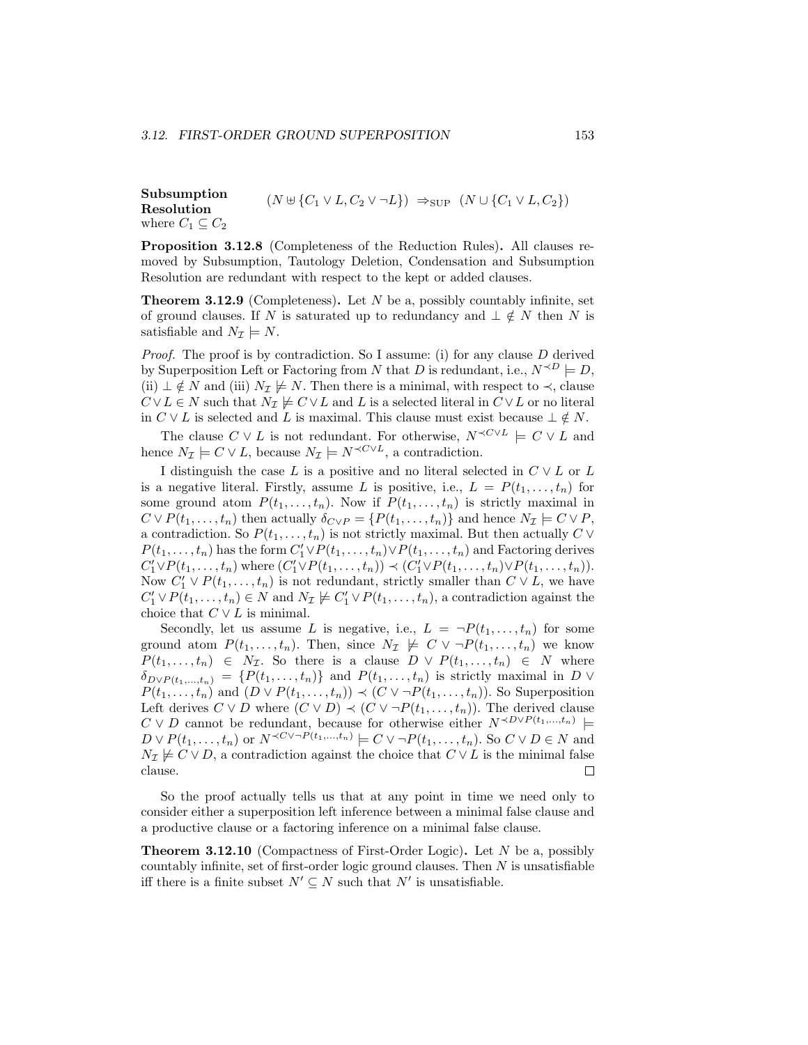**Subsumption Resolution** $(N \uplus \{C_1 \vee L, C_2 \vee \neg L\}) \;\Rightarrow_{\text{SUP}}\; (N \cup \{C_1 \vee L, C_2\})$
where $C_1 \subseteq C_2$

**Proposition 3.12.8** (Completeness of the Reduction Rules)**.** All clauses removed by Subsumption, Tautology Deletion, Condensation and Subsumption Resolution are redundant with respect to the kept or added clauses.

**Theorem 3.12.9** (Completeness)**.** Let $N$ be a, possibly countably infinite, set of ground clauses. If $N$ is saturated up to redundancy and $\bot \notin N$ then $N$ is satisfiable and $N_{\mathcal{I}} \models N$.

*Proof.* The proof is by contradiction. So I assume: (i) for any clause $D$ derived by Superposition Left or Factoring from $N$ that $D$ is redundant, i.e., $N^{\prec D} \models D$, (ii) $\bot \notin N$ and (iii) $N_{\mathcal{I}} \not\models N$. Then there is a minimal, with respect to $\prec$, clause $C \vee L \in N$ such that $N_{\mathcal{I}} \not\models C \vee L$ and $L$ is a selected literal in $C \vee L$ or no literal in $C \vee L$ is selected and $L$ is maximal. This clause must exist because $\bot \notin N$.

The clause $C \vee L$ is not redundant. For otherwise, $N^{\prec C \vee L} \models C \vee L$ and hence $N_{\mathcal{I}} \models C \vee L$, because $N_{\mathcal{I}} \models N^{\prec C \vee L}$, a contradiction.

I distinguish the case $L$ is a positive and no literal selected in $C \vee L$ or $L$ is a negative literal. Firstly, assume $L$ is positive, i.e., $L = P(t_1, \ldots, t_n)$ for some ground atom $P(t_1, \ldots, t_n)$. Now if $P(t_1, \ldots, t_n)$ is strictly maximal in $C \vee P(t_1, \ldots, t_n)$ then actually $\delta_{C \vee P} = \{P(t_1, \ldots, t_n)\}$ and hence $N_{\mathcal{I}} \models C \vee P$, a contradiction. So $P(t_1, \ldots, t_n)$ is not strictly maximal. But then actually $C \vee P(t_1, \ldots, t_n)$ has the form $C_1' \vee P(t_1, \ldots, t_n) \vee P(t_1, \ldots, t_n)$ and Factoring derives $C_1' \vee P(t_1, \ldots, t_n)$ where $(C_1' \vee P(t_1, \ldots, t_n)) \prec (C_1' \vee P(t_1, \ldots, t_n) \vee P(t_1, \ldots, t_n))$. Now $C_1' \vee P(t_1, \ldots, t_n)$ is not redundant, strictly smaller than $C \vee L$, we have $C_1' \vee P(t_1, \ldots, t_n) \in N$ and $N_{\mathcal{I}} \not\models C_1' \vee P(t_1, \ldots, t_n)$, a contradiction against the choice that $C \vee L$ is minimal.

Secondly, let us assume $L$ is negative, i.e., $L = \neg P(t_1, \ldots, t_n)$ for some ground atom $P(t_1, \ldots, t_n)$. Then, since $N_{\mathcal{I}} \not\models C \vee \neg P(t_1, \ldots, t_n)$ we know $P(t_1, \ldots, t_n) \in N_{\mathcal{I}}$. So there is a clause $D \vee P(t_1, \ldots, t_n) \in N$ where $\delta_{D \vee P(t_1, \ldots, t_n)} = \{P(t_1, \ldots, t_n)\}$ and $P(t_1, \ldots, t_n)$ is strictly maximal in $D \vee P(t_1, \ldots, t_n)$ and $(D \vee P(t_1, \ldots, t_n)) \prec (C \vee \neg P(t_1, \ldots, t_n))$. So Superposition Left derives $C \vee D$ where $(C \vee D) \prec (C \vee \neg P(t_1, \ldots, t_n))$. The derived clause $C \vee D$ cannot be redundant, because for otherwise either $N^{\prec D \vee P(t_1, \ldots, t_n)} \models D \vee P(t_1, \ldots, t_n)$ or $N^{\prec C \vee \neg P(t_1, \ldots, t_n)} \models C \vee \neg P(t_1, \ldots, t_n)$. So $C \vee D \in N$ and $N_{\mathcal{I}} \not\models C \vee D$, a contradiction against the choice that $C \vee L$ is the minimal false clause. $\square$

So the proof actually tells us that at any point in time we need only to consider either a superposition left inference between a minimal false clause and a productive clause or a factoring inference on a minimal false clause.

**Theorem 3.12.10** (Compactness of First-Order Logic)**.** Let $N$ be a, possibly countably infinite, set of first-order logic ground clauses. Then $N$ is unsatisfiable iff there is a finite subset $N' \subseteq N$ such that $N'$ is unsatisfiable.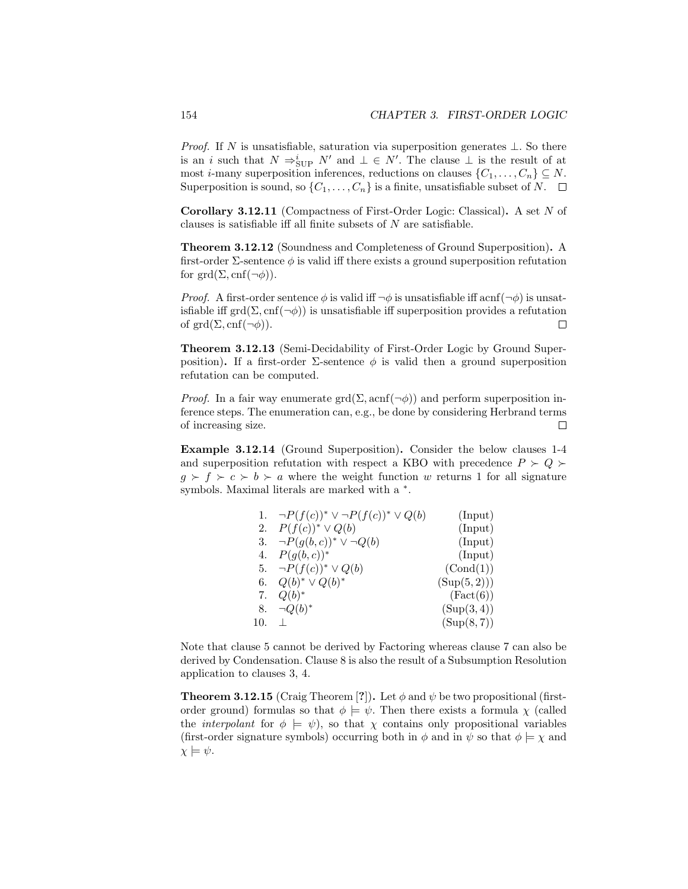*Proof.* If $N$ is unsatisfiable, saturation via superposition generates $\bot$. So there is an $i$ such that $N \Rightarrow^i_{\text{SUP}} N'$ and $\bot \in N'$. The clause $\bot$ is the result of at most $i$-many superposition inferences, reductions on clauses $\{C_1, \ldots, C_n\} \subseteq N$. Superposition is sound, so $\{C_1, \ldots, C_n\}$ is a finite, unsatisfiable subset of $N$. $\square$

**Corollary 3.12.11** (Compactness of First-Order Logic: Classical)**.** A set $N$ of clauses is satisfiable iff all finite subsets of $N$ are satisfiable.

**Theorem 3.12.12** (Soundness and Completeness of Ground Superposition)**.** A first-order $\Sigma$-sentence $\phi$ is valid iff there exists a ground superposition refutation for $\text{grd}(\Sigma, \text{cnf}(\neg\phi))$.

*Proof.* A first-order sentence $\phi$ is valid iff $\neg\phi$ is unsatisfiable iff $\text{acnf}(\neg\phi)$ is unsatisfiable iff $\text{grd}(\Sigma, \text{cnf}(\neg\phi))$ is unsatisfiable iff superposition provides a refutation of $\text{grd}(\Sigma, \text{cnf}(\neg\phi))$. $\square$

**Theorem 3.12.13** (Semi-Decidability of First-Order Logic by Ground Superposition)**.** If a first-order $\Sigma$-sentence $\phi$ is valid then a ground superposition refutation can be computed.

*Proof.* In a fair way enumerate $\text{grd}(\Sigma, \text{acnf}(\neg\phi))$ and perform superposition inference steps. The enumeration can, e.g., be done by considering Herbrand terms of increasing size. $\square$

**Example 3.12.14** (Ground Superposition)**.** Consider the below clauses 1-4 and superposition refutation with respect a KBO with precedence $P \succ Q \succ g \succ f \succ c \succ b \succ a$ where the weight function $w$ returns 1 for all signature symbols. Maximal literals are marked with a $^*$.

| | | |
|---|---|---|
| 1. | $\neg P(f(c))^* \lor \neg P(f(c))^* \lor Q(b)$ | (Input) |
| 2. | $P(f(c))^* \lor Q(b)$ | (Input) |
| 3. | $\neg P(g(b,c))^* \lor \neg Q(b)$ | (Input) |
| 4. | $P(g(b,c))^*$ | (Input) |
| 5. | $\neg P(f(c))^* \lor Q(b)$ | (Cond(1)) |
| 6. | $Q(b)^* \lor Q(b)^*$ | (Sup(5, 2))) |
| 7. | $Q(b)^*$ | (Fact(6)) |
| 8. | $\neg Q(b)^*$ | (Sup(3, 4)) |
| 10. | $\bot$ | (Sup(8, 7)) |

Note that clause 5 cannot be derived by Factoring whereas clause 7 can also be derived by Condensation. Clause 8 is also the result of a Subsumption Resolution application to clauses 3, 4.

**Theorem 3.12.15** (Craig Theorem [**?**])**.** Let $\phi$ and $\psi$ be two propositional (first-order ground) formulas so that $\phi \models \psi$. Then there exists a formula $\chi$ (called the *interpolant* for $\phi \models \psi$), so that $\chi$ contains only propositional variables (first-order signature symbols) occurring both in $\phi$ and in $\psi$ so that $\phi \models \chi$ and $\chi \models \psi$.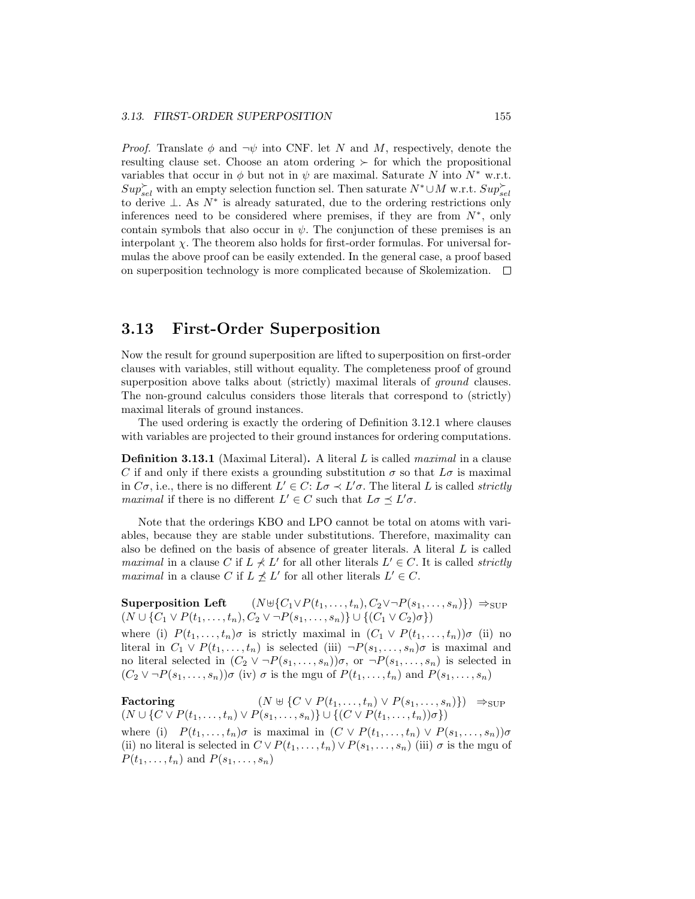*Proof*. Translate $\phi$ and $\neg\psi$ into CNF. let $N$ and $M$, respectively, denote the resulting clause set. Choose an atom ordering $\succ$ for which the propositional variables that occur in $\phi$ but not in $\psi$ are maximal. Saturate $N$ into $N^*$ w.r.t. $Sup^{\succ}_{sel}$ with an empty selection function sel. Then saturate $N^* \cup M$ w.r.t. $Sup^{\succ}_{sel}$ to derive $\bot$. As $N^*$ is already saturated, due to the ordering restrictions only inferences need to be considered where premises, if they are from $N^*$, only contain symbols that also occur in $\psi$. The conjunction of these premises is an interpolant $\chi$. The theorem also holds for first-order formulas. For universal formulas the above proof can be easily extended. In the general case, a proof based on superposition technology is more complicated because of Skolemization. $\square$

## 3.13 First-Order Superposition

Now the result for ground superposition are lifted to superposition on first-order clauses with variables, still without equality. The completeness proof of ground superposition above talks about (strictly) maximal literals of *ground* clauses. The non-ground calculus considers those literals that correspond to (strictly) maximal literals of ground instances.

The used ordering is exactly the ordering of Definition 3.12.1 where clauses with variables are projected to their ground instances for ordering computations.

**Definition 3.13.1** (Maximal Literal)**.** A literal $L$ is called *maximal* in a clause $C$ if and only if there exists a grounding substitution $\sigma$ so that $L\sigma$ is maximal in $C\sigma$, i.e., there is no different $L' \in C$: $L\sigma \prec L'\sigma$. The literal $L$ is called *strictly maximal* if there is no different $L' \in C$ such that $L\sigma \preceq L'\sigma$.

Note that the orderings KBO and LPO cannot be total on atoms with variables, because they are stable under substitutions. Therefore, maximality can also be defined on the basis of absence of greater literals. A literal $L$ is called *maximal* in a clause $C$ if $L \not\prec L'$ for all other literals $L' \in C$. It is called *strictly maximal* in a clause $C$ if $L \not\preceq L'$ for all other literals $L' \in C$.

**Superposition Left** $\quad (N \uplus \{C_1 \vee P(t_1,\ldots,t_n), C_2 \vee \neg P(s_1,\ldots,s_n)\}) \Rightarrow_{\text{SUP}} (N \cup \{C_1 \vee P(t_1,\ldots,t_n), C_2 \vee \neg P(s_1,\ldots,s_n)\} \cup \{(C_1 \vee C_2)\sigma\})$

where (i) $P(t_1,\ldots,t_n)\sigma$ is strictly maximal in $(C_1 \vee P(t_1,\ldots,t_n))\sigma$ (ii) no literal in $C_1 \vee P(t_1,\ldots,t_n)$ is selected (iii) $\neg P(s_1,\ldots,s_n)\sigma$ is maximal and no literal selected in $(C_2 \vee \neg P(s_1,\ldots,s_n))\sigma$, or $\neg P(s_1,\ldots,s_n)$ is selected in $(C_2 \vee \neg P(s_1,\ldots,s_n))\sigma$ (iv) $\sigma$ is the mgu of $P(t_1,\ldots,t_n)$ and $P(s_1,\ldots,s_n)$

**Factoring** $\quad (N \uplus \{C \vee P(t_1,\ldots,t_n) \vee P(s_1,\ldots,s_n)\}) \Rightarrow_{\text{SUP}} (N \cup \{C \vee P(t_1,\ldots,t_n) \vee P(s_1,\ldots,s_n)\} \cup \{(C \vee P(t_1,\ldots,t_n))\sigma\})$

where (i) $P(t_1,\ldots,t_n)\sigma$ is maximal in $(C \vee P(t_1,\ldots,t_n) \vee P(s_1,\ldots,s_n))\sigma$ (ii) no literal is selected in $C \vee P(t_1,\ldots,t_n) \vee P(s_1,\ldots,s_n)$ (iii) $\sigma$ is the mgu of $P(t_1,\ldots,t_n)$ and $P(s_1,\ldots,s_n)$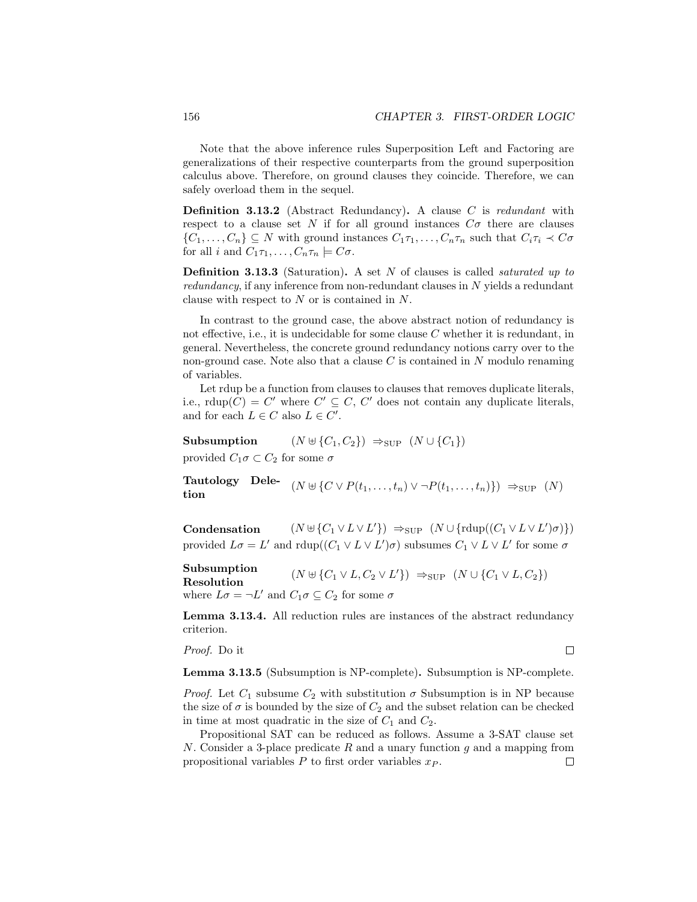Note that the above inference rules Superposition Left and Factoring are generalizations of their respective counterparts from the ground superposition calculus above. Therefore, on ground clauses they coincide. Therefore, we can safely overload them in the sequel.

**Definition 3.13.2** (Abstract Redundancy)**.** A clause $C$ is *redundant* with respect to a clause set $N$ if for all ground instances $C\sigma$ there are clauses $\{C_1, \ldots, C_n\} \subseteq N$ with ground instances $C_1\tau_1, \ldots, C_n\tau_n$ such that $C_i\tau_i \prec C\sigma$ for all $i$ and $C_1\tau_1, \ldots, C_n\tau_n \models C\sigma$.

**Definition 3.13.3** (Saturation)**.** A set $N$ of clauses is called *saturated up to redundancy*, if any inference from non-redundant clauses in $N$ yields a redundant clause with respect to $N$ or is contained in $N$.

In contrast to the ground case, the above abstract notion of redundancy is not effective, i.e., it is undecidable for some clause $C$ whether it is redundant, in general. Nevertheless, the concrete ground redundancy notions carry over to the non-ground case. Note also that a clause $C$ is contained in $N$ modulo renaming of variables.

Let rdup be a function from clauses to clauses that removes duplicate literals, i.e., $\text{rdup}(C) = C'$ where $C' \subseteq C$, $C'$ does not contain any duplicate literals, and for each $L \in C$ also $L \in C'$.

**Subsumption** $\quad (N \uplus \{C_1, C_2\}) \;\Rightarrow_{\text{SUP}}\; (N \cup \{C_1\})$

provided $C_1\sigma \subset C_2$ for some $\sigma$

**Tautology Deletion** $\quad (N \uplus \{C \vee P(t_1, \ldots, t_n) \vee \neg P(t_1, \ldots, t_n)\}) \;\Rightarrow_{\text{SUP}}\; (N)$

**Condensation** $\quad (N \uplus \{C_1 \vee L \vee L'\}) \;\Rightarrow_{\text{SUP}}\; (N \cup \{\text{rdup}((C_1 \vee L \vee L')\sigma)\})$

provided $L\sigma = L'$ and $\text{rdup}((C_1 \vee L \vee L')\sigma)$ subsumes $C_1 \vee L \vee L'$ for some $\sigma$

**Subsumption Resolution** $\quad (N \uplus \{C_1 \vee L, C_2 \vee L'\}) \;\Rightarrow_{\text{SUP}}\; (N \cup \{C_1 \vee L, C_2\})$

where $L\sigma = \neg L'$ and $C_1\sigma \subseteq C_2$ for some $\sigma$

**Lemma 3.13.4.** All reduction rules are instances of the abstract redundancy criterion.

*Proof.* Do it $\square$

**Lemma 3.13.5** (Subsumption is NP-complete)**.** Subsumption is NP-complete.

*Proof.* Let $C_1$ subsume $C_2$ with substitution $\sigma$ Subsumption is in NP because the size of $\sigma$ is bounded by the size of $C_2$ and the subset relation can be checked in time at most quadratic in the size of $C_1$ and $C_2$.

Propositional SAT can be reduced as follows. Assume a 3-SAT clause set $N$. Consider a 3-place predicate $R$ and a unary function $g$ and a mapping from propositional variables $P$ to first order variables $x_P$. $\square$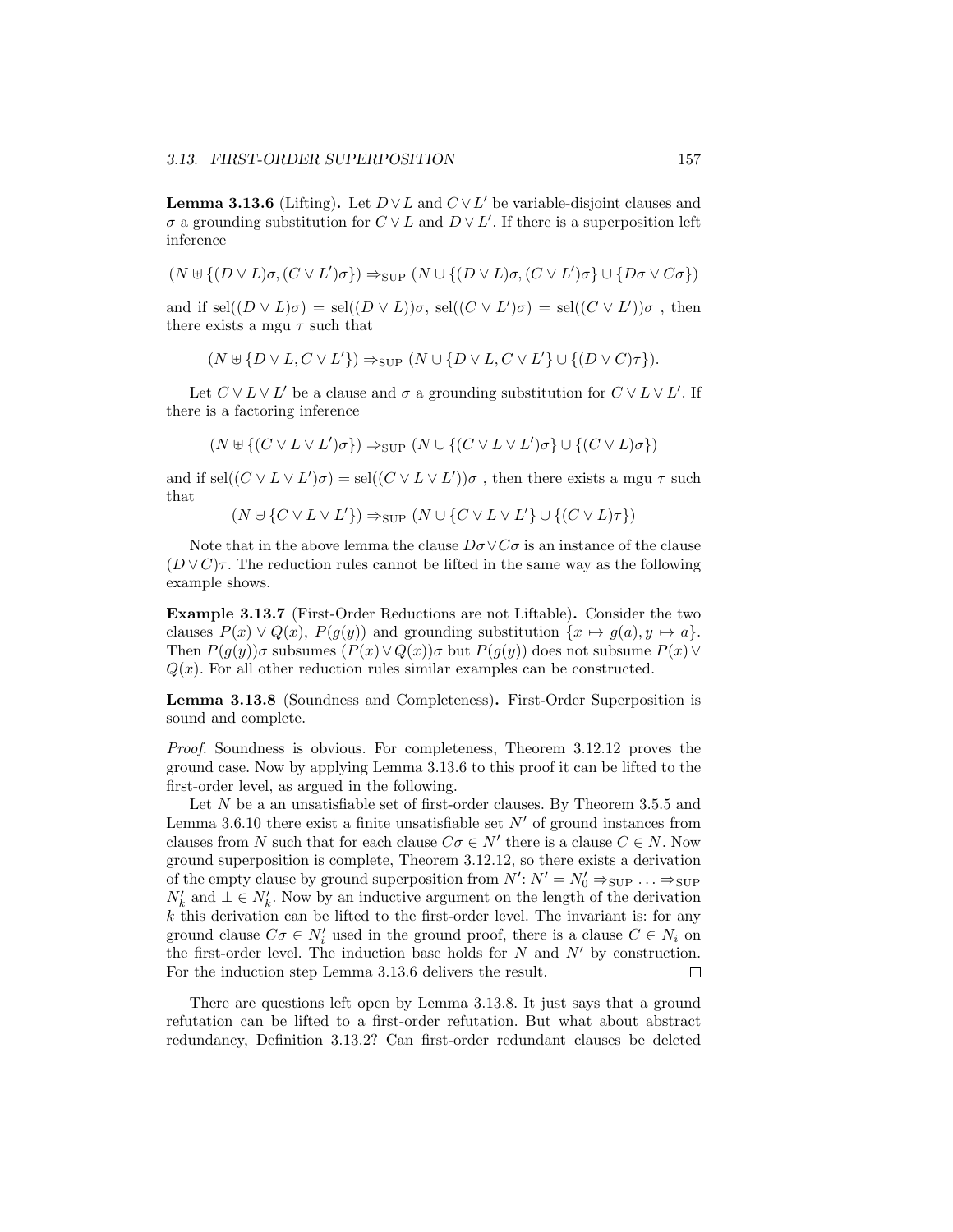**Lemma 3.13.6** (Lifting)**.** Let $D \vee L$ and $C \vee L'$ be variable-disjoint clauses and $\sigma$ a grounding substitution for $C \vee L$ and $D \vee L'$. If there is a superposition left inference

$$(N \uplus \{(D \vee L)\sigma, (C \vee L')\sigma\}) \Rightarrow_{\text{SUP}} (N \cup \{(D \vee L)\sigma, (C \vee L')\sigma\} \cup \{D\sigma \vee C\sigma\})$$

and if $\text{sel}((D \vee L)\sigma) = \text{sel}((D \vee L))\sigma$, $\text{sel}((C \vee L')\sigma) = \text{sel}((C \vee L'))\sigma$ , then there exists a mgu $\tau$ such that

$$(N \uplus \{D \vee L, C \vee L'\}) \Rightarrow_{\text{SUP}} (N \cup \{D \vee L, C \vee L'\} \cup \{(D \vee C)\tau\}).$$

Let $C \vee L \vee L'$ be a clause and $\sigma$ a grounding substitution for $C \vee L \vee L'$. If there is a factoring inference

$$(N \uplus \{(C \vee L \vee L')\sigma\}) \Rightarrow_{\text{SUP}} (N \cup \{(C \vee L \vee L')\sigma\} \cup \{(C \vee L)\sigma\})$$

and if $\text{sel}((C \vee L \vee L')\sigma) = \text{sel}((C \vee L \vee L'))\sigma$ , then there exists a mgu $\tau$ such that

$$(N \uplus \{C \vee L \vee L'\}) \Rightarrow_{\text{SUP}} (N \cup \{C \vee L \vee L'\} \cup \{(C \vee L)\tau\})$$

Note that in the above lemma the clause $D\sigma \vee C\sigma$ is an instance of the clause $(D \vee C)\tau$. The reduction rules cannot be lifted in the same way as the following example shows.

**Example 3.13.7** (First-Order Reductions are not Liftable)**.** Consider the two clauses $P(x) \vee Q(x)$, $P(g(y))$ and grounding substitution $\{x \mapsto g(a), y \mapsto a\}$. Then $P(g(y))\sigma$ subsumes $(P(x) \vee Q(x))\sigma$ but $P(g(y))$ does not subsume $P(x) \vee Q(x)$. For all other reduction rules similar examples can be constructed.

**Lemma 3.13.8** (Soundness and Completeness)**.** First-Order Superposition is sound and complete.

*Proof.* Soundness is obvious. For completeness, Theorem 3.12.12 proves the ground case. Now by applying Lemma 3.13.6 to this proof it can be lifted to the first-order level, as argued in the following.

Let $N$ be a an unsatisfiable set of first-order clauses. By Theorem 3.5.5 and Lemma 3.6.10 there exist a finite unsatisfiable set $N'$ of ground instances from clauses from $N$ such that for each clause $C\sigma \in N'$ there is a clause $C \in N$. Now ground superposition is complete, Theorem 3.12.12, so there exists a derivation of the empty clause by ground superposition from $N'$: $N' = N'_0 \Rightarrow_{\text{SUP}} \ldots \Rightarrow_{\text{SUP}} N'_k$ and $\bot \in N'_k$. Now by an inductive argument on the length of the derivation $k$ this derivation can be lifted to the first-order level. The invariant is: for any ground clause $C\sigma \in N'_i$ used in the ground proof, there is a clause $C \in N_i$ on the first-order level. The induction base holds for $N$ and $N'$ by construction. For the induction step Lemma 3.13.6 delivers the result. $\square$

There are questions left open by Lemma 3.13.8. It just says that a ground refutation can be lifted to a first-order refutation. But what about abstract redundancy, Definition 3.13.2? Can first-order redundant clauses be deleted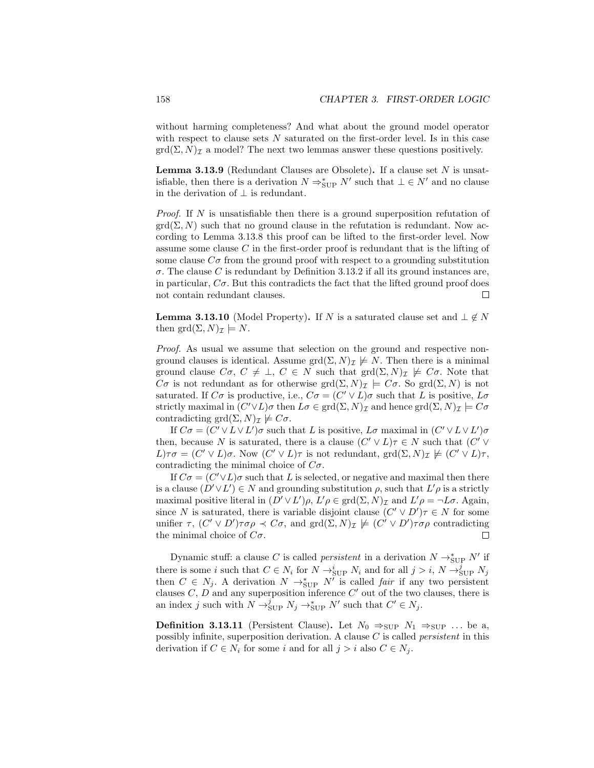without harming completeness? And what about the ground model operator with respect to clause sets $N$ saturated on the first-order level. Is in this case $\text{grd}(\Sigma, N)_{\mathcal{I}}$ a model? The next two lemmas answer these questions positively.

**Lemma 3.13.9** (Redundant Clauses are Obsolete)**.** If a clause set $N$ is unsatisfiable, then there is a derivation $N \Rightarrow^*_{\text{SUP}} N'$ such that $\bot \in N'$ and no clause in the derivation of $\bot$ is redundant.

*Proof.* If $N$ is unsatisfiable then there is a ground superposition refutation of $\text{grd}(\Sigma, N)$ such that no ground clause in the refutation is redundant. Now according to Lemma 3.13.8 this proof can be lifted to the first-order level. Now assume some clause $C$ in the first-order proof is redundant that is the lifting of some clause $C\sigma$ from the ground proof with respect to a grounding substitution $\sigma$. The clause $C$ is redundant by Definition 3.13.2 if all its ground instances are, in particular, $C\sigma$. But this contradicts the fact that the lifted ground proof does not contain redundant clauses. ∎

**Lemma 3.13.10** (Model Property)**.** If $N$ is a saturated clause set and $\bot \notin N$ then $\text{grd}(\Sigma, N)_{\mathcal{I}} \models N$.

*Proof.* As usual we assume that selection on the ground and respective non-ground clauses is identical. Assume $\text{grd}(\Sigma, N)_{\mathcal{I}} \not\models N$. Then there is a minimal ground clause $C\sigma$, $C \neq \bot$, $C \in N$ such that $\text{grd}(\Sigma, N)_{\mathcal{I}} \not\models C\sigma$. Note that $C\sigma$ is not redundant as for otherwise $\text{grd}(\Sigma, N)_{\mathcal{I}} \models C\sigma$. So $\text{grd}(\Sigma, N)$ is not saturated. If $C\sigma$ is productive, i.e., $C\sigma = (C' \vee L)\sigma$ such that $L$ is positive, $L\sigma$ strictly maximal in $(C' \vee L)\sigma$ then $L\sigma \in \text{grd}(\Sigma, N)_{\mathcal{I}}$ and hence $\text{grd}(\Sigma, N)_{\mathcal{I}} \models C\sigma$ contradicting $\text{grd}(\Sigma, N)_{\mathcal{I}} \not\models C\sigma$.

If $C\sigma = (C' \vee L \vee L')\sigma$ such that $L$ is positive, $L\sigma$ maximal in $(C' \vee L \vee L')\sigma$ then, because $N$ is saturated, there is a clause $(C' \vee L)\tau \in N$ such that $(C' \vee L)\tau\sigma = (C' \vee L)\sigma$. Now $(C' \vee L)\tau$ is not redundant, $\text{grd}(\Sigma, N)_{\mathcal{I}} \not\models (C' \vee L)\tau$, contradicting the minimal choice of $C\sigma$.

If $C\sigma = (C' \vee L)\sigma$ such that $L$ is selected, or negative and maximal then there is a clause $(D' \vee L') \in N$ and grounding substitution $\rho$, such that $L'\rho$ is a strictly maximal positive literal in $(D' \vee L')\rho$, $L'\rho \in \text{grd}(\Sigma, N)_{\mathcal{I}}$ and $L'\rho = \neg L\sigma$. Again, since $N$ is saturated, there is variable disjoint clause $(C' \vee D')\tau \in N$ for some unifier $\tau$, $(C' \vee D')\tau\sigma\rho \prec C\sigma$, and $\text{grd}(\Sigma, N)_{\mathcal{I}} \not\models (C' \vee D')\tau\sigma\rho$ contradicting the minimal choice of $C\sigma$. ∎

Dynamic stuff: a clause $C$ is called *persistent* in a derivation $N \rightarrow^*_{\text{SUP}} N'$ if there is some $i$ such that $C \in N_i$ for $N \rightarrow^i_{\text{SUP}} N_i$ and for all $j > i$, $N \rightarrow^j_{\text{SUP}} N_j$ then $C \in N_j$. A derivation $N \rightarrow^*_{\text{SUP}} N'$ is called *fair* if any two persistent clauses $C$, $D$ and any superposition inference $C'$ out of the two clauses, there is an index $j$ such with $N \rightarrow^j_{\text{SUP}} N_j \rightarrow^*_{\text{SUP}} N'$ such that $C' \in N_j$.

**Definition 3.13.11** (Persistent Clause)**.** Let $N_0 \Rightarrow_{\text{SUP}} N_1 \Rightarrow_{\text{SUP}} \ldots$ be a, possibly infinite, superposition derivation. A clause $C$ is called *persistent* in this derivation if $C \in N_i$ for some $i$ and for all $j > i$ also $C \in N_j$.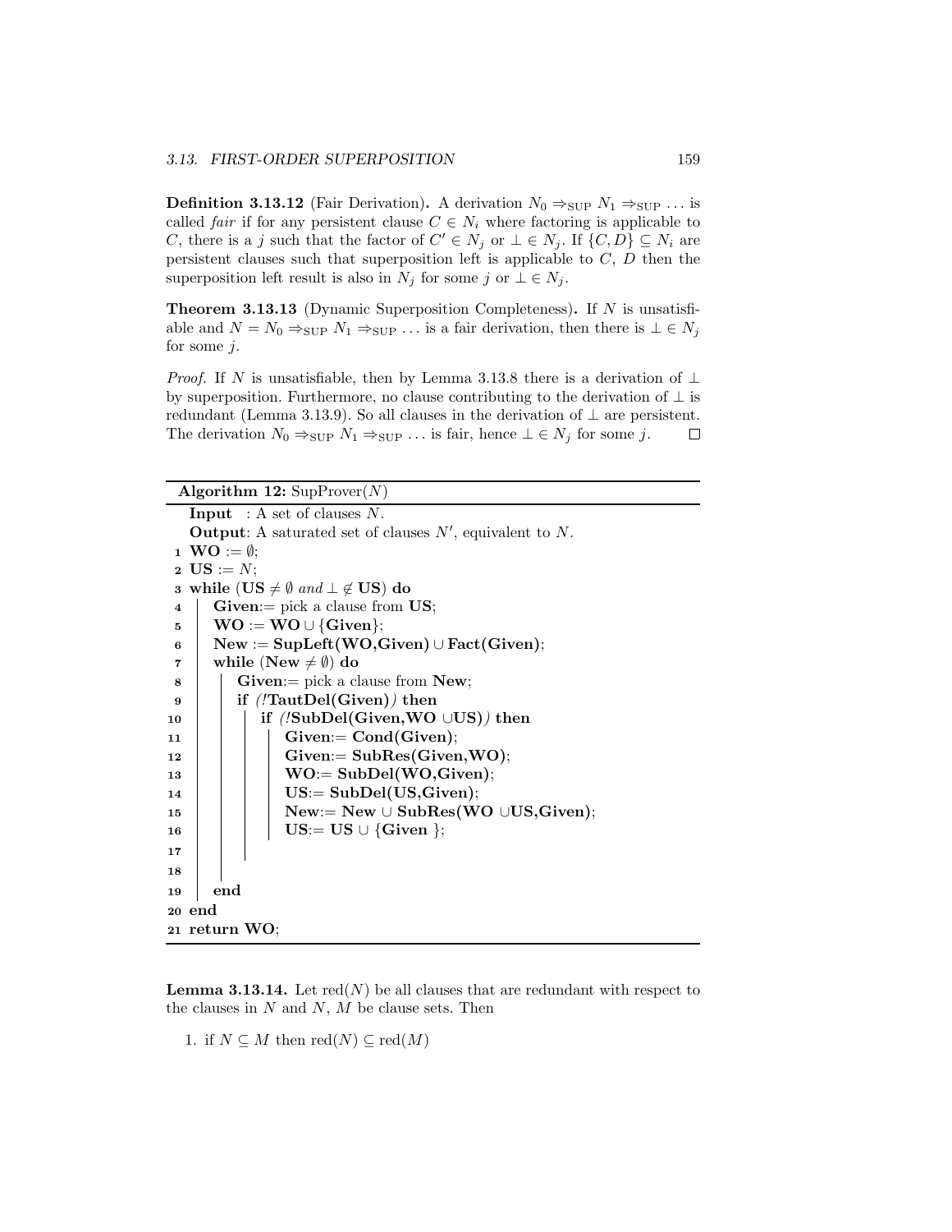**Definition 3.13.12** (Fair Derivation)**.** A derivation $N_0 \Rightarrow_{\text{SUP}} N_1 \Rightarrow_{\text{SUP}} \ldots$ is called *fair* if for any persistent clause $C \in N_i$ where factoring is applicable to $C$, there is a $j$ such that the factor of $C' \in N_j$ or $\bot \in N_j$. If $\{C, D\} \subseteq N_i$ are persistent clauses such that superposition left is applicable to $C$, $D$ then the superposition left result is also in $N_j$ for some $j$ or $\bot \in N_j$.

**Theorem 3.13.13** (Dynamic Superposition Completeness)**.** If $N$ is unsatisfiable and $N = N_0 \Rightarrow_{\text{SUP}} N_1 \Rightarrow_{\text{SUP}} \ldots$ is a fair derivation, then there is $\bot \in N_j$ for some $j$.

*Proof.* If $N$ is unsatisfiable, then by Lemma 3.13.8 there is a derivation of $\bot$ by superposition. Furthermore, no clause contributing to the derivation of $\bot$ is redundant (Lemma 3.13.9). So all clauses in the derivation of $\bot$ are persistent. The derivation $N_0 \Rightarrow_{\text{SUP}} N_1 \Rightarrow_{\text{SUP}} \ldots$ is fair, hence $\bot \in N_j$ for some $j$. $\square$

**Algorithm 12:** SupProver($N$)

```
   Input  : A set of clauses N.
   Output: A saturated set of clauses N', equivalent to N.
 1 WO := ∅;
 2 US := N;
 3 while (US ≠ ∅ and ⊥ ∉ US) do
 4 |  Given:= pick a clause from US;
 5 |  WO := WO ∪ {Given};
 6 |  New := SupLeft(WO,Given) ∪ Fact(Given);
 7 |  while (New ≠ ∅) do
 8 |  |  Given:= pick a clause from New;
 9 |  |  if (!TautDel(Given)) then
10 |  |  |  if (!SubDel(Given,WO ∪US)) then
11 |  |  |  |  Given:= Cond(Given);
12 |  |  |  |  Given:= SubRes(Given,WO);
13 |  |  |  |  WO:= SubDel(WO,Given);
14 |  |  |  |  US:= SubDel(US,Given);
15 |  |  |  |  New:= New ∪ SubRes(WO ∪US,Given);
16 |  |  |  |  US:= US ∪ {Given };
17 |  |  |
18 |  |
19 |  end
20 end
21 return WO;
```

**Lemma 3.13.14.** Let $\text{red}(N)$ be all clauses that are redundant with respect to the clauses in $N$ and $N$, $M$ be clause sets. Then

1. if $N \subseteq M$ then $\text{red}(N) \subseteq \text{red}(M)$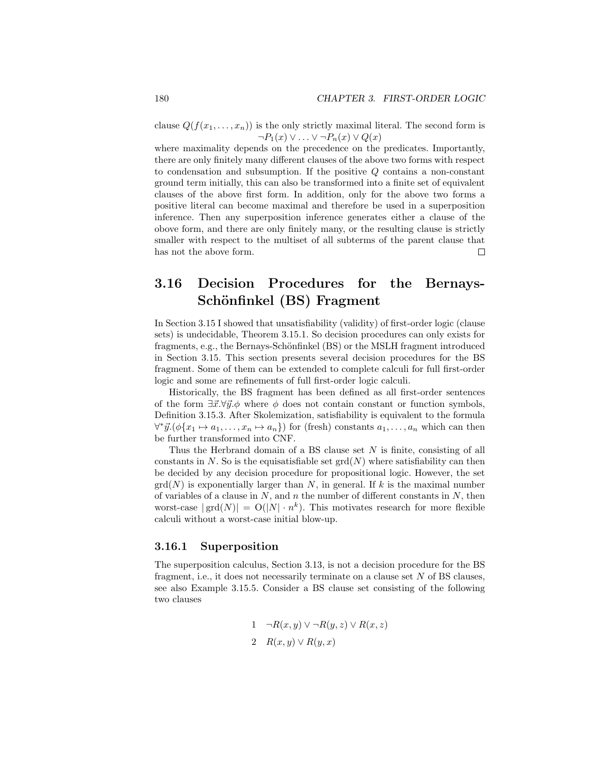clause $Q(f(x_1,\ldots,x_n))$ is the only strictly maximal literal. The second form is

$$\neg P_1(x) \vee \ldots \vee \neg P_n(x) \vee Q(x)$$

where maximality depends on the precedence on the predicates. Importantly, there are only finitely many different clauses of the above two forms with respect to condensation and subsumption. If the positive $Q$ contains a non-constant ground term initially, this can also be transformed into a finite set of equivalent clauses of the above first form. In addition, only for the above two forms a positive literal can become maximal and therefore be used in a superposition inference. Then any superposition inference generates either a clause of the obove form, and there are only finitely many, or the resulting clause is strictly smaller with respect to the multiset of all subterms of the parent clause that has not the above form. □

## 3.16 Decision Procedures for the Bernays-Schönfinkel (BS) Fragment

In Section 3.15 I showed that unsatisfiability (validity) of first-order logic (clause sets) is undecidable, Theorem 3.15.1. So decision procedures can only exists for fragments, e.g., the Bernays-Schönfinkel (BS) or the MSLH fragment introduced in Section 3.15. This section presents several decision procedures for the BS fragment. Some of them can be extended to complete calculi for full first-order logic and some are refinements of full first-order logic calculi.

Historically, the BS fragment has been defined as all first-order sentences of the form $\exists\vec{x}.\forall\vec{y}.\phi$ where $\phi$ does not contain constant or function symbols, Definition 3.15.3. After Skolemization, satisfiability is equivalent to the formula $\forall^*\vec{y}.(\phi\{x_1 \mapsto a_1,\ldots,x_n \mapsto a_n\})$ for (fresh) constants $a_1,\ldots,a_n$ which can then be further transformed into CNF.

Thus the Herbrand domain of a BS clause set $N$ is finite, consisting of all constants in $N$. So is the equisatisfiable set $\operatorname{grd}(N)$ where satisfiability can then be decided by any decision procedure for propositional logic. However, the set $\operatorname{grd}(N)$ is exponentially larger than $N$, in general. If $k$ is the maximal number of variables of a clause in $N$, and $n$ the number of different constants in $N$, then worst-case $|\operatorname{grd}(N)| = \mathrm{O}(|N| \cdot n^k)$. This motivates research for more flexible calculi without a worst-case initial blow-up.

### 3.16.1 Superposition

The superposition calculus, Section 3.13, is not a decision procedure for the BS fragment, i.e., it does not necessarily terminate on a clause set $N$ of BS clauses, see also Example 3.15.5. Consider a BS clause set consisting of the following two clauses

$$
\begin{array}{ll}
1 & \neg R(x,y) \vee \neg R(y,z) \vee R(x,z) \\
2 & R(x,y) \vee R(y,x)
\end{array}
$$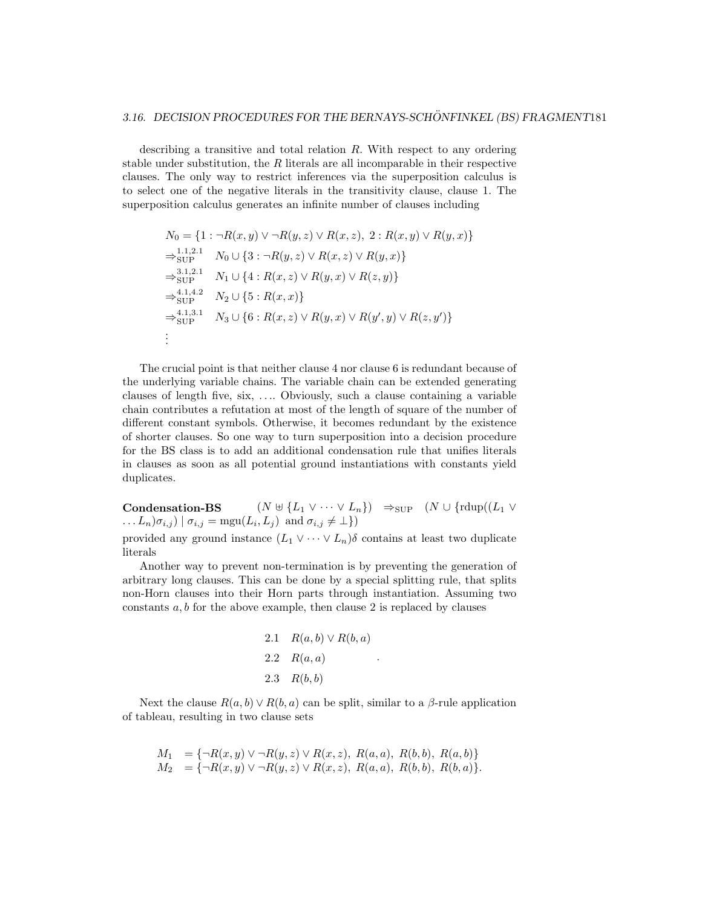describing a transitive and total relation $R$. With respect to any ordering stable under substitution, the $R$ literals are all incomparable in their respective clauses. The only way to restrict inferences via the superposition calculus is to select one of the negative literals in the transitivity clause, clause 1. The superposition calculus generates an infinite number of clauses including

$$
\begin{array}{ll}
N_0 = \{1 : \neg R(x,y) \vee \neg R(y,z) \vee R(x,z),\ 2 : R(x,y) \vee R(y,x)\} \\
\Rightarrow^{1.1,2.1}_{\text{SUP}} \quad N_0 \cup \{3 : \neg R(y,z) \vee R(x,z) \vee R(y,x)\} \\
\Rightarrow^{3.1,2.1}_{\text{SUP}} \quad N_1 \cup \{4 : R(x,z) \vee R(y,x) \vee R(z,y)\} \\
\Rightarrow^{4.1,4.2}_{\text{SUP}} \quad N_2 \cup \{5 : R(x,x)\} \\
\Rightarrow^{4.1,3.1}_{\text{SUP}} \quad N_3 \cup \{6 : R(x,z) \vee R(y,x) \vee R(y',y) \vee R(z,y')\} \\
\vdots
\end{array}
$$

The crucial point is that neither clause 4 nor clause 6 is redundant because of the underlying variable chains. The variable chain can be extended generating clauses of length five, six, .... Obviously, such a clause containing a variable chain contributes a refutation at most of the length of square of the number of different constant symbols. Otherwise, it becomes redundant by the existence of shorter clauses. So one way to turn superposition into a decision procedure for the BS class is to add an additional condensation rule that unifies literals in clauses as soon as all potential ground instantiations with constants yield duplicates.

**Condensation-BS** $\quad (N \uplus \{L_1 \vee \cdots \vee L_n\}) \quad \Rightarrow_{\text{SUP}} \quad (N \cup \{\text{rdup}((L_1 \vee \ldots L_n)\sigma_{i,j}) \mid \sigma_{i,j} = \text{mgu}(L_i, L_j) \text{ and } \sigma_{i,j} \neq \bot\})$

provided any ground instance $(L_1 \vee \cdots \vee L_n)\delta$ contains at least two duplicate literals

Another way to prevent non-termination is by preventing the generation of arbitrary long clauses. This can be done by a special splitting rule, that splits non-Horn clauses into their Horn parts through instantiation. Assuming two constants $a, b$ for the above example, then clause 2 is replaced by clauses

$$
\begin{array}{ll}
2.1 & R(a,b) \vee R(b,a) \\
2.2 & R(a,a) \\
2.3 & R(b,b)
\end{array}
\quad .
$$

Next the clause $R(a,b) \vee R(b,a)$ can be split, similar to a $\beta$-rule application of tableau, resulting in two clause sets

$$
\begin{array}{ll}
M_1 & = \{\neg R(x,y) \vee \neg R(y,z) \vee R(x,z),\ R(a,a),\ R(b,b),\ R(a,b)\} \\
M_2 & = \{\neg R(x,y) \vee \neg R(y,z) \vee R(x,z),\ R(a,a),\ R(b,b),\ R(b,a)\}.
\end{array}
$$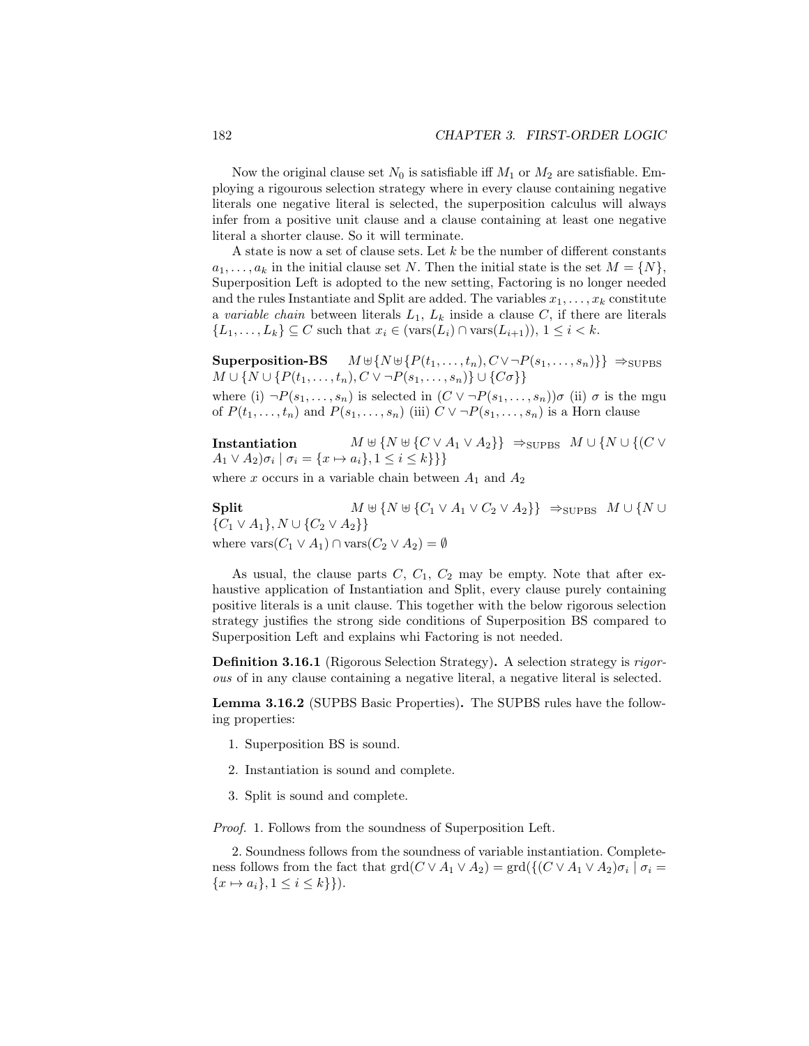Now the original clause set $N_0$ is satisfiable iff $M_1$ or $M_2$ are satisfiable. Employing a rigourous selection strategy where in every clause containing negative literals one negative literal is selected, the superposition calculus will always infer from a positive unit clause and a clause containing at least one negative literal a shorter clause. So it will terminate.

A state is now a set of clause sets. Let $k$ be the number of different constants $a_1, \ldots, a_k$ in the initial clause set $N$. Then the initial state is the set $M = \{N\}$, Superposition Left is adopted to the new setting, Factoring is no longer needed and the rules Instantiate and Split are added. The variables $x_1, \ldots, x_k$ constitute a *variable chain* between literals $L_1$, $L_k$ inside a clause $C$, if there are literals $\{L_1, \ldots, L_k\} \subseteq C$ such that $x_i \in (\text{vars}(L_i) \cap \text{vars}(L_{i+1}))$, $1 \leq i < k$.

**Superposition-BS** $\quad M \uplus \{N \uplus \{P(t_1, \ldots, t_n), C \vee \neg P(s_1, \ldots, s_n)\}\} \;\Rightarrow_{\text{SUPBS}}$ $M \cup \{N \cup \{P(t_1, \ldots, t_n), C \vee \neg P(s_1, \ldots, s_n)\} \cup \{C\sigma\}\}$

where (i) $\neg P(s_1, \ldots, s_n)$ is selected in $(C \vee \neg P(s_1, \ldots, s_n))\sigma$ (ii) $\sigma$ is the mgu of $P(t_1, \ldots, t_n)$ and $P(s_1, \ldots, s_n)$ (iii) $C \vee \neg P(s_1, \ldots, s_n)$ is a Horn clause

**Instantiation** $\quad M \uplus \{N \uplus \{C \vee A_1 \vee A_2\}\} \;\Rightarrow_{\text{SUPBS}}\; M \cup \{N \cup \{(C \vee A_1 \vee A_2)\sigma_i \mid \sigma_i = \{x \mapsto a_i\}, 1 \leq i \leq k\}\}$

where $x$ occurs in a variable chain between $A_1$ and $A_2$

**Split** $\quad M \uplus \{N \uplus \{C_1 \vee A_1 \vee C_2 \vee A_2\}\} \;\Rightarrow_{\text{SUPBS}}\; M \cup \{N \cup \{C_1 \vee A_1\}, N \cup \{C_2 \vee A_2\}\}$

where $\text{vars}(C_1 \vee A_1) \cap \text{vars}(C_2 \vee A_2) = \emptyset$

As usual, the clause parts $C$, $C_1$, $C_2$ may be empty. Note that after exhaustive application of Instantiation and Split, every clause purely containing positive literals is a unit clause. This together with the below rigorous selection strategy justifies the strong side conditions of Superposition BS compared to Superposition Left and explains whi Factoring is not needed.

**Definition 3.16.1** (Rigorous Selection Strategy)**.** A selection strategy is *rigorous* of in any clause containing a negative literal, a negative literal is selected.

**Lemma 3.16.2** (SUPBS Basic Properties)**.** The SUPBS rules have the following properties:

1. Superposition BS is sound.
2. Instantiation is sound and complete.
3. Split is sound and complete.

*Proof.* 1. Follows from the soundness of Superposition Left.

2. Soundness follows from the soundness of variable instantiation. Completeness follows from the fact that $\text{grd}(C \vee A_1 \vee A_2) = \text{grd}(\{(C \vee A_1 \vee A_2)\sigma_i \mid \sigma_i = \{x \mapsto a_i\}, 1 \leq i \leq k\})$.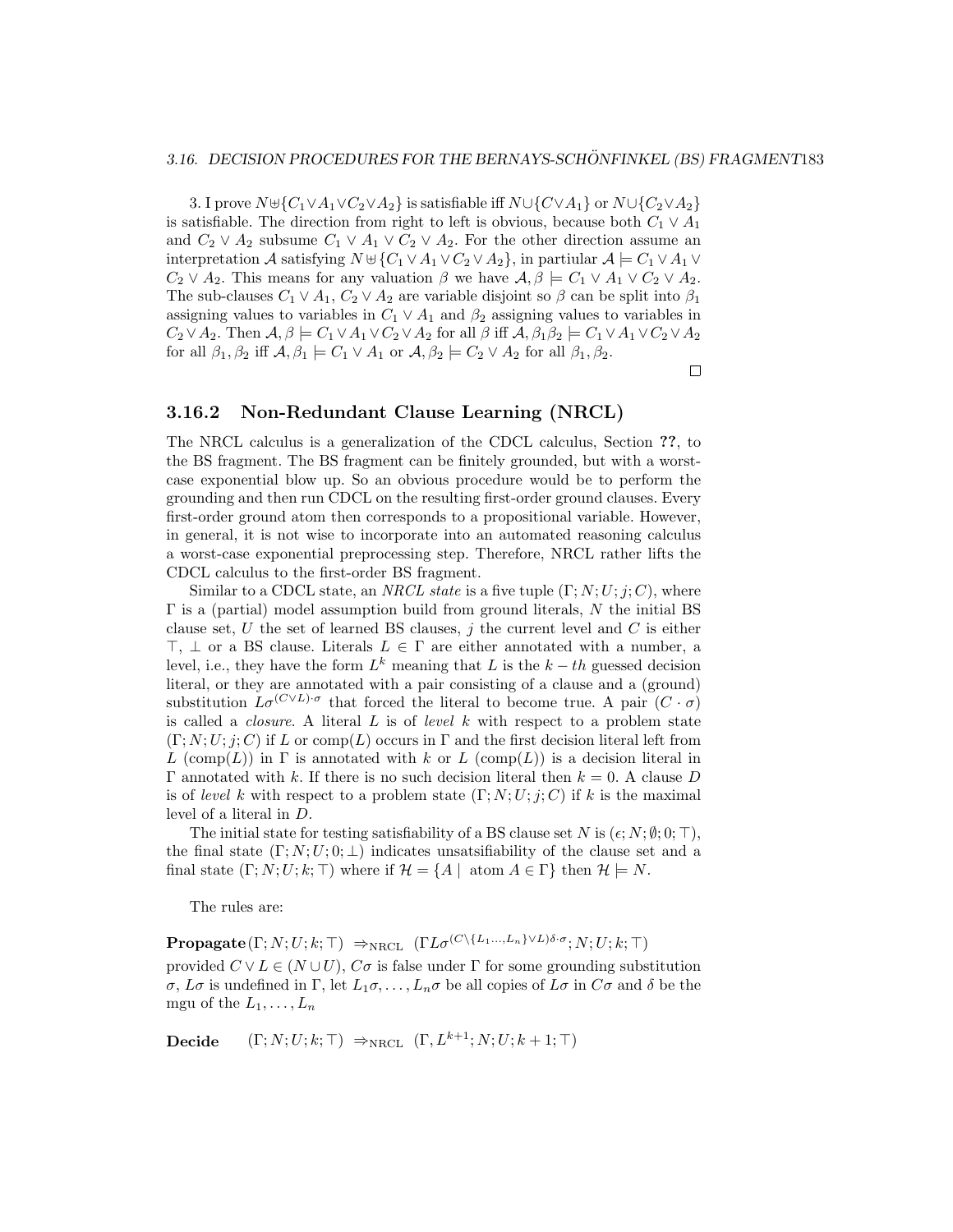3. I prove $N \uplus \{C_1 \vee A_1 \vee C_2 \vee A_2\}$ is satisfiable iff $N \cup \{C \vee A_1\}$ or $N \cup \{C_2 \vee A_2\}$ is satisfiable. The direction from right to left is obvious, because both $C_1 \vee A_1$ and $C_2 \vee A_2$ subsume $C_1 \vee A_1 \vee C_2 \vee A_2$. For the other direction assume an interpretation $\mathcal{A}$ satisfying $N \uplus \{C_1 \vee A_1 \vee C_2 \vee A_2\}$, in partiular $\mathcal{A} \models C_1 \vee A_1 \vee C_2 \vee A_2$. This means for any valuation $\beta$ we have $\mathcal{A}, \beta \models C_1 \vee A_1 \vee C_2 \vee A_2$. The sub-clauses $C_1 \vee A_1$, $C_2 \vee A_2$ are variable disjoint so $\beta$ can be split into $\beta_1$ assigning values to variables in $C_1 \vee A_1$ and $\beta_2$ assigning values to variables in $C_2 \vee A_2$. Then $\mathcal{A}, \beta \models C_1 \vee A_1 \vee C_2 \vee A_2$ for all $\beta$ iff $\mathcal{A}, \beta_1\beta_2 \models C_1 \vee A_1 \vee C_2 \vee A_2$ for all $\beta_1, \beta_2$ iff $\mathcal{A}, \beta_1 \models C_1 \vee A_1$ or $\mathcal{A}, \beta_2 \models C_2 \vee A_2$ for all $\beta_1, \beta_2$.

$\square$

### 3.16.2 Non-Redundant Clause Learning (NRCL)

The NRCL calculus is a generalization of the CDCL calculus, Section **??**, to the BS fragment. The BS fragment can be finitely grounded, but with a worst-case exponential blow up. So an obvious procedure would be to perform the grounding and then run CDCL on the resulting first-order ground clauses. Every first-order ground atom then corresponds to a propositional variable. However, in general, it is not wise to incorporate into an automated reasoning calculus a worst-case exponential preprocessing step. Therefore, NRCL rather lifts the CDCL calculus to the first-order BS fragment.

Similar to a CDCL state, an *NRCL state* is a five tuple $(\Gamma; N; U; j; C)$, where $\Gamma$ is a (partial) model assumption build from ground literals, $N$ the initial BS clause set, $U$ the set of learned BS clauses, $j$ the current level and $C$ is either $\top$, $\bot$ or a BS clause. Literals $L \in \Gamma$ are either annotated with a number, a level, i.e., they have the form $L^k$ meaning that $L$ is the $k-th$ guessed decision literal, or they are annotated with a pair consisting of a clause and a (ground) substitution $L\sigma^{(C \vee L)\cdot\sigma}$ that forced the literal to become true. A pair $(C \cdot \sigma)$ is called a *closure*. A literal $L$ is of *level* $k$ with respect to a problem state $(\Gamma; N; U; j; C)$ if $L$ or $\text{comp}(L)$ occurs in $\Gamma$ and the first decision literal left from $L$ ($\text{comp}(L)$) in $\Gamma$ is annotated with $k$ or $L$ ($\text{comp}(L)$) is a decision literal in $\Gamma$ annotated with $k$. If there is no such decision literal then $k = 0$. A clause $D$ is of *level* $k$ with respect to a problem state $(\Gamma; N; U; j; C)$ if $k$ is the maximal level of a literal in $D$.

The initial state for testing satisfiability of a BS clause set $N$ is $(\epsilon; N; \emptyset; 0; \top)$, the final state $(\Gamma; N; U; 0; \bot)$ indicates unsatsifiability of the clause set and a final state $(\Gamma; N; U; k; \top)$ where if $\mathcal{H} = \{A \mid \text{ atom } A \in \Gamma\}$ then $\mathcal{H} \models N$.

The rules are:

**Propagate** $(\Gamma; N; U; k; \top) \;\Rightarrow_{\text{NRCL}}\; (\Gamma L\sigma^{(C \setminus \{L_1 \ldots, L_n\} \vee L)\delta\cdot\sigma}; N; U; k; \top)$

provided $C \vee L \in (N \cup U)$, $C\sigma$ is false under $\Gamma$ for some grounding substitution $\sigma$, $L\sigma$ is undefined in $\Gamma$, let $L_1\sigma, \ldots, L_n\sigma$ be all copies of $L\sigma$ in $C\sigma$ and $\delta$ be the mgu of the $L_1, \ldots, L_n$

**Decide** $\quad (\Gamma; N; U; k; \top) \;\Rightarrow_{\text{NRCL}}\; (\Gamma, L^{k+1}; N; U; k+1; \top)$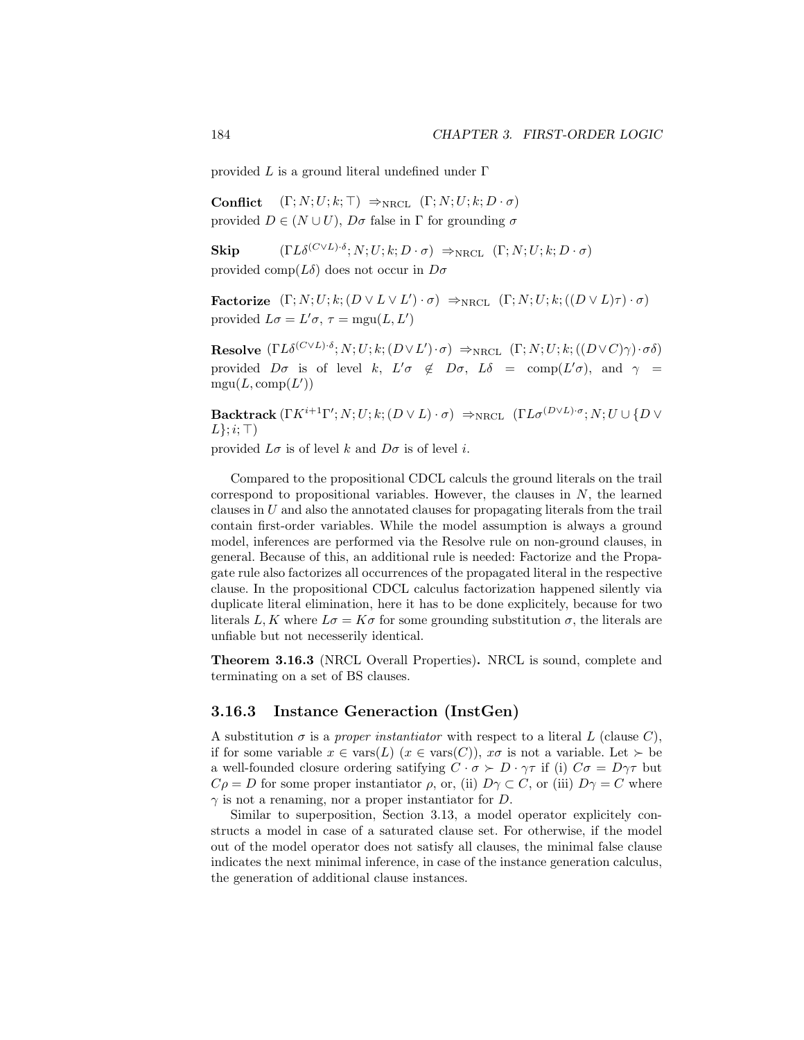provided $L$ is a ground literal undefined under $\Gamma$

**Conflict** $(\Gamma; N; U; k; \top) \Rightarrow_{\text{NRCL}} (\Gamma; N; U; k; D \cdot \sigma)$
provided $D \in (N \cup U)$, $D\sigma$ false in $\Gamma$ for grounding $\sigma$

**Skip** $(\Gamma L\delta^{(C \vee L)\cdot\delta}; N; U; k; D \cdot \sigma) \Rightarrow_{\text{NRCL}} (\Gamma; N; U; k; D \cdot \sigma)$
provided $\text{comp}(L\delta)$ does not occur in $D\sigma$

**Factorize** $(\Gamma; N; U; k; (D \vee L \vee L') \cdot \sigma) \Rightarrow_{\text{NRCL}} (\Gamma; N; U; k; ((D \vee L)\tau) \cdot \sigma)$
provided $L\sigma = L'\sigma$, $\tau = \text{mgu}(L, L')$

**Resolve** $(\Gamma L\delta^{(C \vee L)\cdot\delta}; N; U; k; (D \vee L') \cdot \sigma) \Rightarrow_{\text{NRCL}} (\Gamma; N; U; k; ((D \vee C)\gamma) \cdot \sigma\delta)$
provided $D\sigma$ is of level $k$, $L'\sigma \notin D\sigma$, $L\delta = \text{comp}(L'\sigma)$, and $\gamma = \text{mgu}(L, \text{comp}(L'))$

**Backtrack** $(\Gamma K^{i+1}\Gamma'; N; U; k; (D \vee L) \cdot \sigma) \Rightarrow_{\text{NRCL}} (\Gamma L\sigma^{(D \vee L)\cdot\sigma}; N; U \cup \{D \vee L\}; i; \top)$
provided $L\sigma$ is of level $k$ and $D\sigma$ is of level $i$.

Compared to the propositional CDCL calculs the ground literals on the trail correspond to propositional variables. However, the clauses in $N$, the learned clauses in $U$ and also the annotated clauses for propagating literals from the trail contain first-order variables. While the model assumption is always a ground model, inferences are performed via the Resolve rule on non-ground clauses, in general. Because of this, an additional rule is needed: Factorize and the Propagate rule also factorizes all occurrences of the propagated literal in the respective clause. In the propositional CDCL calculus factorization happened silently via duplicate literal elimination, here it has to be done explicitely, because for two literals $L, K$ where $L\sigma = K\sigma$ for some grounding substitution $\sigma$, the literals are unfiable but not necesserily identical.

**Theorem 3.16.3** (NRCL Overall Properties)**.** NRCL is sound, complete and terminating on a set of BS clauses.

### 3.16.3 Instance Generaction (InstGen)

A substitution $\sigma$ is a *proper instantiator* with respect to a literal $L$ (clause $C$), if for some variable $x \in \text{vars}(L)$ ($x \in \text{vars}(C)$), $x\sigma$ is not a variable. Let $\succ$ be a well-founded closure ordering satifying $C \cdot \sigma \succ D \cdot \gamma\tau$ if (i) $C\sigma = D\gamma\tau$ but $C\rho = D$ for some proper instantiator $\rho$, or, (ii) $D\gamma \subset C$, or (iii) $D\gamma = C$ where $\gamma$ is not a renaming, nor a proper instantiator for $D$.

Similar to superposition, Section 3.13, a model operator explicitely constructs a model in case of a saturated clause set. For otherwise, if the model out of the model operator does not satisfy all clauses, the minimal false clause indicates the next minimal inference, in case of the instance generation calculus, the generation of additional clause instances.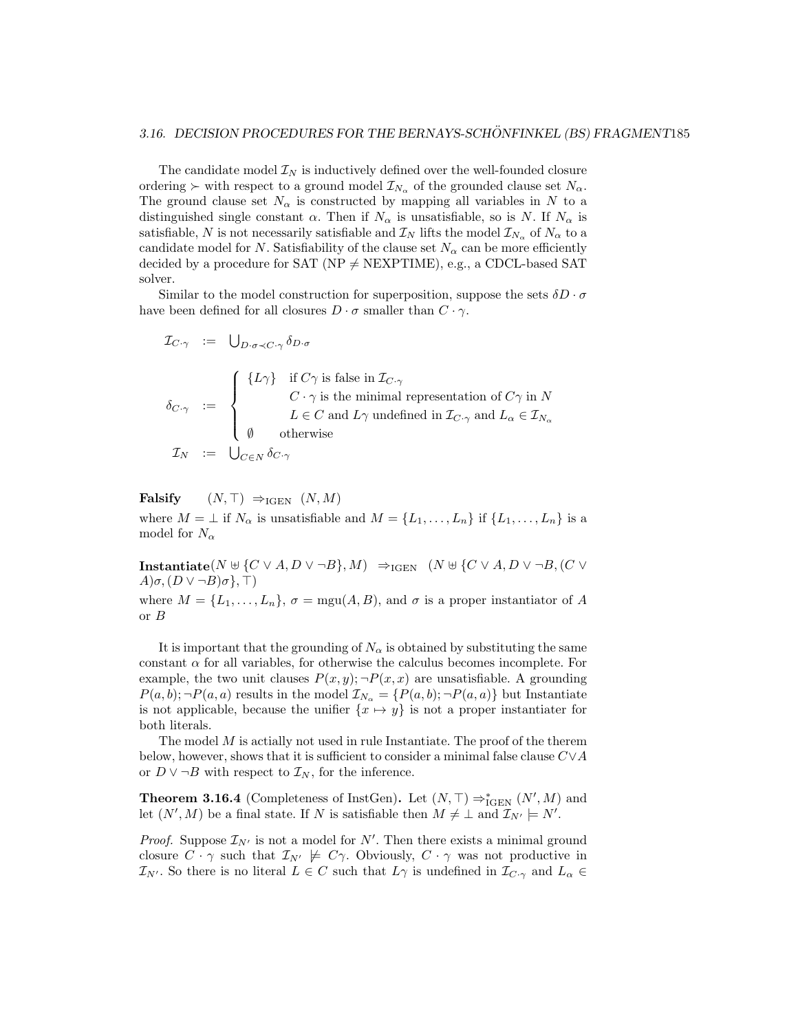The candidate model $\mathcal{I}_N$ is inductively defined over the well-founded closure ordering $\succ$ with respect to a ground model $\mathcal{I}_{N_\alpha}$ of the grounded clause set $N_\alpha$. The ground clause set $N_\alpha$ is constructed by mapping all variables in $N$ to a distinguished single constant $\alpha$. Then if $N_\alpha$ is unsatisfiable, so is $N$. If $N_\alpha$ is satisfiable, $N$ is not necessarily satisfiable and $\mathcal{I}_N$ lifts the model $\mathcal{I}_{N_\alpha}$ of $N_\alpha$ to a candidate model for $N$. Satisfiability of the clause set $N_\alpha$ can be more efficiently decided by a procedure for SAT (NP $\neq$ NEXPTIME), e.g., a CDCL-based SAT solver.

Similar to the model construction for superposition, suppose the sets $\delta D \cdot \sigma$ have been defined for all closures $D \cdot \sigma$ smaller than $C \cdot \gamma$.

$$
\begin{array}{rcl}
\mathcal{I}_{C\cdot\gamma} & := & \bigcup_{D\cdot\sigma \prec C\cdot\gamma} \delta_{D\cdot\sigma} \\[1em]
\delta_{C\cdot\gamma} & := & \left\{ \begin{array}{ll} \{L\gamma\} & \text{if } C\gamma \text{ is false in } \mathcal{I}_{C\cdot\gamma} \\ & \quad C\cdot\gamma \text{ is the minimal representation of } C\gamma \text{ in } N \\ & \quad L \in C \text{ and } L\gamma \text{ undefined in } \mathcal{I}_{C\cdot\gamma} \text{ and } L_\alpha \in \mathcal{I}_{N_\alpha} \\ \emptyset & \quad \text{otherwise} \end{array} \right. \\[1em]
\mathcal{I}_N & := & \bigcup_{C \in N} \delta_{C\cdot\gamma}
\end{array}
$$

**Falsify** $\quad (N, \top) \;\Rightarrow_{\text{IGEN}}\; (N, M)$

where $M = \bot$ if $N_\alpha$ is unsatisfiable and $M = \{L_1, \ldots, L_n\}$ if $\{L_1, \ldots, L_n\}$ is a model for $N_\alpha$

**Instantiate**$(N \uplus \{C \vee A, D \vee \neg B\}, M) \;\Rightarrow_{\text{IGEN}}\; (N \uplus \{C \vee A, D \vee \neg B, (C \vee A)\sigma, (D \vee \neg B)\sigma\}, \top)$

where $M = \{L_1, \ldots, L_n\}$, $\sigma = \text{mgu}(A, B)$, and $\sigma$ is a proper instantiator of $A$ or $B$

It is important that the grounding of $N_\alpha$ is obtained by substituting the same constant $\alpha$ for all variables, for otherwise the calculus becomes incomplete. For example, the two unit clauses $P(x, y); \neg P(x, x)$ are unsatisfiable. A grounding $P(a, b); \neg P(a, a)$ results in the model $\mathcal{I}_{N_\alpha} = \{P(a, b); \neg P(a, a)\}$ but Instantiate is not applicable, because the unifier $\{x \mapsto y\}$ is not a proper instantiater for both literals.

The model $M$ is actially not used in rule Instantiate. The proof of the therem below, however, shows that it is sufficient to consider a minimal false clause $C \vee A$ or $D \vee \neg B$ with respect to $\mathcal{I}_N$, for the inference.

**Theorem 3.16.4** (Completeness of InstGen)**.** Let $(N, \top) \Rightarrow^*_{\text{IGEN}} (N', M)$ and let $(N', M)$ be a final state. If $N$ is satisfiable then $M \neq \bot$ and $\mathcal{I}_{N'} \models N'$.

*Proof.* Suppose $\mathcal{I}_{N'}$ is not a model for $N'$. Then there exists a minimal ground closure $C \cdot \gamma$ such that $\mathcal{I}_{N'} \not\models C\gamma$. Obviously, $C \cdot \gamma$ was not productive in $\mathcal{I}_{N'}$. So there is no literal $L \in C$ such that $L\gamma$ is undefined in $\mathcal{I}_{C\cdot\gamma}$ and $L_\alpha \in$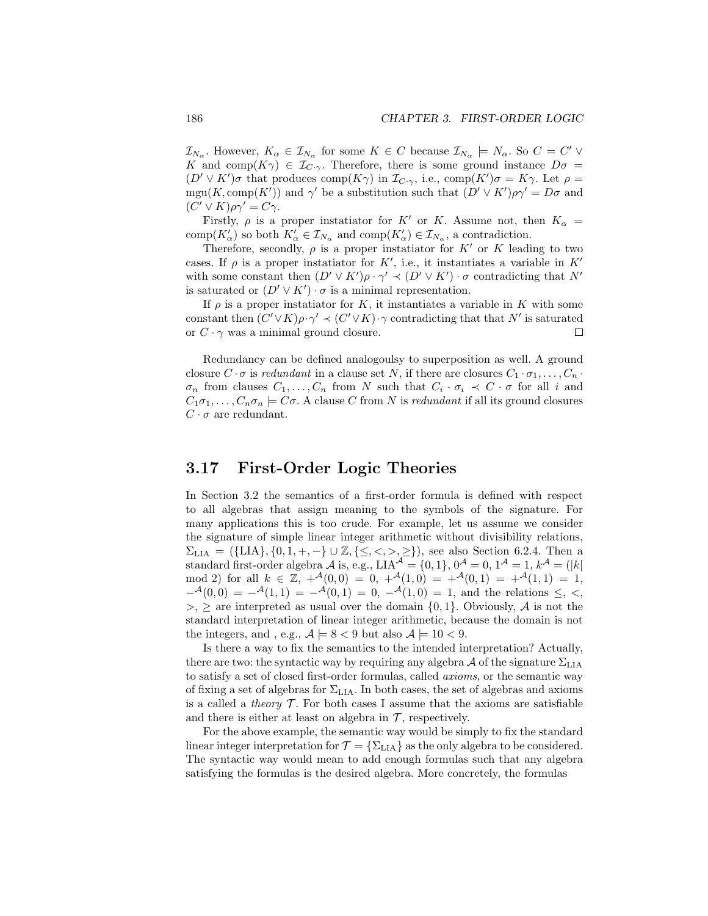$\mathcal{I}_{N_\alpha}$. However, $K_\alpha \in \mathcal{I}_{N_\alpha}$ for some $K \in C$ because $\mathcal{I}_{N_\alpha} \models N_\alpha$. So $C = C' \vee K$ and $\text{comp}(K\gamma) \in \mathcal{I}_{C\cdot\gamma}$. Therefore, there is some ground instance $D\sigma = (D' \vee K')\sigma$ that produces $\text{comp}(K\gamma)$ in $\mathcal{I}_{C\cdot\gamma}$, i.e., $\text{comp}(K')\sigma = K\gamma$. Let $\rho = \text{mgu}(K, \text{comp}(K'))$ and $\gamma'$ be a substitution such that $(D' \vee K')\rho\gamma' = D\sigma$ and $(C' \vee K)\rho\gamma' = C\gamma$.

Firstly, $\rho$ is a proper instatiator for $K'$ or $K$. Assume not, then $K_\alpha = \text{comp}(K'_\alpha)$ so both $K'_\alpha \in \mathcal{I}_{N_\alpha}$ and $\text{comp}(K'_\alpha) \in \mathcal{I}_{N_\alpha}$, a contradiction.

Therefore, secondly, $\rho$ is a proper instatiator for $K'$ or $K$ leading to two cases. If $\rho$ is a proper instatiator for $K'$, i.e., it instantiates a variable in $K'$ with some constant then $(D' \vee K')\rho \cdot \gamma' \prec (D' \vee K') \cdot \sigma$ contradicting that $N'$ is saturated or $(D' \vee K') \cdot \sigma$ is a minimal representation.

If $\rho$ is a proper instatiator for $K$, it instantiates a variable in $K$ with some constant then $(C' \vee K)\rho \cdot \gamma' \prec (C' \vee K) \cdot \gamma$ contradicting that that $N'$ is saturated or $C \cdot \gamma$ was a minimal ground closure. ◻

Redundancy can be defined analogoulsy to superposition as well. A ground closure $C \cdot \sigma$ is *redundant* in a clause set $N$, if there are closures $C_1 \cdot \sigma_1, \ldots, C_n \cdot \sigma_n$ from clauses $C_1, \ldots, C_n$ from $N$ such that $C_i \cdot \sigma_i \prec C \cdot \sigma$ for all $i$ and $C_1\sigma_1, \ldots, C_n\sigma_n \models C\sigma$. A clause $C$ from $N$ is *redundant* if all its ground closures $C \cdot \sigma$ are redundant.

## 3.17 First-Order Logic Theories

In Section 3.2 the semantics of a first-order formula is defined with respect to all algebras that assign meaning to the symbols of the signature. For many applications this is too crude. For example, let us assume we consider the signature of simple linear integer arithmetic without divisibility relations, $\Sigma_{\text{LIA}} = (\{\text{LIA}\}, \{0, 1, +, -\} \cup \mathbb{Z}, \{\leq, <, >, \geq\})$, see also Section 6.2.4. Then a standard first-order algebra $\mathcal{A}$ is, e.g., $\text{LIA}^{\mathcal{A}} = \{0, 1\}$, $0^{\mathcal{A}} = 0$, $1^{\mathcal{A}} = 1$, $k^{\mathcal{A}} = (|k| \bmod 2)$ for all $k \in \mathbb{Z}$, $+^{\mathcal{A}}(0, 0) = 0$, $+^{\mathcal{A}}(1, 0) = +^{\mathcal{A}}(0, 1) = +^{\mathcal{A}}(1, 1) = 1$, $-^{\mathcal{A}}(0, 0) = -^{\mathcal{A}}(1, 1) = -^{\mathcal{A}}(0, 1) = 0$, $-^{\mathcal{A}}(1, 0) = 1$, and the relations $\leq$, $<$, $>$, $\geq$ are interpreted as usual over the domain $\{0, 1\}$. Obviously, $\mathcal{A}$ is not the standard interpretation of linear integer arithmetic, because the domain is not the integers, and , e.g., $\mathcal{A} \models 8 < 9$ but also $\mathcal{A} \models 10 < 9$.

Is there a way to fix the semantics to the intended interpretation? Actually, there are two: the syntactic way by requiring any algebra $\mathcal{A}$ of the signature $\Sigma_{\text{LIA}}$ to satisfy a set of closed first-order formulas, called *axioms*, or the semantic way of fixing a set of algebras for $\Sigma_{\text{LIA}}$. In both cases, the set of algebras and axioms is a called a *theory* $\mathcal{T}$. For both cases I assume that the axioms are satisfiable and there is either at least on algebra in $\mathcal{T}$, respectively.

For the above example, the semantic way would be simply to fix the standard linear integer interpretation for $\mathcal{T} = \{\Sigma_{\text{LIA}}\}$ as the only algebra to be considered. The syntactic way would mean to add enough formulas such that any algebra satisfying the formulas is the desired algebra. More concretely, the formulas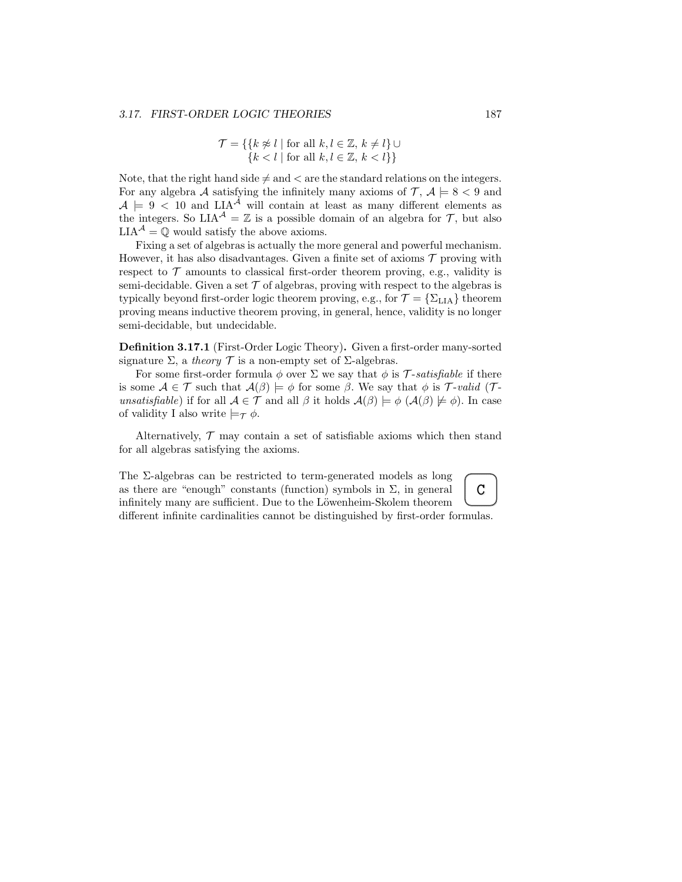$$\mathcal{T} = \{\{k \not\approx l \mid \text{for all } k, l \in \mathbb{Z},\ k \neq l\} \cup \\ \{k < l \mid \text{for all } k, l \in \mathbb{Z},\ k < l\}\}$$

Note, that the right hand side $\neq$ and $<$ are the standard relations on the integers. For any algebra $\mathcal{A}$ satisfying the infinitely many axioms of $\mathcal{T}$, $\mathcal{A} \models 8 < 9$ and $\mathcal{A} \models 9 < 10$ and $\text{LIA}^{\mathcal{A}}$ will contain at least as many different elements as the integers. So $\text{LIA}^{\mathcal{A}} = \mathbb{Z}$ is a possible domain of an algebra for $\mathcal{T}$, but also $\text{LIA}^{\mathcal{A}} = \mathbb{Q}$ would satisfy the above axioms.

Fixing a set of algebras is actually the more general and powerful mechanism. However, it has also disadvantages. Given a finite set of axioms $\mathcal{T}$ proving with respect to $\mathcal{T}$ amounts to classical first-order theorem proving, e.g., validity is semi-decidable. Given a set $\mathcal{T}$ of algebras, proving with respect to the algebras is typically beyond first-order logic theorem proving, e.g., for $\mathcal{T} = \{\Sigma_{\text{LIA}}\}$ theorem proving means inductive theorem proving, in general, hence, validity is no longer semi-decidable, but undecidable.

**Definition 3.17.1** (First-Order Logic Theory)**.** Given a first-order many-sorted signature $\Sigma$, a *theory* $\mathcal{T}$ is a non-empty set of $\Sigma$-algebras.

For some first-order formula $\phi$ over $\Sigma$ we say that $\phi$ is $\mathcal{T}$*-satisfiable* if there is some $\mathcal{A} \in \mathcal{T}$ such that $\mathcal{A}(\beta) \models \phi$ for some $\beta$. We say that $\phi$ is $\mathcal{T}$*-valid* ($\mathcal{T}$*-unsatisfiable*) if for all $\mathcal{A} \in \mathcal{T}$ and all $\beta$ it holds $\mathcal{A}(\beta) \models \phi$ ($\mathcal{A}(\beta) \not\models \phi$). In case of validity I also write $\models_{\mathcal{T}} \phi$.

Alternatively, $\mathcal{T}$ may contain a set of satisfiable axioms which then stand for all algebras satisfying the axioms.

C

The $\Sigma$-algebras can be restricted to term-generated models as long as there are "enough" constants (function) symbols in $\Sigma$, in general infinitely many are sufficient. Due to the Löwenheim-Skolem theorem different infinite cardinalities cannot be distinguished by first-order formulas.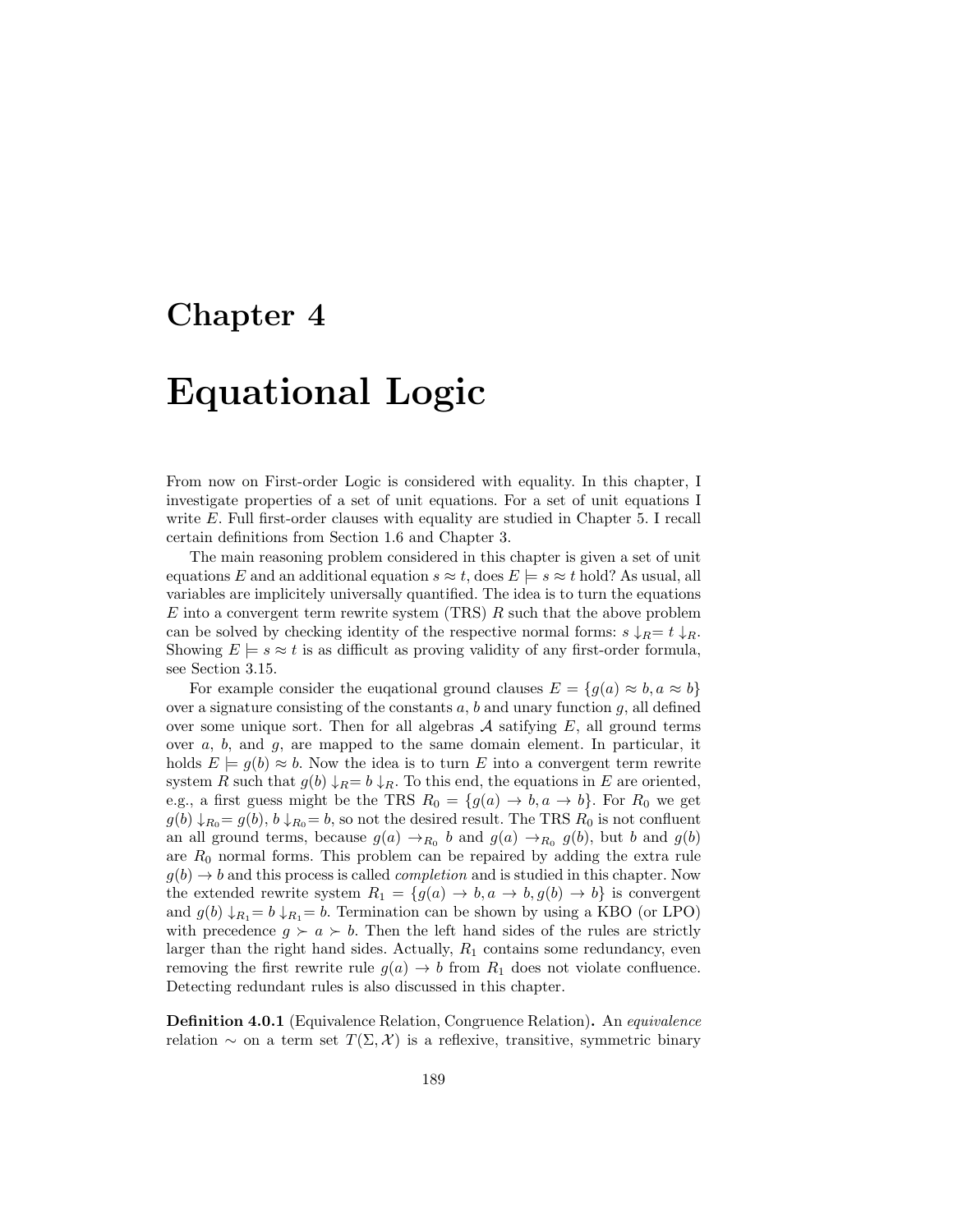# Chapter 4

# Equational Logic

From now on First-order Logic is considered with equality. In this chapter, I investigate properties of a set of unit equations. For a set of unit equations I write $E$. Full first-order clauses with equality are studied in Chapter 5. I recall certain definitions from Section 1.6 and Chapter 3.

The main reasoning problem considered in this chapter is given a set of unit equations $E$ and an additional equation $s \approx t$, does $E \models s \approx t$ hold? As usual, all variables are implicitely universally quantified. The idea is to turn the equations $E$ into a convergent term rewrite system (TRS) $R$ such that the above problem can be solved by checking identity of the respective normal forms: $s\downarrow_R = t\downarrow_R$. Showing $E \models s \approx t$ is as difficult as proving validity of any first-order formula, see Section 3.15.

For example consider the euqational ground clauses $E = \{g(a) \approx b, a \approx b\}$ over a signature consisting of the constants $a$, $b$ and unary function $g$, all defined over some unique sort. Then for all algebras $\mathcal{A}$ satisfying $E$, all ground terms over $a$, $b$, and $g$, are mapped to the same domain element. In particular, it holds $E \models g(b) \approx b$. Now the idea is to turn $E$ into a convergent term rewrite system $R$ such that $g(b)\downarrow_R = b\downarrow_R$. To this end, the equations in $E$ are oriented, e.g., a first guess might be the TRS $R_0 = \{g(a) \rightarrow b, a \rightarrow b\}$. For $R_0$ we get $g(b)\downarrow_{R_0} = g(b)$, $b\downarrow_{R_0} = b$, so not the desired result. The TRS $R_0$ is not confluent an all ground terms, because $g(a) \rightarrow_{R_0} b$ and $g(a) \rightarrow_{R_0} g(b)$, but $b$ and $g(b)$ are $R_0$ normal forms. This problem can be repaired by adding the extra rule $g(b) \rightarrow b$ and this process is called *completion* and is studied in this chapter. Now the extended rewrite system $R_1 = \{g(a) \rightarrow b, a \rightarrow b, g(b) \rightarrow b\}$ is convergent and $g(b)\downarrow_{R_1} = b\downarrow_{R_1} = b$. Termination can be shown by using a KBO (or LPO) with precedence $g \succ a \succ b$. Then the left hand sides of the rules are strictly larger than the right hand sides. Actually, $R_1$ contains some redundancy, even removing the first rewrite rule $g(a) \rightarrow b$ from $R_1$ does not violate confluence. Detecting redundant rules is also discussed in this chapter.

**Definition 4.0.1** (Equivalence Relation, Congruence Relation)**.** An *equivalence* relation $\sim$ on a term set $T(\Sigma, \mathcal{X})$ is a reflexive, transitive, symmetric binary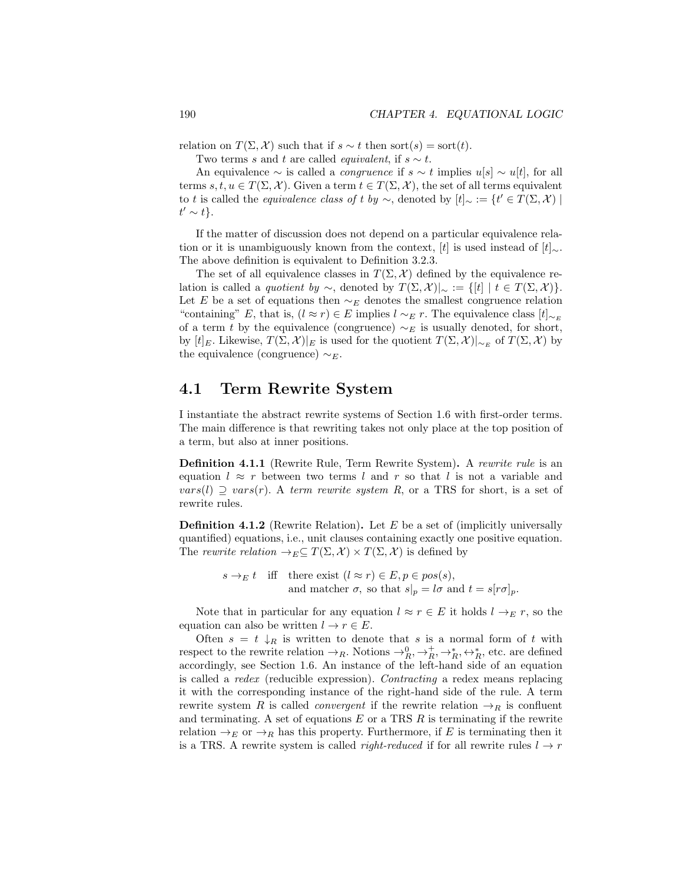relation on $T(\Sigma, \mathcal{X})$ such that if $s \sim t$ then $\text{sort}(s) = \text{sort}(t)$.

Two terms $s$ and $t$ are called *equivalent*, if $s \sim t$.

An equivalence $\sim$ is called a *congruence* if $s \sim t$ implies $u[s] \sim u[t]$, for all terms $s, t, u \in T(\Sigma, \mathcal{X})$. Given a term $t \in T(\Sigma, \mathcal{X})$, the set of all terms equivalent to $t$ is called the *equivalence class of $t$ by $\sim$*, denoted by $[t]_\sim := \{t' \in T(\Sigma, \mathcal{X}) \mid t' \sim t\}$.

If the matter of discussion does not depend on a particular equivalence relation or it is unambiguously known from the context, $[t]$ is used instead of $[t]_\sim$. The above definition is equivalent to Definition 3.2.3.

The set of all equivalence classes in $T(\Sigma, \mathcal{X})$ defined by the equivalence relation is called a *quotient by $\sim$*, denoted by $T(\Sigma, \mathcal{X})|_\sim := \{[t] \mid t \in T(\Sigma, \mathcal{X})\}$. Let $E$ be a set of equations then $\sim_E$ denotes the smallest congruence relation "containing" $E$, that is, $(l \approx r) \in E$ implies $l \sim_E r$. The equivalence class $[t]_{\sim_E}$ of a term $t$ by the equivalence (congruence) $\sim_E$ is usually denoted, for short, by $[t]_E$. Likewise, $T(\Sigma, \mathcal{X})|_E$ is used for the quotient $T(\Sigma, \mathcal{X})|_{\sim_E}$ of $T(\Sigma, \mathcal{X})$ by the equivalence (congruence) $\sim_E$.

## 4.1 Term Rewrite System

I instantiate the abstract rewrite systems of Section 1.6 with first-order terms. The main difference is that rewriting takes not only place at the top position of a term, but also at inner positions.

**Definition 4.1.1** (Rewrite Rule, Term Rewrite System)**.** A *rewrite rule* is an equation $l \approx r$ between two terms $l$ and $r$ so that $l$ is not a variable and $vars(l) \supseteq vars(r)$. A *term rewrite system* $R$, or a TRS for short, is a set of rewrite rules.

**Definition 4.1.2** (Rewrite Relation)**.** Let $E$ be a set of (implicitly universally quantified) equations, i.e., unit clauses containing exactly one positive equation. The *rewrite relation* $\rightarrow_E \subseteq T(\Sigma, \mathcal{X}) \times T(\Sigma, \mathcal{X})$ is defined by

$$s \rightarrow_E t \quad \text{iff} \quad \text{there exist } (l \approx r) \in E, p \in pos(s), \text{ and matcher } \sigma, \text{ so that } s|_p = l\sigma \text{ and } t = s[r\sigma]_p.$$

Note that in particular for any equation $l \approx r \in E$ it holds $l \rightarrow_E r$, so the equation can also be written $l \rightarrow r \in E$.

Often $s = t\downarrow_R$ is written to denote that $s$ is a normal form of $t$ with respect to the rewrite relation $\rightarrow_R$. Notions $\rightarrow^0_R, \rightarrow^+_R, \rightarrow^*_R, \leftrightarrow^*_R$, etc. are defined accordingly, see Section 1.6. An instance of the left-hand side of an equation is called a *redex* (reducible expression). *Contracting* a redex means replacing it with the corresponding instance of the right-hand side of the rule. A term rewrite system $R$ is called *convergent* if the rewrite relation $\rightarrow_R$ is confluent and terminating. A set of equations $E$ or a TRS $R$ is terminating if the rewrite relation $\rightarrow_E$ or $\rightarrow_R$ has this property. Furthermore, if $E$ is terminating then it is a TRS. A rewrite system is called *right-reduced* if for all rewrite rules $l \rightarrow r$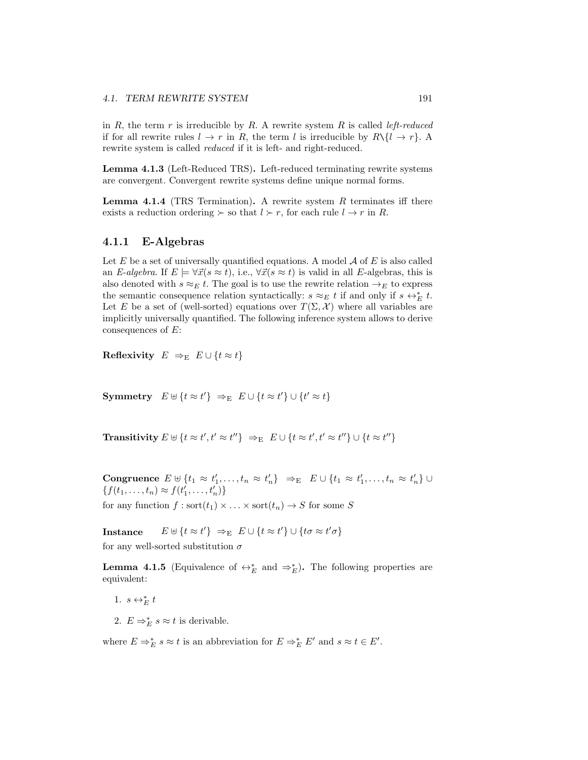in $R$, the term $r$ is irreducible by $R$. A rewrite system $R$ is called *left-reduced* if for all rewrite rules $l \to r$ in $R$, the term $l$ is irreducible by $R \setminus \{l \to r\}$. A rewrite system is called *reduced* if it is left- and right-reduced.

**Lemma 4.1.3** (Left-Reduced TRS)**.** Left-reduced terminating rewrite systems are convergent. Convergent rewrite systems define unique normal forms.

**Lemma 4.1.4** (TRS Termination)**.** A rewrite system $R$ terminates iff there exists a reduction ordering $\succ$ so that $l \succ r$, for each rule $l \to r$ in $R$.

### 4.1.1 E-Algebras

Let $E$ be a set of universally quantified equations. A model $\mathcal{A}$ of $E$ is also called an *E-algebra*. If $E \models \forall \vec{x}(s \approx t)$, i.e., $\forall \vec{x}(s \approx t)$ is valid in all $E$-algebras, this is also denoted with $s \approx_E t$. The goal is to use the rewrite relation $\to_E$ to express the semantic consequence relation syntactically: $s \approx_E t$ if and only if $s \leftrightarrow_E^* t$. Let $E$ be a set of (well-sorted) equations over $T(\Sigma, \mathcal{X})$ where all variables are implicitly universally quantified. The following inference system allows to derive consequences of $E$:

**Reflexivity** $E \;\Rightarrow_{\mathrm{E}}\; E \cup \{t \approx t\}$

**Symmetry** $E \uplus \{t \approx t'\} \;\Rightarrow_{\mathrm{E}}\; E \cup \{t \approx t'\} \cup \{t' \approx t\}$

**Transitivity** $E \uplus \{t \approx t', t' \approx t''\} \;\Rightarrow_{\mathrm{E}}\; E \cup \{t \approx t', t' \approx t''\} \cup \{t \approx t''\}$

**Congruence** $E \uplus \{t_1 \approx t_1', \ldots, t_n \approx t_n'\} \;\Rightarrow_{\mathrm{E}}\; E \cup \{t_1 \approx t_1', \ldots, t_n \approx t_n'\} \cup \{f(t_1, \ldots, t_n) \approx f(t_1', \ldots, t_n')\}$

for any function $f : \mathrm{sort}(t_1) \times \ldots \times \mathrm{sort}(t_n) \to S$ for some $S$

**Instance** $E \uplus \{t \approx t'\} \;\Rightarrow_{\mathrm{E}}\; E \cup \{t \approx t'\} \cup \{t\sigma \approx t'\sigma\}$

for any well-sorted substitution $\sigma$

**Lemma 4.1.5** (Equivalence of $\leftrightarrow_E^*$ and $\Rightarrow_E^*$)**.** The following properties are equivalent:

1. $s \leftrightarrow_E^* t$
2. $E \Rightarrow_E^* s \approx t$ is derivable.

where $E \Rightarrow_E^* s \approx t$ is an abbreviation for $E \Rightarrow_E^* E'$ and $s \approx t \in E'$.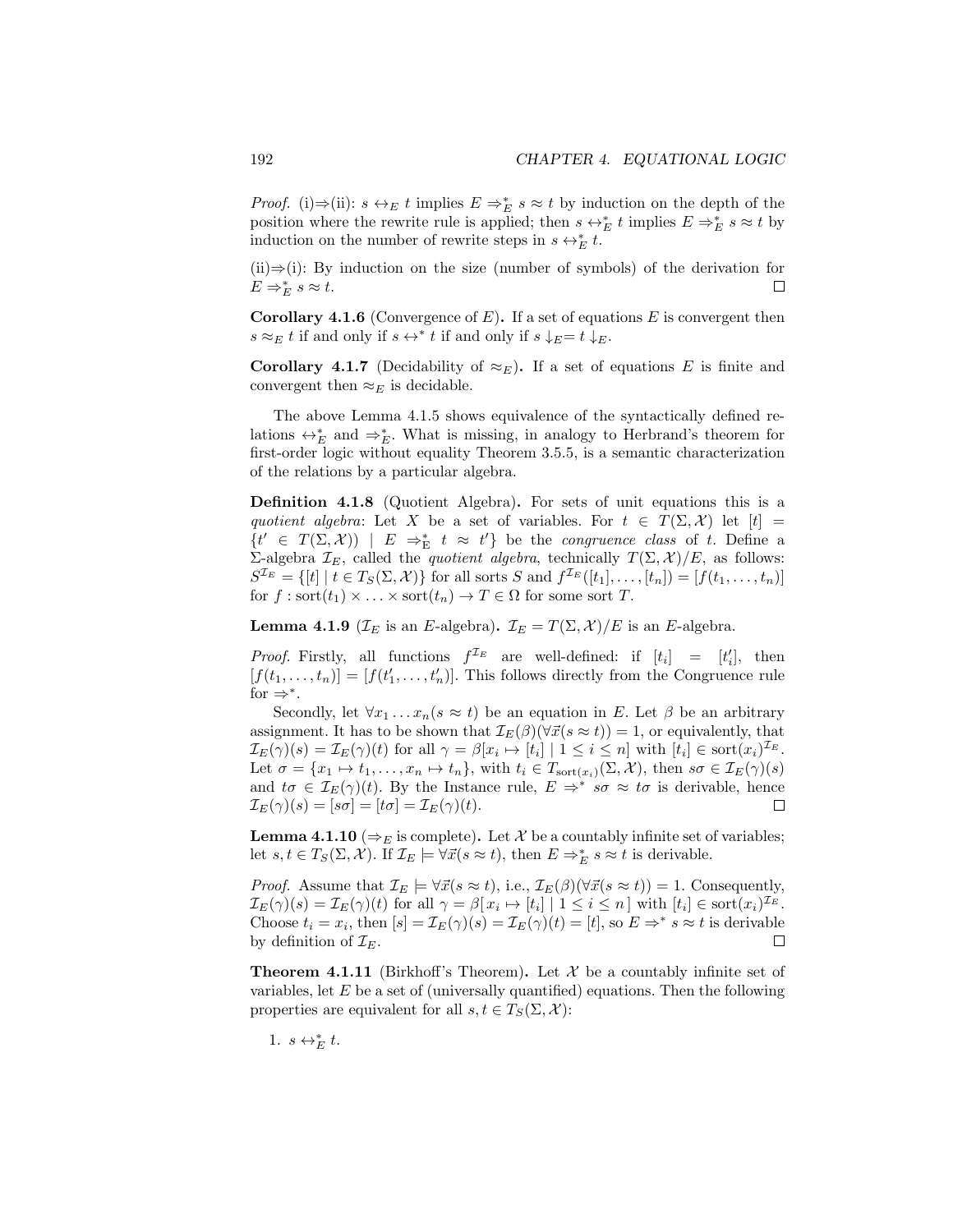*Proof.* (i)⇒(ii): $s \leftrightarrow_E t$ implies $E \Rightarrow^*_E s \approx t$ by induction on the depth of the position where the rewrite rule is applied; then $s \leftrightarrow^*_E t$ implies $E \Rightarrow^*_E s \approx t$ by induction on the number of rewrite steps in $s \leftrightarrow^*_E t$.

(ii)⇒(i): By induction on the size (number of symbols) of the derivation for $E \Rightarrow^*_E s \approx t$. ◻

**Corollary 4.1.6** (Convergence of $E$)**.** If a set of equations $E$ is convergent then $s \approx_E t$ if and only if $s \leftrightarrow^* t$ if and only if $s\downarrow_E = t\downarrow_E$.

**Corollary 4.1.7** (Decidability of $\approx_E$)**.** If a set of equations $E$ is finite and convergent then $\approx_E$ is decidable.

The above Lemma 4.1.5 shows equivalence of the syntactically defined relations $\leftrightarrow^*_E$ and $\Rightarrow^*_E$. What is missing, in analogy to Herbrand's theorem for first-order logic without equality Theorem 3.5.5, is a semantic characterization of the relations by a particular algebra.

**Definition 4.1.8** (Quotient Algebra)**.** For sets of unit equations this is a *quotient algebra*: Let $X$ be a set of variables. For $t \in T(\Sigma, \mathcal{X})$ let $[t] = \{t' \in T(\Sigma,\mathcal{X})) \mid E \Rightarrow^*_{\mathrm{E}} t \approx t'\}$ be the *congruence class* of $t$. Define a $\Sigma$-algebra $\mathcal{I}_E$, called the *quotient algebra*, technically $T(\Sigma,\mathcal{X})/E$, as follows: $S^{\mathcal{I}_E} = \{[t] \mid t \in T_S(\Sigma,\mathcal{X})\}$ for all sorts $S$ and $f^{\mathcal{I}_E}([t_1],\ldots,[t_n]) = [f(t_1,\ldots,t_n)]$ for $f : \mathrm{sort}(t_1) \times \ldots \times \mathrm{sort}(t_n) \to T \in \Omega$ for some sort $T$.

**Lemma 4.1.9** ($\mathcal{I}_E$ is an $E$-algebra)**.** $\mathcal{I}_E = T(\Sigma,\mathcal{X})/E$ is an $E$-algebra.

*Proof.* Firstly, all functions $f^{\mathcal{I}_E}$ are well-defined: if $[t_i] = [t'_i]$, then $[f(t_1,\ldots,t_n)] = [f(t'_1,\ldots,t'_n)]$. This follows directly from the Congruence rule for $\Rightarrow^*$.

Secondly, let $\forall x_1 \ldots x_n (s \approx t)$ be an equation in $E$. Let $\beta$ be an arbitrary assignment. It has to be shown that $\mathcal{I}_E(\beta)(\forall\vec{x}(s \approx t)) = 1$, or equivalently, that $\mathcal{I}_E(\gamma)(s) = \mathcal{I}_E(\gamma)(t)$ for all $\gamma = \beta[x_i \mapsto [t_i] \mid 1 \le i \le n]$ with $[t_i] \in \mathrm{sort}(x_i)^{\mathcal{I}_E}$. Let $\sigma = \{x_1 \mapsto t_1, \ldots, x_n \mapsto t_n\}$, with $t_i \in T_{\mathrm{sort}(x_i)}(\Sigma,\mathcal{X})$, then $s\sigma \in \mathcal{I}_E(\gamma)(s)$ and $t\sigma \in \mathcal{I}_E(\gamma)(t)$. By the Instance rule, $E \Rightarrow^* s\sigma \approx t\sigma$ is derivable, hence $\mathcal{I}_E(\gamma)(s) = [s\sigma] = [t\sigma] = \mathcal{I}_E(\gamma)(t)$. ◻

**Lemma 4.1.10** ($\Rightarrow_E$ is complete)**.** Let $\mathcal{X}$ be a countably infinite set of variables; let $s,t \in T_S(\Sigma,\mathcal{X})$. If $\mathcal{I}_E \models \forall\vec{x}(s \approx t)$, then $E \Rightarrow^*_E s \approx t$ is derivable.

*Proof.* Assume that $\mathcal{I}_E \models \forall\vec{x}(s \approx t)$, i.e., $\mathcal{I}_E(\beta)(\forall\vec{x}(s \approx t)) = 1$. Consequently, $\mathcal{I}_E(\gamma)(s) = \mathcal{I}_E(\gamma)(t)$ for all $\gamma = \beta[x_i \mapsto [t_i] \mid 1 \le i \le n]$ with $[t_i] \in \mathrm{sort}(x_i)^{\mathcal{I}_E}$. Choose $t_i = x_i$, then $[s] = \mathcal{I}_E(\gamma)(s) = \mathcal{I}_E(\gamma)(t) = [t]$, so $E \Rightarrow^* s \approx t$ is derivable by definition of $\mathcal{I}_E$. ◻

**Theorem 4.1.11** (Birkhoff's Theorem)**.** Let $\mathcal{X}$ be a countably infinite set of variables, let $E$ be a set of (universally quantified) equations. Then the following properties are equivalent for all $s,t \in T_S(\Sigma,\mathcal{X})$:

1. $s \leftrightarrow^*_E t$.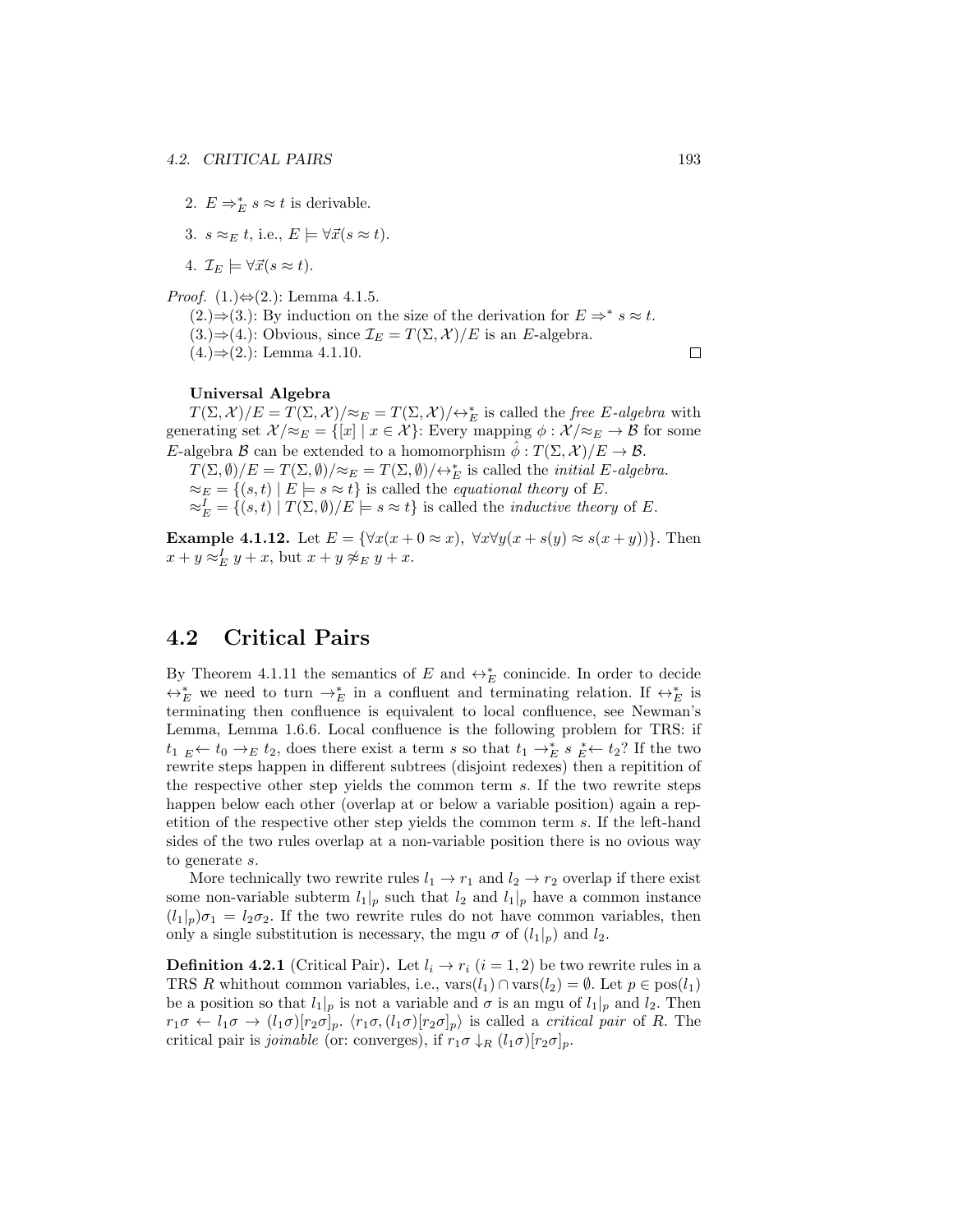2. $E \Rightarrow_E^* s \approx t$ is derivable.

3. $s \approx_E t$, i.e., $E \models \forall \vec{x}(s \approx t)$.

4. $\mathcal{I}_E \models \forall \vec{x}(s \approx t)$.

*Proof.* (1.)⇔(2.): Lemma 4.1.5.

(2.)⇒(3.): By induction on the size of the derivation for $E \Rightarrow^* s \approx t$.

(3.)⇒(4.): Obvious, since $\mathcal{I}_E = T(\Sigma, \mathcal{X})/E$ is an $E$-algebra.

(4.)⇒(2.): Lemma 4.1.10. □

**Universal Algebra**

$T(\Sigma, \mathcal{X})/E = T(\Sigma, \mathcal{X})/{\approx_E} = T(\Sigma, \mathcal{X})/{\leftrightarrow_E^*}$ is called the *free E-algebra* with generating set $\mathcal{X}/{\approx_E} = \{[x] \mid x \in \mathcal{X}\}$: Every mapping $\phi : \mathcal{X}/{\approx_E} \to \mathcal{B}$ for some $E$-algebra $\mathcal{B}$ can be extended to a homomorphism $\hat{\phi} : T(\Sigma, \mathcal{X})/E \to \mathcal{B}$.

$T(\Sigma, \emptyset)/E = T(\Sigma, \emptyset)/{\approx_E} = T(\Sigma, \emptyset)/{\leftrightarrow_E^*}$ is called the *initial E-algebra.*

$\approx_E = \{(s, t) \mid E \models s \approx t\}$ is called the *equational theory* of $E$.

$\approx_E^I = \{(s, t) \mid T(\Sigma, \emptyset)/E \models s \approx t\}$ is called the *inductive theory* of $E$.

**Example 4.1.12.** Let $E = \{\forall x(x + 0 \approx x),\ \forall x \forall y(x + s(y) \approx s(x + y))\}$. Then $x + y \approx_E^I y + x$, but $x + y \not\approx_E y + x$.

## 4.2 Critical Pairs

By Theorem 4.1.11 the semantics of $E$ and $\leftrightarrow_E^*$ conincide. In order to decide $\leftrightarrow_E^*$ we need to turn $\rightarrow_E^*$ in a confluent and terminating relation. If $\leftrightarrow_E^*$ is terminating then confluence is equivalent to local confluence, see Newman's Lemma, Lemma 1.6.6. Local confluence is the following problem for TRS: if $t_1 \; {}_E\!\leftarrow t_0 \rightarrow_E t_2$, does there exist a term $s$ so that $t_1 \rightarrow_E^* s \; {}_E^*\!\leftarrow t_2$? If the two rewrite steps happen in different subtrees (disjoint redexes) then a repitition of the respective other step yields the common term $s$. If the two rewrite steps happen below each other (overlap at or below a variable position) again a repetition of the respective other step yields the common term $s$. If the left-hand sides of the two rules overlap at a non-variable position there is no ovious way to generate $s$.

More technically two rewrite rules $l_1 \to r_1$ and $l_2 \to r_2$ overlap if there exist some non-variable subterm $l_1|_p$ such that $l_2$ and $l_1|_p$ have a common instance $(l_1|_p)\sigma_1 = l_2\sigma_2$. If the two rewrite rules do not have common variables, then only a single substitution is necessary, the mgu $\sigma$ of $(l_1|_p)$ and $l_2$.

**Definition 4.2.1** (Critical Pair)**.** Let $l_i \to r_i$ $(i = 1, 2)$ be two rewrite rules in a TRS $R$ whithout common variables, i.e., $\mathrm{vars}(l_1) \cap \mathrm{vars}(l_2) = \emptyset$. Let $p \in \mathrm{pos}(l_1)$ be a position so that $l_1|_p$ is not a variable and $\sigma$ is an mgu of $l_1|_p$ and $l_2$. Then $r_1\sigma \leftarrow l_1\sigma \rightarrow (l_1\sigma)[r_2\sigma]_p$. $\langle r_1\sigma, (l_1\sigma)[r_2\sigma]_p\rangle$ is called a *critical pair* of $R$. The critical pair is *joinable* (or: converges), if $r_1\sigma \downarrow_R (l_1\sigma)[r_2\sigma]_p$.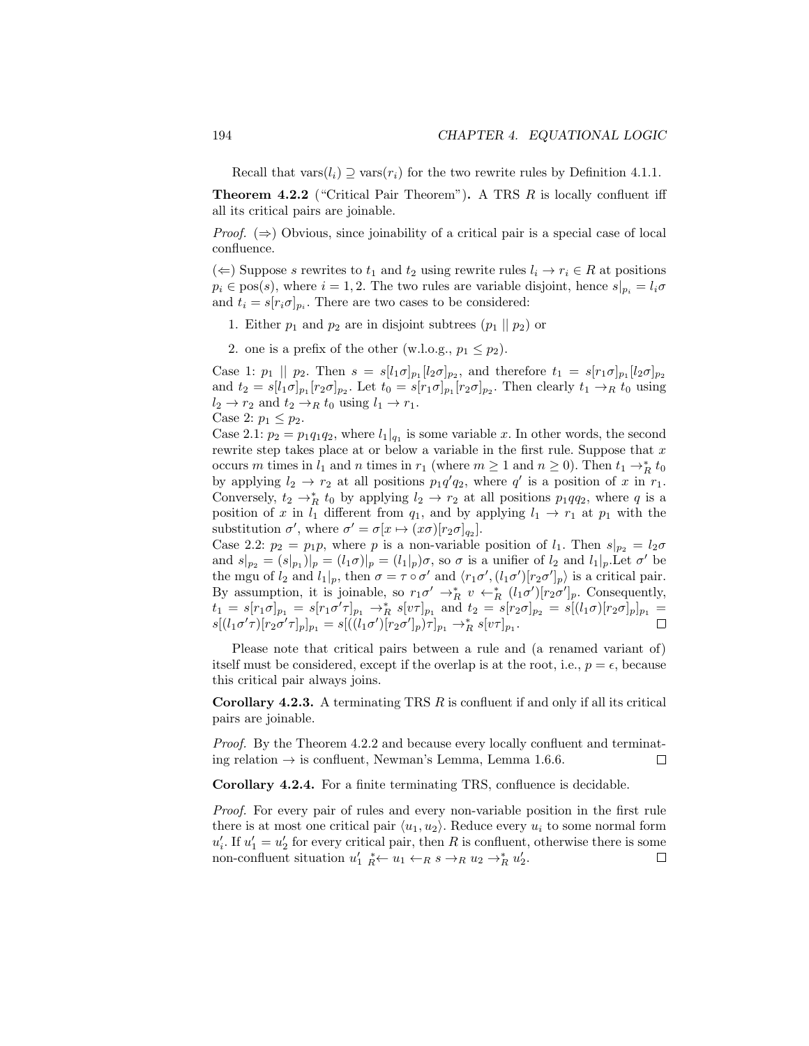Recall that $\text{vars}(l_i) \supseteq \text{vars}(r_i)$ for the two rewrite rules by Definition 4.1.1.

**Theorem 4.2.2** ("Critical Pair Theorem")**.** A TRS $R$ is locally confluent iff all its critical pairs are joinable.

*Proof.* ($\Rightarrow$) Obvious, since joinability of a critical pair is a special case of local confluence.

($\Leftarrow$) Suppose $s$ rewrites to $t_1$ and $t_2$ using rewrite rules $l_i \to r_i \in R$ at positions $p_i \in \text{pos}(s)$, where $i = 1, 2$. The two rules are variable disjoint, hence $s|_{p_i} = l_i\sigma$ and $t_i = s[r_i\sigma]_{p_i}$. There are two cases to be considered:

1. Either $p_1$ and $p_2$ are in disjoint subtrees ($p_1 \mid\mid p_2$) or
2. one is a prefix of the other (w.l.o.g., $p_1 \leq p_2$).

Case 1: $p_1 \mid\mid p_2$. Then $s = s[l_1\sigma]_{p_1}[l_2\sigma]_{p_2}$, and therefore $t_1 = s[r_1\sigma]_{p_1}[l_2\sigma]_{p_2}$ and $t_2 = s[l_1\sigma]_{p_1}[r_2\sigma]_{p_2}$. Let $t_0 = s[r_1\sigma]_{p_1}[r_2\sigma]_{p_2}$. Then clearly $t_1 \to_R t_0$ using $l_2 \to r_2$ and $t_2 \to_R t_0$ using $l_1 \to r_1$.

Case 2: $p_1 \leq p_2$.

Case 2.1: $p_2 = p_1q_1q_2$, where $l_1|_{q_1}$ is some variable $x$. In other words, the second rewrite step takes place at or below a variable in the first rule. Suppose that $x$ occurs $m$ times in $l_1$ and $n$ times in $r_1$ (where $m \geq 1$ and $n \geq 0$). Then $t_1 \to_R^* t_0$ by applying $l_2 \to r_2$ at all positions $p_1q'q_2$, where $q'$ is a position of $x$ in $r_1$. Conversely, $t_2 \to_R^* t_0$ by applying $l_2 \to r_2$ at all positions $p_1qq_2$, where $q$ is a position of $x$ in $l_1$ different from $q_1$, and by applying $l_1 \to r_1$ at $p_1$ with the substitution $\sigma'$, where $\sigma' = \sigma[x \mapsto (x\sigma)[r_2\sigma]_{q_2}]$.

Case 2.2: $p_2 = p_1p$, where $p$ is a non-variable position of $l_1$. Then $s|_{p_2} = l_2\sigma$ and $s|_{p_2} = (s|_{p_1})|_p = (l_1\sigma)|_p = (l_1|_p)\sigma$, so $\sigma$ is a unifier of $l_2$ and $l_1|_p$.Let $\sigma'$ be the mgu of $l_2$ and $l_1|_p$, then $\sigma = \tau \circ \sigma'$ and $\langle r_1\sigma', (l_1\sigma')[r_2\sigma']_p\rangle$ is a critical pair. By assumption, it is joinable, so $r_1\sigma' \to_R^* v \leftarrow_R^* (l_1\sigma')[r_2\sigma']_p$. Consequently, $t_1 = s[r_1\sigma]_{p_1} = s[r_1\sigma'\tau]_{p_1} \to_R^* s[v\tau]_{p_1}$ and $t_2 = s[r_2\sigma]_{p_2} = s[(l_1\sigma)[r_2\sigma]_p]_{p_1} = s[(l_1\sigma'\tau)[r_2\sigma'\tau]_p]_{p_1} = s[((l_1\sigma')[r_2\sigma']_p)\tau]_{p_1} \to_R^* s[v\tau]_{p_1}$. □

Please note that critical pairs between a rule and (a renamed variant of) itself must be considered, except if the overlap is at the root, i.e., $p = \epsilon$, because this critical pair always joins.

**Corollary 4.2.3.** A terminating TRS $R$ is confluent if and only if all its critical pairs are joinable.

*Proof.* By the Theorem 4.2.2 and because every locally confluent and terminating relation $\to$ is confluent, Newman's Lemma, Lemma 1.6.6. □

**Corollary 4.2.4.** For a finite terminating TRS, confluence is decidable.

*Proof.* For every pair of rules and every non-variable position in the first rule there is at most one critical pair $\langle u_1, u_2\rangle$. Reduce every $u_i$ to some normal form $u_i'$. If $u_1' = u_2'$ for every critical pair, then $R$ is confluent, otherwise there is some non-confluent situation $u_1' \ {}_R^*\!\leftarrow u_1 \leftarrow_R s \to_R u_2 \to_R^* u_2'$. □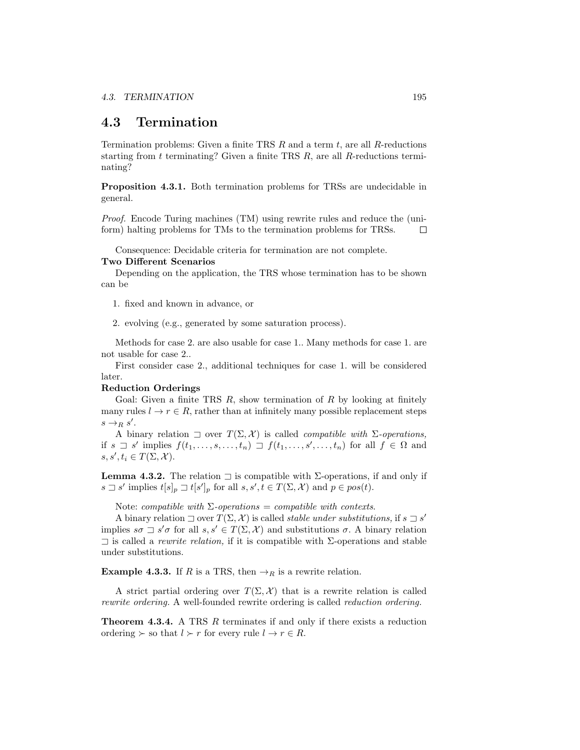## 4.3 Termination

Termination problems: Given a finite TRS $R$ and a term $t$, are all $R$-reductions starting from $t$ terminating? Given a finite TRS $R$, are all $R$-reductions terminating?

**Proposition 4.3.1.** Both termination problems for TRSs are undecidable in general.

*Proof.* Encode Turing machines (TM) using rewrite rules and reduce the (uniform) halting problems for TMs to the termination problems for TRSs. ☐

Consequence: Decidable criteria for termination are not complete.

**Two Different Scenarios**

Depending on the application, the TRS whose termination has to be shown can be

1. fixed and known in advance, or

2. evolving (e.g., generated by some saturation process).

Methods for case 2. are also usable for case 1.. Many methods for case 1. are not usable for case 2..

First consider case 2., additional techniques for case 1. will be considered later.

**Reduction Orderings**

Goal: Given a finite TRS $R$, show termination of $R$ by looking at finitely many rules $l \rightarrow r \in R$, rather than at infinitely many possible replacement steps $s \rightarrow_R s'$.

A binary relation $\sqsupset$ over $T(\Sigma, \mathcal{X})$ is called *compatible with $\Sigma$-operations,* if $s \sqsupset s'$ implies $f(t_1, \ldots, s, \ldots, t_n) \sqsupset f(t_1, \ldots, s', \ldots, t_n)$ for all $f \in \Omega$ and $s, s', t_i \in T(\Sigma, \mathcal{X})$.

**Lemma 4.3.2.** The relation $\sqsupset$ is compatible with $\Sigma$-operations, if and only if $s \sqsupset s'$ implies $t[s]_p \sqsupset t[s']_p$ for all $s, s', t \in T(\Sigma, \mathcal{X})$ and $p \in pos(t)$.

Note: *compatible with $\Sigma$-operations = compatible with contexts.*

A binary relation $\sqsupset$ over $T(\Sigma, \mathcal{X})$ is called *stable under substitutions,* if $s \sqsupset s'$ implies $s\sigma \sqsupset s'\sigma$ for all $s, s' \in T(\Sigma, \mathcal{X})$ and substitutions $\sigma$. A binary relation $\sqsupset$ is called a *rewrite relation,* if it is compatible with $\Sigma$-operations and stable under substitutions.

**Example 4.3.3.** If $R$ is a TRS, then $\rightarrow_R$ is a rewrite relation.

A strict partial ordering over $T(\Sigma, \mathcal{X})$ that is a rewrite relation is called *rewrite ordering.* A well-founded rewrite ordering is called *reduction ordering.*

**Theorem 4.3.4.** A TRS $R$ terminates if and only if there exists a reduction ordering $\succ$ so that $l \succ r$ for every rule $l \rightarrow r \in R$.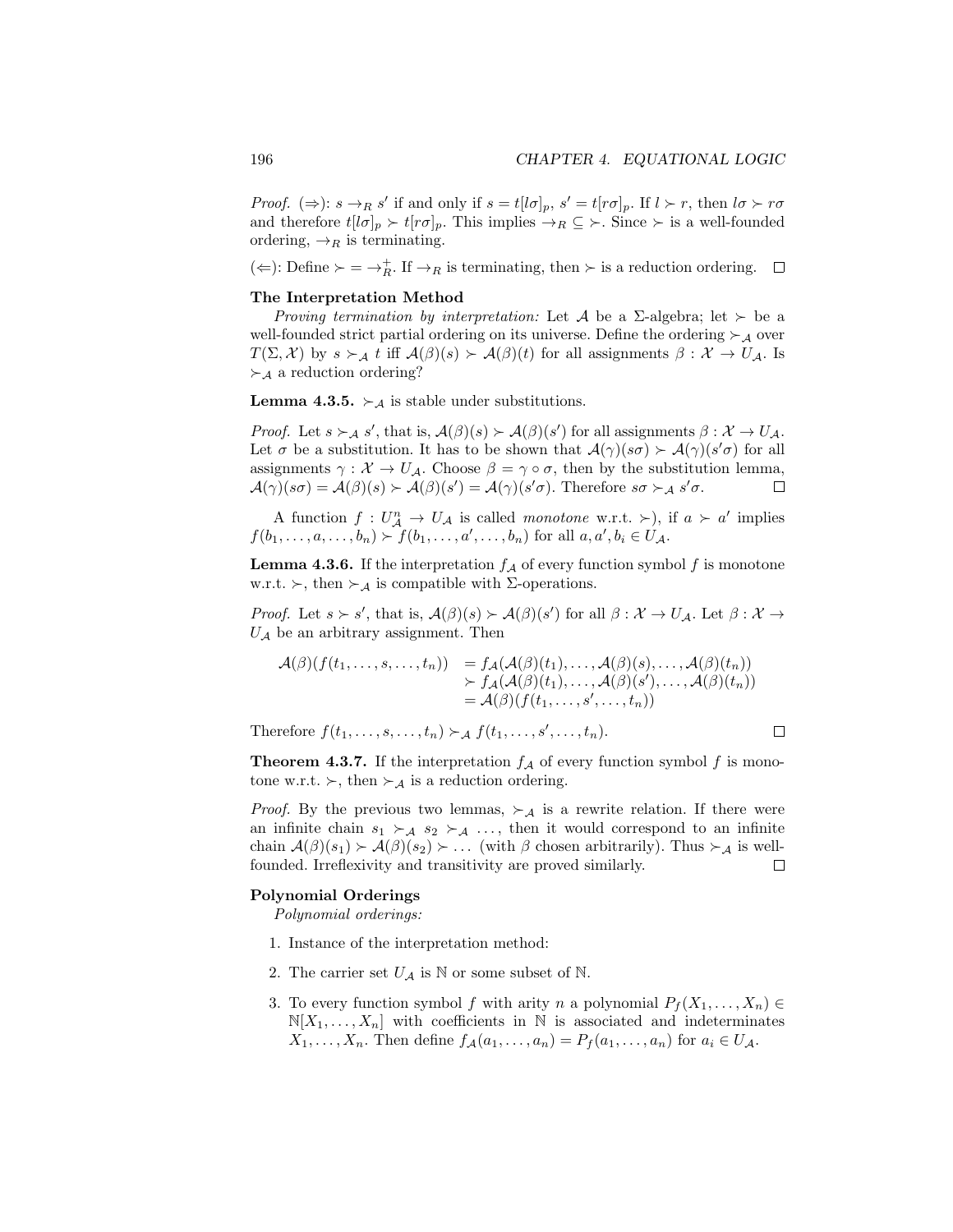*Proof.* (⇒): $s \to_R s'$ if and only if $s = t[l\sigma]_p$, $s' = t[r\sigma]_p$. If $l \succ r$, then $l\sigma \succ r\sigma$ and therefore $t[l\sigma]_p \succ t[r\sigma]_p$. This implies $\to_R \subseteq \succ$. Since $\succ$ is a well-founded ordering, $\to_R$ is terminating.

(⇐): Define $\succ = \to_R^+$. If $\to_R$ is terminating, then $\succ$ is a reduction ordering. □

**The Interpretation Method**

*Proving termination by interpretation:* Let $\mathcal{A}$ be a $\Sigma$-algebra; let $\succ$ be a well-founded strict partial ordering on its universe. Define the ordering $\succ_{\mathcal{A}}$ over $T(\Sigma, \mathcal{X})$ by $s \succ_{\mathcal{A}} t$ iff $\mathcal{A}(\beta)(s) \succ \mathcal{A}(\beta)(t)$ for all assignments $\beta : \mathcal{X} \to U_{\mathcal{A}}$. Is $\succ_{\mathcal{A}}$ a reduction ordering?

**Lemma 4.3.5.** $\succ_{\mathcal{A}}$ is stable under substitutions.

*Proof.* Let $s \succ_{\mathcal{A}} s'$, that is, $\mathcal{A}(\beta)(s) \succ \mathcal{A}(\beta)(s')$ for all assignments $\beta : \mathcal{X} \to U_{\mathcal{A}}$. Let $\sigma$ be a substitution. It has to be shown that $\mathcal{A}(\gamma)(s\sigma) \succ \mathcal{A}(\gamma)(s'\sigma)$ for all assignments $\gamma : \mathcal{X} \to U_{\mathcal{A}}$. Choose $\beta = \gamma \circ \sigma$, then by the substitution lemma, $\mathcal{A}(\gamma)(s\sigma) = \mathcal{A}(\beta)(s) \succ \mathcal{A}(\beta)(s') = \mathcal{A}(\gamma)(s'\sigma)$. Therefore $s\sigma \succ_{\mathcal{A}} s'\sigma$. □

A function $f : U_{\mathcal{A}}^n \to U_{\mathcal{A}}$ is called *monotone* w.r.t. $\succ$), if $a \succ a'$ implies $f(b_1, \ldots, a, \ldots, b_n) \succ f(b_1, \ldots, a', \ldots, b_n)$ for all $a, a', b_i \in U_{\mathcal{A}}$.

**Lemma 4.3.6.** If the interpretation $f_{\mathcal{A}}$ of every function symbol $f$ is monotone w.r.t. $\succ$, then $\succ_{\mathcal{A}}$ is compatible with $\Sigma$-operations.

*Proof.* Let $s \succ s'$, that is, $\mathcal{A}(\beta)(s) \succ \mathcal{A}(\beta)(s')$ for all $\beta : \mathcal{X} \to U_{\mathcal{A}}$. Let $\beta : \mathcal{X} \to U_{\mathcal{A}}$ be an arbitrary assignment. Then

$$\begin{aligned}
\mathcal{A}(\beta)(f(t_1, \ldots, s, \ldots, t_n)) &= f_{\mathcal{A}}(\mathcal{A}(\beta)(t_1), \ldots, \mathcal{A}(\beta)(s), \ldots, \mathcal{A}(\beta)(t_n)) \\
&\succ f_{\mathcal{A}}(\mathcal{A}(\beta)(t_1), \ldots, \mathcal{A}(\beta)(s'), \ldots, \mathcal{A}(\beta)(t_n)) \\
&= \mathcal{A}(\beta)(f(t_1, \ldots, s', \ldots, t_n))
\end{aligned}$$

Therefore $f(t_1, \ldots, s, \ldots, t_n) \succ_{\mathcal{A}} f(t_1, \ldots, s', \ldots, t_n)$. □

**Theorem 4.3.7.** If the interpretation $f_{\mathcal{A}}$ of every function symbol $f$ is monotone w.r.t. $\succ$, then $\succ_{\mathcal{A}}$ is a reduction ordering.

*Proof.* By the previous two lemmas, $\succ_{\mathcal{A}}$ is a rewrite relation. If there were an infinite chain $s_1 \succ_{\mathcal{A}} s_2 \succ_{\mathcal{A}} \ldots$, then it would correspond to an infinite chain $\mathcal{A}(\beta)(s_1) \succ \mathcal{A}(\beta)(s_2) \succ \ldots$ (with $\beta$ chosen arbitrarily). Thus $\succ_{\mathcal{A}}$ is well-founded. Irreflexivity and transitivity are proved similarly. □

**Polynomial Orderings**

*Polynomial orderings:*

1. Instance of the interpretation method:
2. The carrier set $U_{\mathcal{A}}$ is $\mathbb{N}$ or some subset of $\mathbb{N}$.
3. To every function symbol $f$ with arity $n$ a polynomial $P_f(X_1, \ldots, X_n) \in \mathbb{N}[X_1, \ldots, X_n]$ with coefficients in $\mathbb{N}$ is associated and indeterminates $X_1, \ldots, X_n$. Then define $f_{\mathcal{A}}(a_1, \ldots, a_n) = P_f(a_1, \ldots, a_n)$ for $a_i \in U_{\mathcal{A}}$.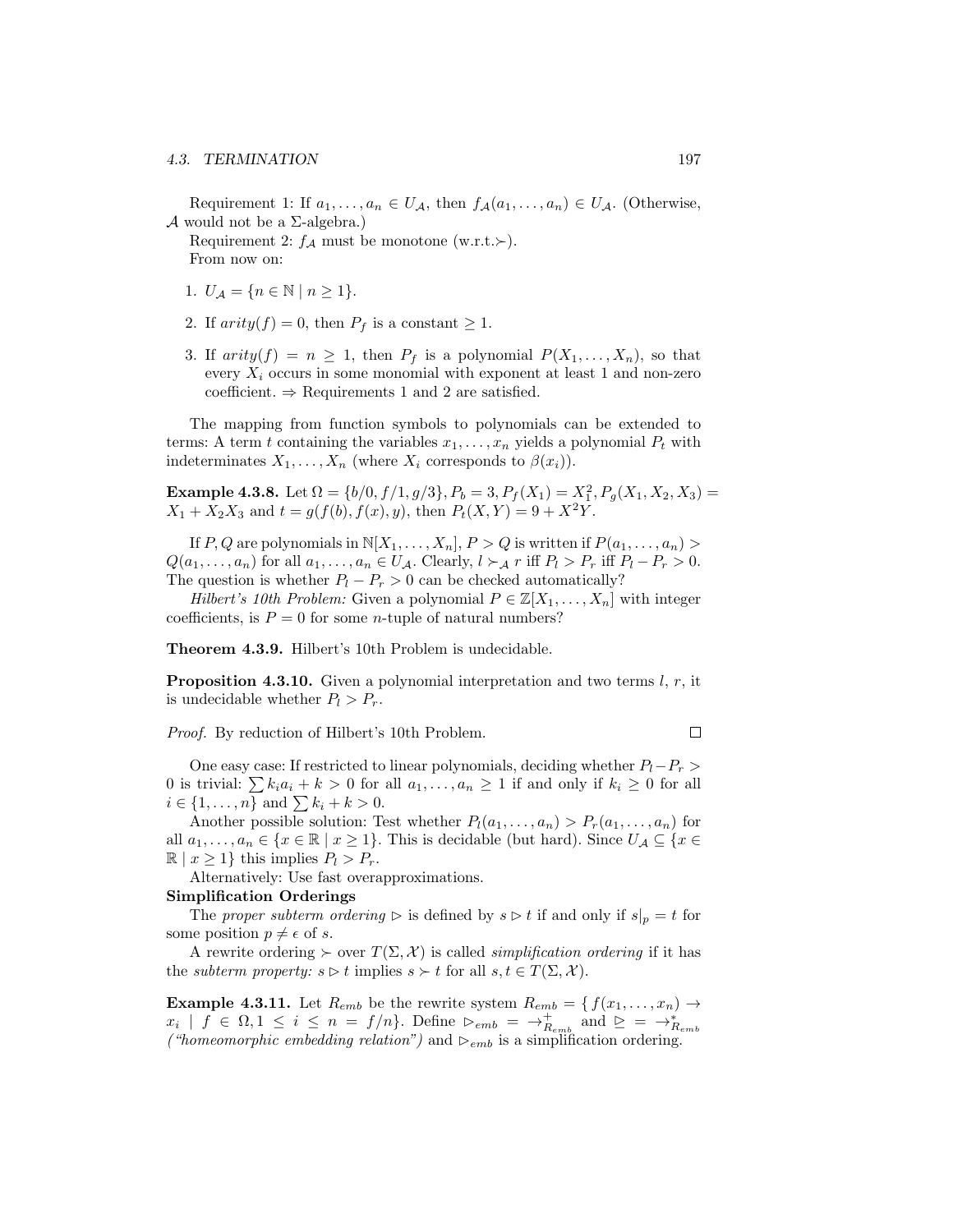Requirement 1: If $a_1, \dots, a_n \in U_{\mathcal{A}}$, then $f_{\mathcal{A}}(a_1, \dots, a_n) \in U_{\mathcal{A}}$. (Otherwise, $\mathcal{A}$ would not be a $\Sigma$-algebra.)

Requirement 2: $f_{\mathcal{A}}$ must be monotone (w.r.t.$\succ$).

From now on:

1. $U_{\mathcal{A}} = \{n \in \mathbb{N} \mid n \geq 1\}$.

2. If $arity(f) = 0$, then $P_f$ is a constant $\geq 1$.

3. If $arity(f) = n \geq 1$, then $P_f$ is a polynomial $P(X_1, \dots, X_n)$, so that every $X_i$ occurs in some monomial with exponent at least 1 and non-zero coefficient. $\Rightarrow$ Requirements 1 and 2 are satisfied.

The mapping from function symbols to polynomials can be extended to terms: A term $t$ containing the variables $x_1, \dots, x_n$ yields a polynomial $P_t$ with indeterminates $X_1, \dots, X_n$ (where $X_i$ corresponds to $\beta(x_i)$).

**Example 4.3.8.** Let $\Omega = \{b/0, f/1, g/3\}, P_b = 3, P_f(X_1) = X_1^2, P_g(X_1, X_2, X_3) = X_1 + X_2 X_3$ and $t = g(f(b), f(x), y)$, then $P_t(X, Y) = 9 + X^2 Y$.

If $P, Q$ are polynomials in $\mathbb{N}[X_1, \dots, X_n]$, $P > Q$ is written if $P(a_1, \dots, a_n) > Q(a_1, \dots, a_n)$ for all $a_1, \dots, a_n \in U_{\mathcal{A}}$. Clearly, $l \succ_{\mathcal{A}} r$ iff $P_l > P_r$ iff $P_l - P_r > 0$. The question is whether $P_l - P_r > 0$ can be checked automatically?

*Hilbert's 10th Problem:* Given a polynomial $P \in \mathbb{Z}[X_1, \dots, X_n]$ with integer coefficients, is $P = 0$ for some $n$-tuple of natural numbers?

**Theorem 4.3.9.** Hilbert's 10th Problem is undecidable.

**Proposition 4.3.10.** Given a polynomial interpretation and two terms $l$, $r$, it is undecidable whether $P_l > P_r$.

*Proof.* By reduction of Hilbert's 10th Problem. $\square$

One easy case: If restricted to linear polynomials, deciding whether $P_l - P_r > 0$ is trivial: $\sum k_i a_i + k > 0$ for all $a_1, \dots, a_n \geq 1$ if and only if $k_i \geq 0$ for all $i \in \{1, \dots, n\}$ and $\sum k_i + k > 0$.

Another possible solution: Test whether $P_l(a_1, \dots, a_n) > P_r(a_1, \dots, a_n)$ for all $a_1, \dots, a_n \in \{x \in \mathbb{R} \mid x \geq 1\}$. This is decidable (but hard). Since $U_{\mathcal{A}} \subseteq \{x \in \mathbb{R} \mid x \geq 1\}$ this implies $P_l > P_r$.

Alternatively: Use fast overapproximations.

**Simplification Orderings**

The *proper subterm ordering* $\rhd$ is defined by $s \rhd t$ if and only if $s|_p = t$ for some position $p \neq \epsilon$ of $s$.

A rewrite ordering $\succ$ over $T(\Sigma, \mathcal{X})$ is called *simplification ordering* if it has the *subterm property:* $s \rhd t$ implies $s \succ t$ for all $s, t \in T(\Sigma, \mathcal{X})$.

**Example 4.3.11.** Let $R_{emb}$ be the rewrite system $R_{emb} = \{\, f(x_1, \dots, x_n) \to x_i \mid f \in \Omega, 1 \leq i \leq n = f/n\}$. Define $\rhd_{emb} = \to^+_{R_{emb}}$ and $\unrhd = \to^*_{R_{emb}}$ *("homeomorphic embedding relation")* and $\rhd_{emb}$ is a simplification ordering.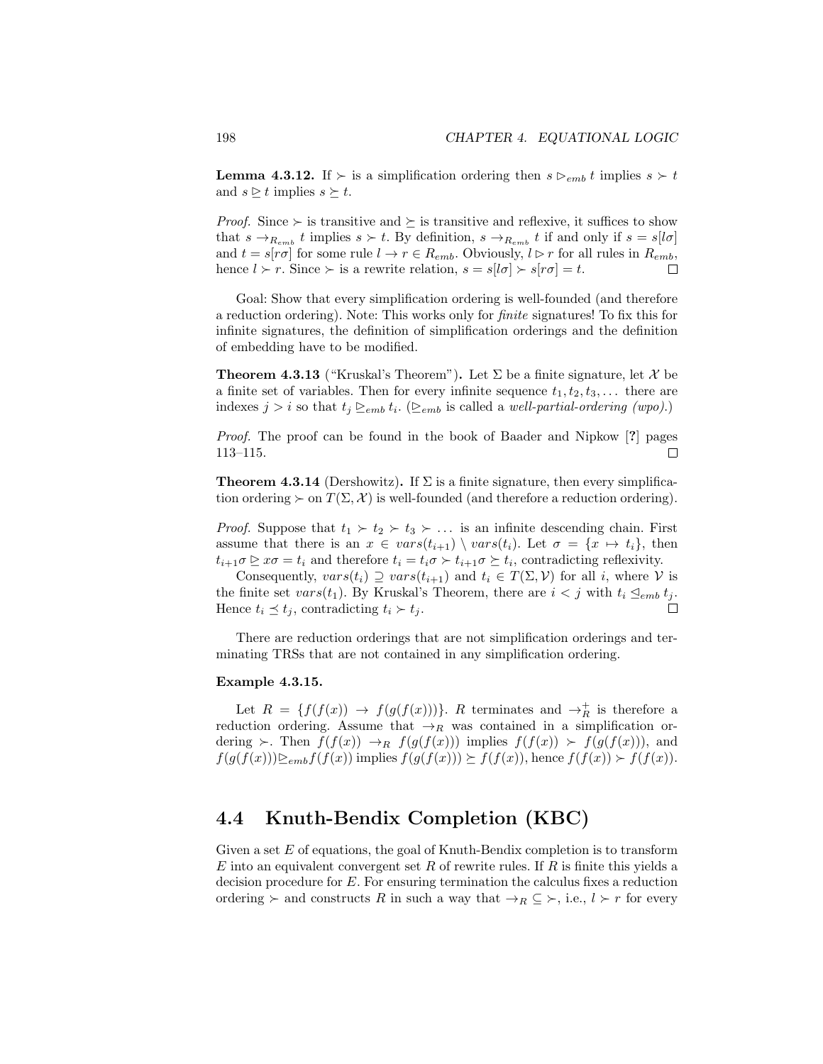**Lemma 4.3.12.** If $\succ$ is a simplification ordering then $s \rhd_{emb} t$ implies $s \succ t$ and $s \trianglerighteq t$ implies $s \succeq t$.

*Proof.* Since $\succ$ is transitive and $\succeq$ is transitive and reflexive, it suffices to show that $s \to_{R_{emb}} t$ implies $s \succ t$. By definition, $s \to_{R_{emb}} t$ if and only if $s = s[l\sigma]$ and $t = s[r\sigma]$ for some rule $l \to r \in R_{emb}$. Obviously, $l \rhd r$ for all rules in $R_{emb}$, hence $l \succ r$. Since $\succ$ is a rewrite relation, $s = s[l\sigma] \succ s[r\sigma] = t$. □

Goal: Show that every simplification ordering is well-founded (and therefore a reduction ordering). Note: This works only for *finite* signatures! To fix this for infinite signatures, the definition of simplification orderings and the definition of embedding have to be modified.

**Theorem 4.3.13** ("Kruskal's Theorem"). Let $\Sigma$ be a finite signature, let $\mathcal{X}$ be a finite set of variables. Then for every infinite sequence $t_1, t_2, t_3, \ldots$ there are indexes $j > i$ so that $t_j \trianglerighteq_{emb} t_i$. ($\trianglerighteq_{emb}$ is called a *well-partial-ordering (wpo)*.)

*Proof.* The proof can be found in the book of Baader and Nipkow [**?**] pages 113–115. □

**Theorem 4.3.14** (Dershowitz). If $\Sigma$ is a finite signature, then every simplification ordering $\succ$ on $T(\Sigma, \mathcal{X})$ is well-founded (and therefore a reduction ordering).

*Proof.* Suppose that $t_1 \succ t_2 \succ t_3 \succ \ldots$ is an infinite descending chain. First assume that there is an $x \in vars(t_{i+1}) \setminus vars(t_i)$. Let $\sigma = \{x \mapsto t_i\}$, then $t_{i+1}\sigma \trianglerighteq x\sigma = t_i$ and therefore $t_i = t_i\sigma \succ t_{i+1}\sigma \succeq t_i$, contradicting reflexivity.

Consequently, $vars(t_i) \supseteq vars(t_{i+1})$ and $t_i \in T(\Sigma, \mathcal{V})$ for all $i$, where $\mathcal{V}$ is the finite set $vars(t_1)$. By Kruskal's Theorem, there are $i < j$ with $t_i \trianglelefteq_{emb} t_j$. Hence $t_i \preceq t_j$, contradicting $t_i \succ t_j$. □

There are reduction orderings that are not simplification orderings and terminating TRSs that are not contained in any simplification ordering.

**Example 4.3.15.**

Let $R = \{f(f(x)) \to f(g(f(x)))\}$. $R$ terminates and $\to_R^+$ is therefore a reduction ordering. Assume that $\to_R$ was contained in a simplification ordering $\succ$. Then $f(f(x)) \to_R f(g(f(x)))$ implies $f(f(x)) \succ f(g(f(x)))$, and $f(g(f(x))) \trianglerighteq_{emb} f(f(x))$ implies $f(g(f(x))) \succeq f(f(x))$, hence $f(f(x)) \succ f(f(x))$.

## 4.4 Knuth-Bendix Completion (KBC)

Given a set $E$ of equations, the goal of Knuth-Bendix completion is to transform $E$ into an equivalent convergent set $R$ of rewrite rules. If $R$ is finite this yields a decision procedure for $E$. For ensuring termination the calculus fixes a reduction ordering $\succ$ and constructs $R$ in such a way that $\to_R \subseteq \succ$, i.e., $l \succ r$ for every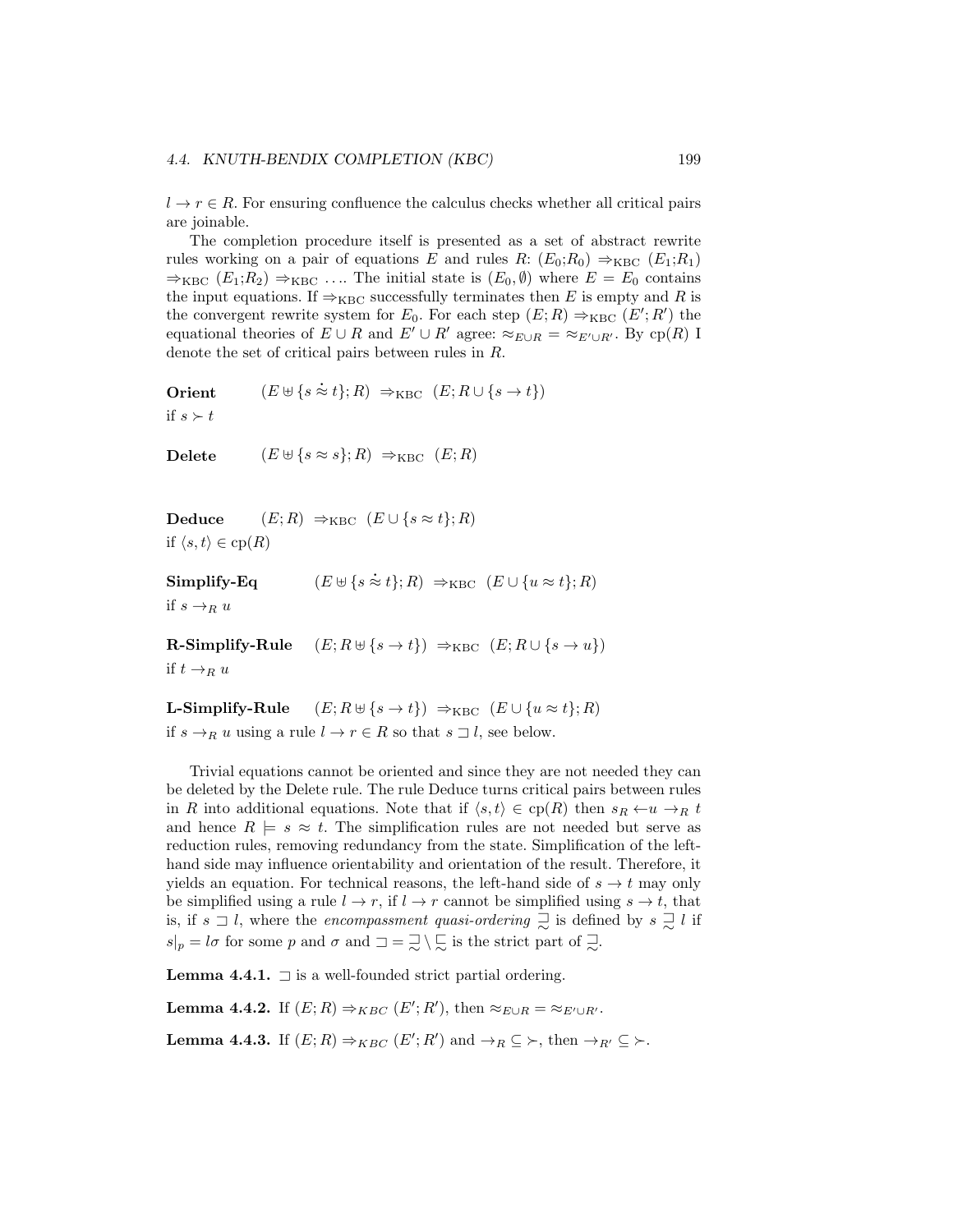$l \to r \in R$. For ensuring confluence the calculus checks whether all critical pairs are joinable.

The completion procedure itself is presented as a set of abstract rewrite rules working on a pair of equations $E$ and rules $R$: $(E_0;R_0) \Rightarrow_{\text{KBC}} (E_1;R_1) \Rightarrow_{\text{KBC}} (E_1;R_2) \Rightarrow_{\text{KBC}} \ldots$. The initial state is $(E_0, \emptyset)$ where $E = E_0$ contains the input equations. If $\Rightarrow_{\text{KBC}}$ successfully terminates then $E$ is empty and $R$ is the convergent rewrite system for $E_0$. For each step $(E;R) \Rightarrow_{\text{KBC}} (E';R')$ the equational theories of $E \cup R$ and $E' \cup R'$ agree: $\approx_{E \cup R} = \approx_{E' \cup R'}$. By $\text{cp}(R)$ I denote the set of critical pairs between rules in $R$.

**Orient** $\quad (E \uplus \{s \doteq t\}; R) \Rightarrow_{\text{KBC}} (E; R \cup \{s \to t\})$
if $s \succ t$

**Delete** $\quad (E \uplus \{s \approx s\}; R) \Rightarrow_{\text{KBC}} (E; R)$

**Deduce** $\quad (E; R) \Rightarrow_{\text{KBC}} (E \cup \{s \approx t\}; R)$
if $\langle s, t \rangle \in \text{cp}(R)$

**Simplify-Eq** $\quad (E \uplus \{s \doteq t\}; R) \Rightarrow_{\text{KBC}} (E \cup \{u \approx t\}; R)$
if $s \to_R u$

**R-Simplify-Rule** $\quad (E; R \uplus \{s \to t\}) \Rightarrow_{\text{KBC}} (E; R \cup \{s \to u\})$
if $t \to_R u$

**L-Simplify-Rule** $\quad (E; R \uplus \{s \to t\}) \Rightarrow_{\text{KBC}} (E \cup \{u \approx t\}; R)$
if $s \to_R u$ using a rule $l \to r \in R$ so that $s \sqsupset l$, see below.

Trivial equations cannot be oriented and since they are not needed they can be deleted by the Delete rule. The rule Deduce turns critical pairs between rules in $R$ into additional equations. Note that if $\langle s, t \rangle \in \text{cp}(R)$ then $s \,{}_R\!\leftarrow u \to_R t$ and hence $R \models s \approx t$. The simplification rules are not needed but serve as reduction rules, removing redundancy from the state. Simplification of the left-hand side may influence orientability and orientation of the result. Therefore, it yields an equation. For technical reasons, the left-hand side of $s \to t$ may only be simplified using a rule $l \to r$, if $l \to r$ cannot be simplified using $s \to t$, that is, if $s \sqsupset l$, where the *encompassment quasi-ordering* $\sqsupseteq_{\sim}$ is defined by $s \sqsupseteq_{\sim} l$ if $s|_p = l\sigma$ for some $p$ and $\sigma$ and $\sqsupset = \sqsupseteq_{\sim} \setminus \sqsubseteq_{\sim}$ is the strict part of $\sqsupseteq_{\sim}$.

**Lemma 4.4.1.** $\sqsupset$ is a well-founded strict partial ordering.

**Lemma 4.4.2.** If $(E;R) \Rightarrow_{KBC} (E';R')$, then $\approx_{E \cup R} = \approx_{E' \cup R'}$.

**Lemma 4.4.3.** If $(E;R) \Rightarrow_{KBC} (E';R')$ and $\to_R \subseteq \succ$, then $\to_{R'} \subseteq \succ$.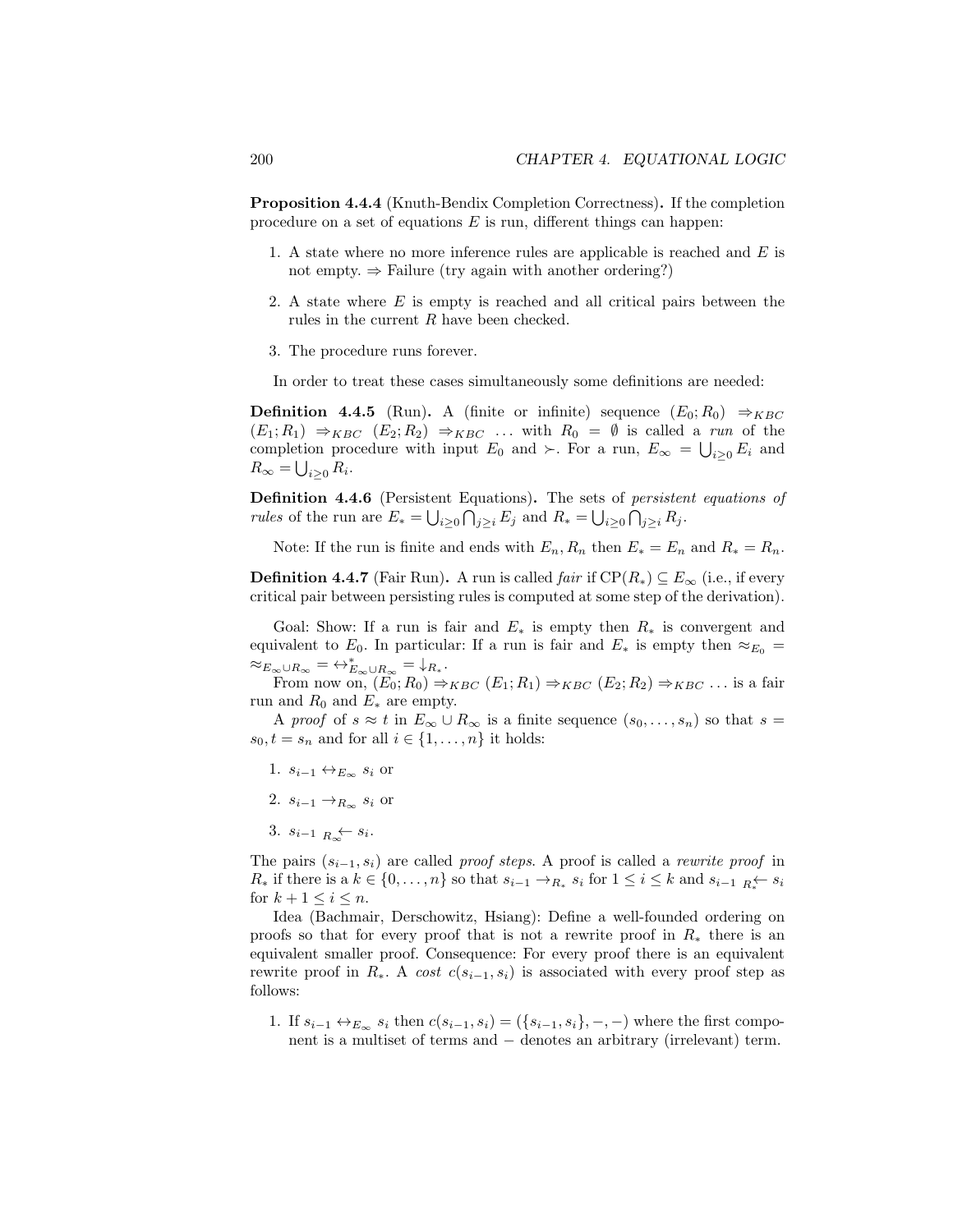**Proposition 4.4.4** (Knuth-Bendix Completion Correctness)**.** If the completion procedure on a set of equations $E$ is run, different things can happen:

1. A state where no more inference rules are applicable is reached and $E$ is not empty. $\Rightarrow$ Failure (try again with another ordering?)

2. A state where $E$ is empty is reached and all critical pairs between the rules in the current $R$ have been checked.

3. The procedure runs forever.

In order to treat these cases simultaneously some definitions are needed:

**Definition 4.4.5** (Run)**.** A (finite or infinite) sequence $(E_0; R_0) \Rightarrow_{KBC} (E_1; R_1) \Rightarrow_{KBC} (E_2; R_2) \Rightarrow_{KBC} \ldots$ with $R_0 = \emptyset$ is called a *run* of the completion procedure with input $E_0$ and $\succ$. For a run, $E_\infty = \bigcup_{i \geq 0} E_i$ and $R_\infty = \bigcup_{i \geq 0} R_i$.

**Definition 4.4.6** (Persistent Equations)**.** The sets of *persistent equations of rules* of the run are $E_* = \bigcup_{i \geq 0} \bigcap_{j \geq i} E_j$ and $R_* = \bigcup_{i \geq 0} \bigcap_{j \geq i} R_j$.

Note: If the run is finite and ends with $E_n, R_n$ then $E_* = E_n$ and $R_* = R_n$.

**Definition 4.4.7** (Fair Run)**.** A run is called *fair* if $\mathrm{CP}(R_*) \subseteq E_\infty$ (i.e., if every critical pair between persisting rules is computed at some step of the derivation).

Goal: Show: If a run is fair and $E_*$ is empty then $R_*$ is convergent and equivalent to $E_0$. In particular: If a run is fair and $E_*$ is empty then $\approx_{E_0} = \approx_{E_\infty \cup R_\infty} = \leftrightarrow^*_{E_\infty \cup R_\infty} = \downarrow_{R_*}$.

From now on, $(E_0; R_0) \Rightarrow_{KBC} (E_1; R_1) \Rightarrow_{KBC} (E_2; R_2) \Rightarrow_{KBC} \ldots$ is a fair run and $R_0$ and $E_*$ are empty.

A *proof* of $s \approx t$ in $E_\infty \cup R_\infty$ is a finite sequence $(s_0, \ldots, s_n)$ so that $s = s_0, t = s_n$ and for all $i \in \{1, \ldots, n\}$ it holds:

1. $s_{i-1} \leftrightarrow_{E_\infty} s_i$ or

2. $s_{i-1} \rightarrow_{R_\infty} s_i$ or

3. $s_{i-1} \; {}_{R_\infty}\!\!\leftarrow s_i$.

The pairs $(s_{i-1}, s_i)$ are called *proof steps*. A proof is called a *rewrite proof* in $R_*$ if there is a $k \in \{0, \ldots, n\}$ so that $s_{i-1} \rightarrow_{R_*} s_i$ for $1 \leq i \leq k$ and $s_{i-1} \; {}_{R_*}\!\!\leftarrow s_i$ for $k+1 \leq i \leq n$.

Idea (Bachmair, Derschowitz, Hsiang): Define a well-founded ordering on proofs so that for every proof that is not a rewrite proof in $R_*$ there is an equivalent smaller proof. Consequence: For every proof there is an equivalent rewrite proof in $R_*$. A *cost* $c(s_{i-1}, s_i)$ is associated with every proof step as follows:

1. If $s_{i-1} \leftrightarrow_{E_\infty} s_i$ then $c(s_{i-1}, s_i) = (\{s_{i-1}, s_i\}, -, -)$ where the first component is a multiset of terms and $-$ denotes an arbitrary (irrelevant) term.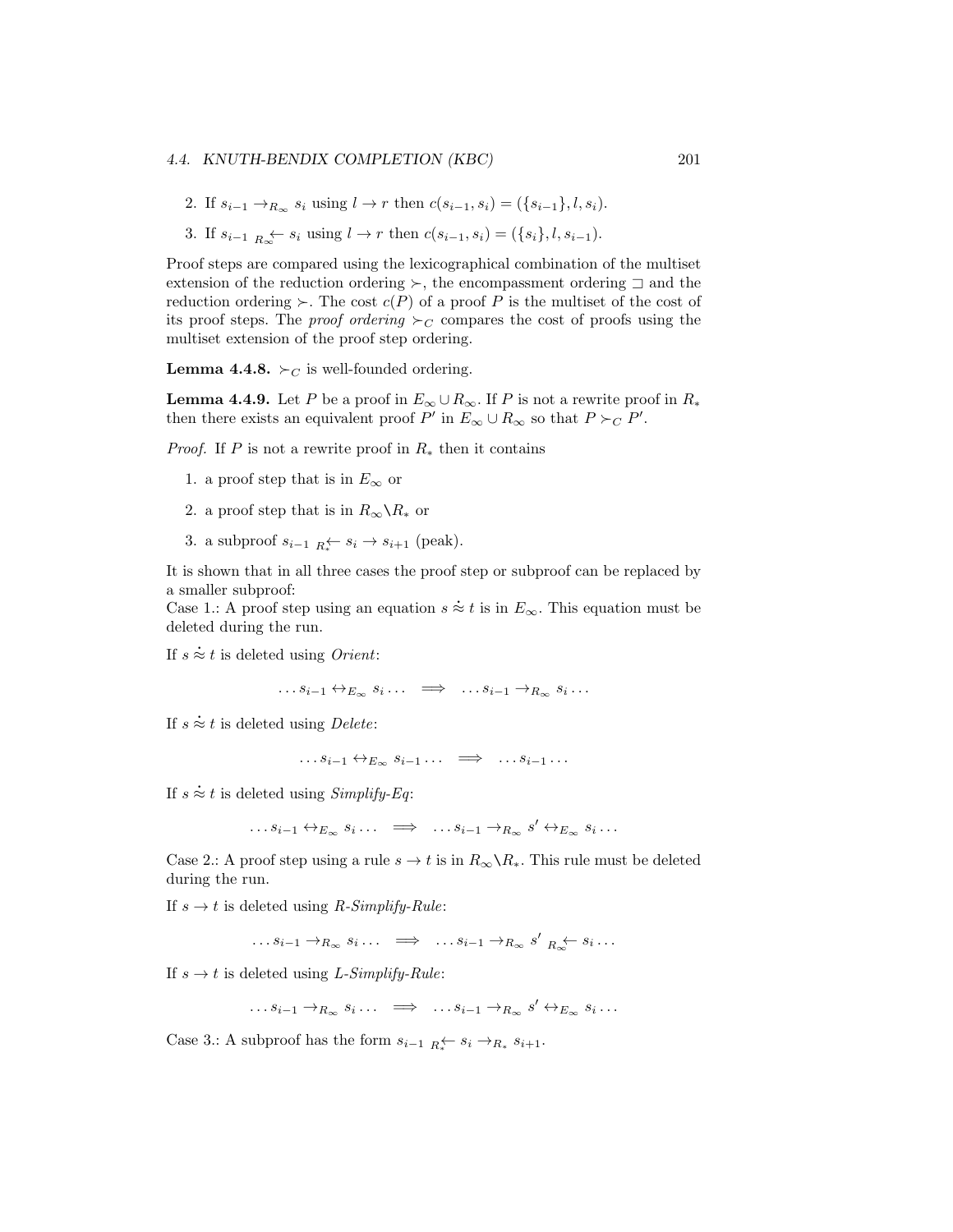2. If $s_{i-1} \rightarrow_{R_\infty} s_i$ using $l \rightarrow r$ then $c(s_{i-1}, s_i) = (\{s_{i-1}\}, l, s_i)$.

3. If $s_{i-1} \; {}_{R_\infty}\!\!\leftarrow s_i$ using $l \rightarrow r$ then $c(s_{i-1}, s_i) = (\{s_i\}, l, s_{i-1})$.

Proof steps are compared using the lexicographical combination of the multiset extension of the reduction ordering $\succ$, the encompassment ordering $\sqsupset$ and the reduction ordering $\succ$. The cost $c(P)$ of a proof $P$ is the multiset of the cost of its proof steps. The *proof ordering* $\succ_C$ compares the cost of proofs using the multiset extension of the proof step ordering.

**Lemma 4.4.8.** $\succ_C$ is well-founded ordering.

**Lemma 4.4.9.** Let $P$ be a proof in $E_\infty \cup R_\infty$. If $P$ is not a rewrite proof in $R_*$ then there exists an equivalent proof $P'$ in $E_\infty \cup R_\infty$ so that $P \succ_C P'$.

*Proof.* If $P$ is not a rewrite proof in $R_*$ then it contains

1. a proof step that is in $E_\infty$ or
2. a proof step that is in $R_\infty \backslash R_*$ or
3. a subproof $s_{i-1} \; {}_{R_*}\!\!\leftarrow s_i \rightarrow s_{i+1}$ (peak).

It is shown that in all three cases the proof step or subproof can be replaced by a smaller subproof:
Case 1.: A proof step using an equation $s \dot{\approx} t$ is in $E_\infty$. This equation must be deleted during the run.

If $s \dot{\approx} t$ is deleted using *Orient*:

$$\ldots s_{i-1} \leftrightarrow_{E_\infty} s_i \ldots \quad \Longrightarrow \quad \ldots s_{i-1} \rightarrow_{R_\infty} s_i \ldots$$

If $s \dot{\approx} t$ is deleted using *Delete*:

$$\ldots s_{i-1} \leftrightarrow_{E_\infty} s_{i-1} \ldots \quad \Longrightarrow \quad \ldots s_{i-1} \ldots$$

If $s \dot{\approx} t$ is deleted using *Simplify-Eq*:

$$\ldots s_{i-1} \leftrightarrow_{E_\infty} s_i \ldots \quad \Longrightarrow \quad \ldots s_{i-1} \rightarrow_{R_\infty} s' \leftrightarrow_{E_\infty} s_i \ldots$$

Case 2.: A proof step using a rule $s \rightarrow t$ is in $R_\infty \backslash R_*$. This rule must be deleted during the run.

If $s \rightarrow t$ is deleted using *R-Simplify-Rule*:

$$\ldots s_{i-1} \rightarrow_{R_\infty} s_i \ldots \quad \Longrightarrow \quad \ldots s_{i-1} \rightarrow_{R_\infty} s' \; {}_{R_\infty}\!\!\leftarrow s_i \ldots$$

If $s \rightarrow t$ is deleted using *L-Simplify-Rule*:

$$\ldots s_{i-1} \rightarrow_{R_\infty} s_i \ldots \quad \Longrightarrow \quad \ldots s_{i-1} \rightarrow_{R_\infty} s' \leftrightarrow_{E_\infty} s_i \ldots$$

Case 3.: A subproof has the form $s_{i-1} \; {}_{R_*}\!\!\leftarrow s_i \rightarrow_{R_*} s_{i+1}$.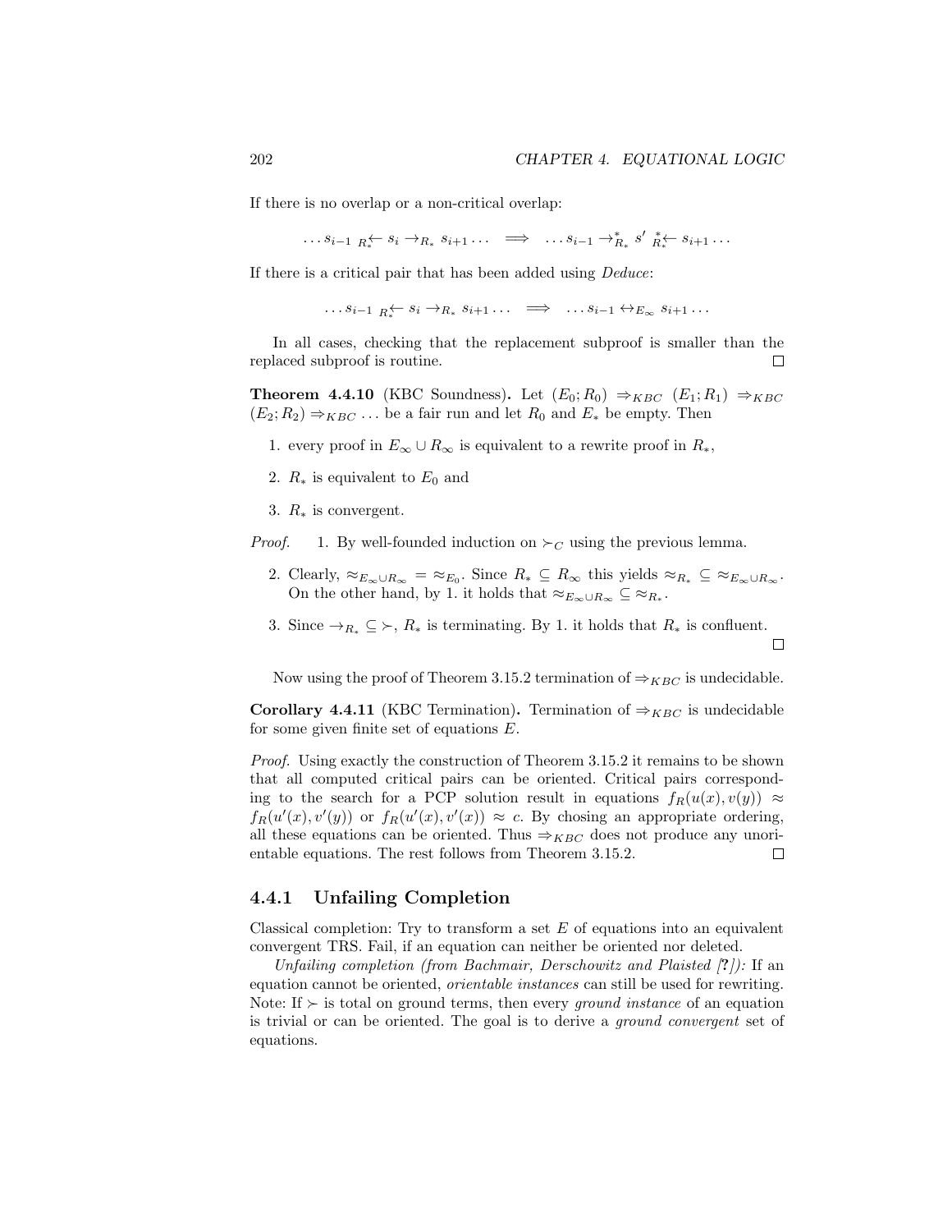If there is no overlap or a non-critical overlap:

$$\ldots s_{i-1} \; {}_{R_*}\!\!\leftarrow s_i \rightarrow_{R_*} s_{i+1} \ldots \quad \Longrightarrow \quad \ldots s_{i-1} \rightarrow^*_{R_*} s' \; {}^*_{R_*}\!\!\leftarrow s_{i+1} \ldots$$

If there is a critical pair that has been added using *Deduce*:

$$\ldots s_{i-1} \; {}_{R_*}\!\!\leftarrow s_i \rightarrow_{R_*} s_{i+1} \ldots \quad \Longrightarrow \quad \ldots s_{i-1} \leftrightarrow_{E_\infty} s_{i+1} \ldots$$

In all cases, checking that the replacement subproof is smaller than the replaced subproof is routine. □

**Theorem 4.4.10** (KBC Soundness)**.** Let $(E_0; R_0) \Rightarrow_{KBC} (E_1; R_1) \Rightarrow_{KBC} (E_2; R_2) \Rightarrow_{KBC} \ldots$ be a fair run and let $R_0$ and $E_*$ be empty. Then

1. every proof in $E_\infty \cup R_\infty$ is equivalent to a rewrite proof in $R_*$,
2. $R_*$ is equivalent to $E_0$ and
3. $R_*$ is convergent.

*Proof.*

1. By well-founded induction on $\succ_C$ using the previous lemma.
2. Clearly, $\approx_{E_\infty \cup R_\infty} = \approx_{E_0}$. Since $R_* \subseteq R_\infty$ this yields $\approx_{R_*} \subseteq \approx_{E_\infty \cup R_\infty}$. On the other hand, by 1. it holds that $\approx_{E_\infty \cup R_\infty} \subseteq \approx_{R_*}$.
3. Since $\rightarrow_{R_*} \subseteq \succ$, $R_*$ is terminating. By 1. it holds that $R_*$ is confluent. □

Now using the proof of Theorem 3.15.2 termination of $\Rightarrow_{KBC}$ is undecidable.

**Corollary 4.4.11** (KBC Termination)**.** Termination of $\Rightarrow_{KBC}$ is undecidable for some given finite set of equations $E$.

*Proof.* Using exactly the construction of Theorem 3.15.2 it remains to be shown that all computed critical pairs can be oriented. Critical pairs corresponding to the search for a PCP solution result in equations $f_R(u(x), v(y)) \approx f_R(u'(x), v'(y))$ or $f_R(u'(x), v'(x)) \approx c$. By chosing an appropriate ordering, all these equations can be oriented. Thus $\Rightarrow_{KBC}$ does not produce any unorientable equations. The rest follows from Theorem 3.15.2. □

### 4.4.1 Unfailing Completion

Classical completion: Try to transform a set $E$ of equations into an equivalent convergent TRS. Fail, if an equation can neither be oriented nor deleted.

*Unfailing completion (from Bachmair, Derschowitz and Plaisted [?]):* If an equation cannot be oriented, *orientable instances* can still be used for rewriting. Note: If $\succ$ is total on ground terms, then every *ground instance* of an equation is trivial or can be oriented. The goal is to derive a *ground convergent* set of equations.